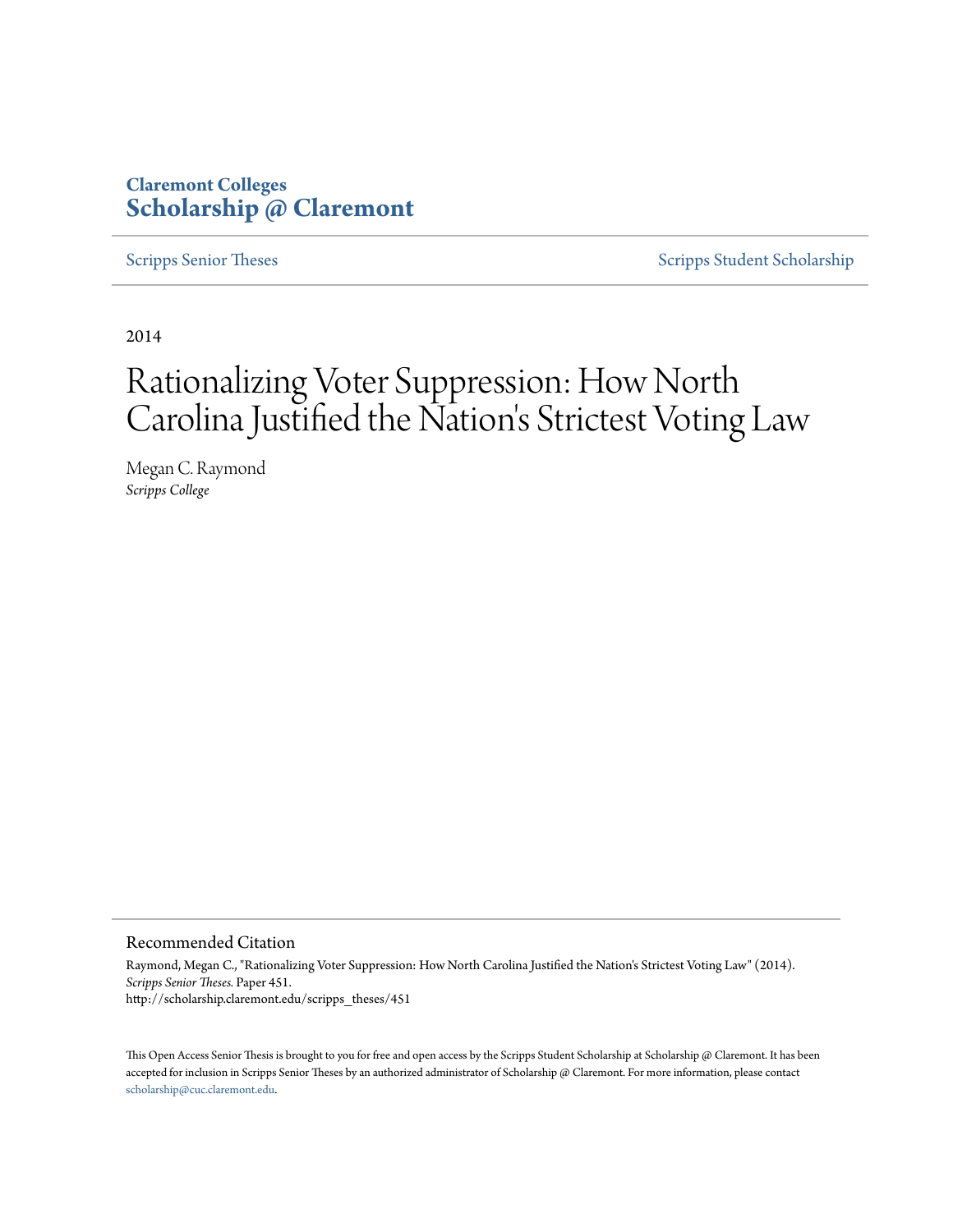**Claremont Colleges**
**Scholarship @ Claremont**

Scripps Senior Theses | Scripps Student Scholarship

2014

# Rationalizing Voter Suppression: How North Carolina Justified the Nation's Strictest Voting Law

Megan C. Raymond
*Scripps College*

## Recommended Citation

Raymond, Megan C., "Rationalizing Voter Suppression: How North Carolina Justified the Nation's Strictest Voting Law" (2014). *Scripps Senior Theses.* Paper 451.
http://scholarship.claremont.edu/scripps_theses/451

This Open Access Senior Thesis is brought to you for free and open access by the Scripps Student Scholarship at Scholarship @ Claremont. It has been accepted for inclusion in Scripps Senior Theses by an authorized administrator of Scholarship @ Claremont. For more information, please contact scholarship@cuc.claremont.edu.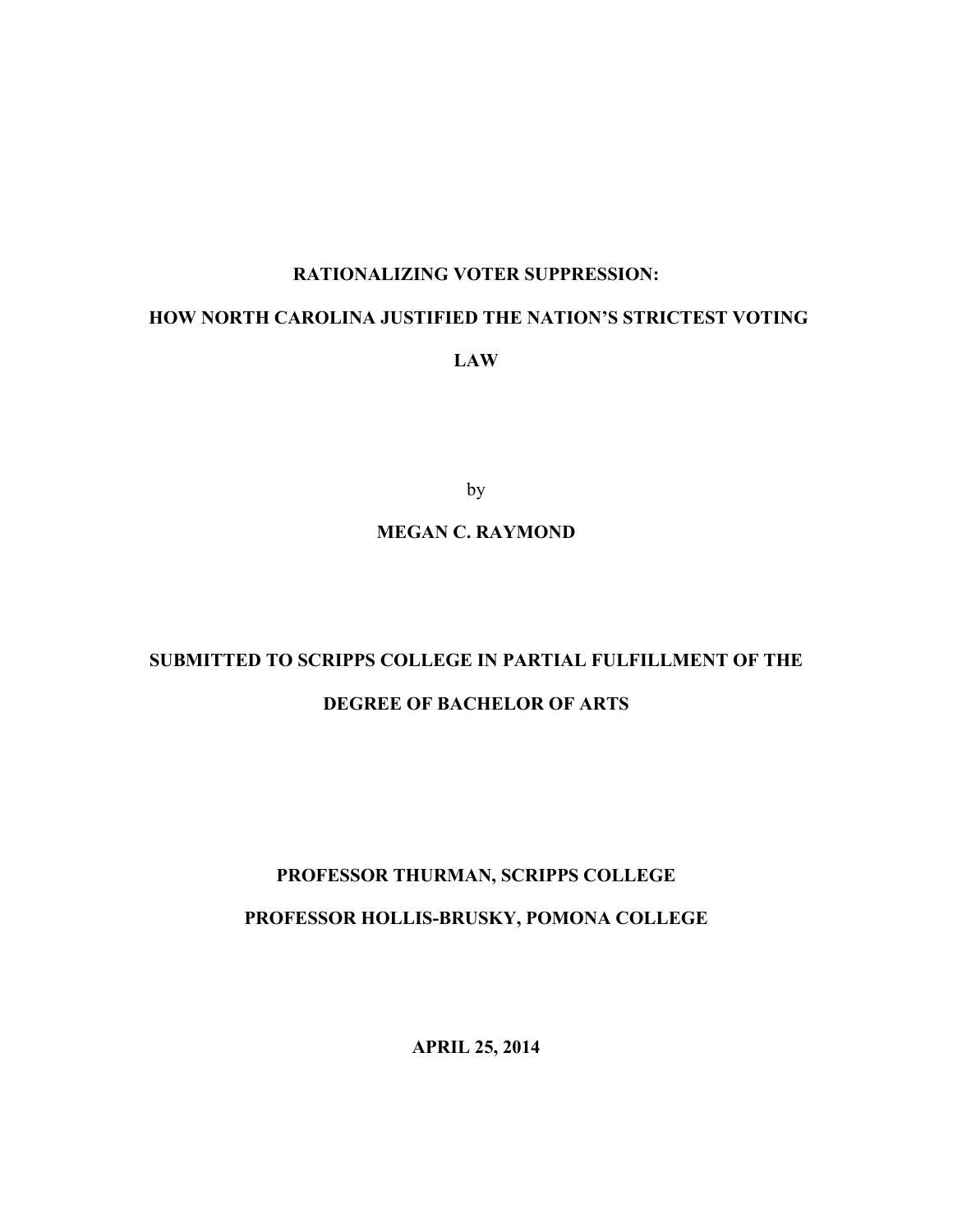**RATIONALIZING VOTER SUPPRESSION:**

**HOW NORTH CAROLINA JUSTIFIED THE NATION'S STRICTEST VOTING LAW**

by

**MEGAN C. RAYMOND**

**SUBMITTED TO SCRIPPS COLLEGE IN PARTIAL FULFILLMENT OF THE DEGREE OF BACHELOR OF ARTS**

**PROFESSOR THURMAN, SCRIPPS COLLEGE**

**PROFESSOR HOLLIS-BRUSKY, POMONA COLLEGE**

**APRIL 25, 2014**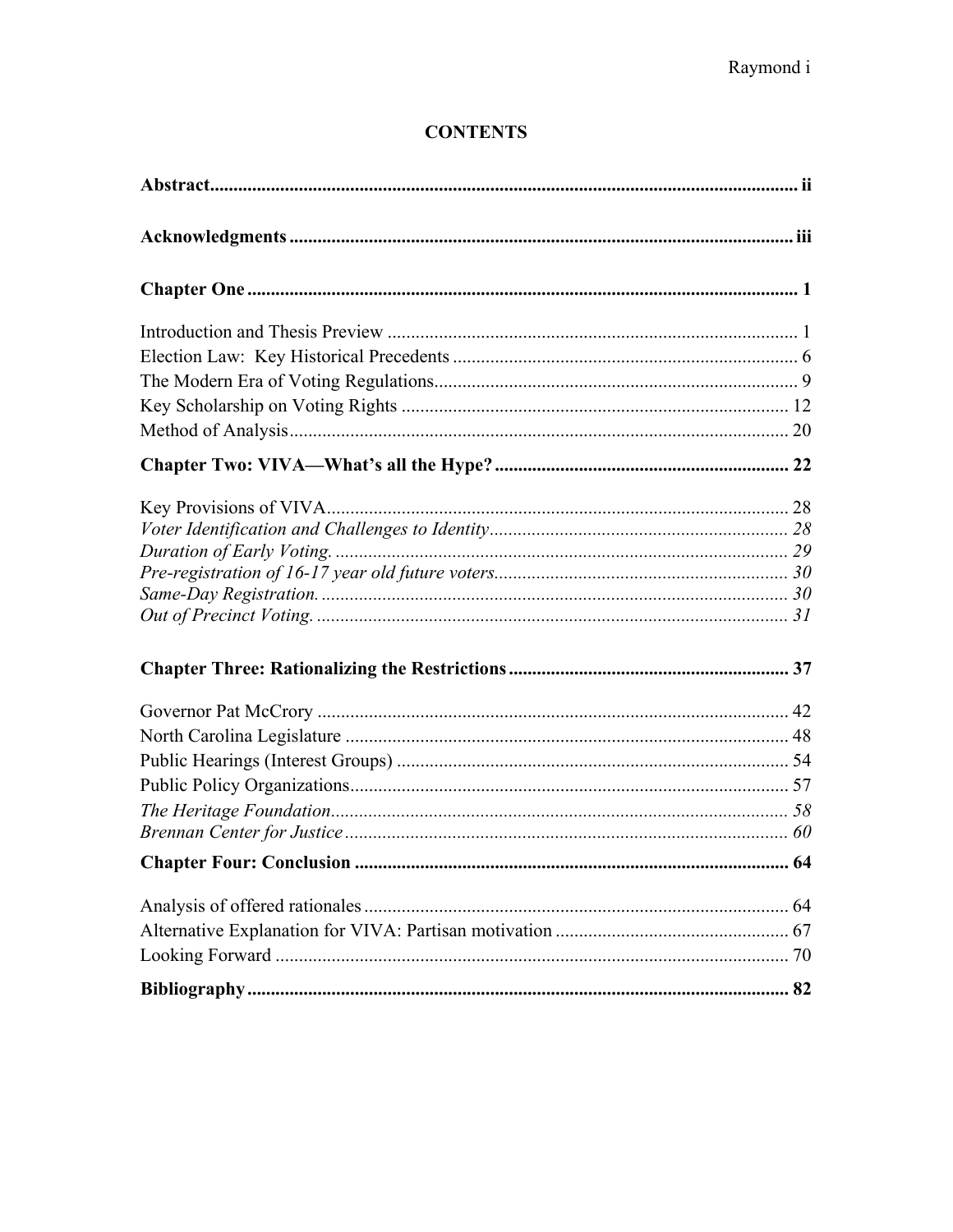# CONTENTS

**Abstract** .......... ii

**Acknowledgments** .......... iii

**Chapter One** .......... 1

Introduction and Thesis Preview .......... 1
Election Law: Key Historical Precedents .......... 6
The Modern Era of Voting Regulations .......... 9
Key Scholarship on Voting Rights .......... 12
Method of Analysis .......... 20

**Chapter Two: VIVA—What's all the Hype?** .......... 22

Key Provisions of VIVA .......... 28
*Voter Identification and Challenges to Identity* .......... 28
*Duration of Early Voting.* .......... 29
*Pre-registration of 16-17 year old future voters* .......... 30
*Same-Day Registration.* .......... 30
*Out of Precinct Voting.* .......... 31

**Chapter Three: Rationalizing the Restrictions** .......... 37

Governor Pat McCrory .......... 42
North Carolina Legislature .......... 48
Public Hearings (Interest Groups) .......... 54
Public Policy Organizations .......... 57
*The Heritage Foundation* .......... 58
*Brennan Center for Justice* .......... 60

**Chapter Four: Conclusion** .......... 64

Analysis of offered rationales .......... 64
Alternative Explanation for VIVA: Partisan motivation .......... 67
Looking Forward .......... 70

**Bibliography** .......... 82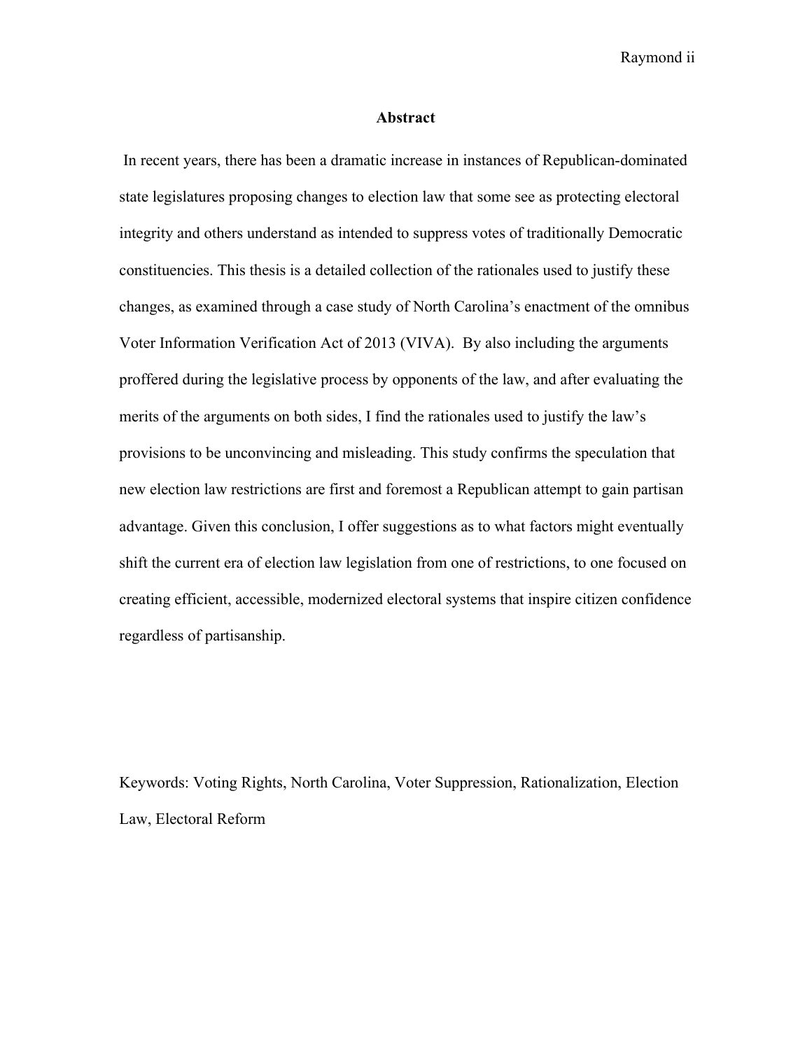## Abstract

In recent years, there has been a dramatic increase in instances of Republican-dominated state legislatures proposing changes to election law that some see as protecting electoral integrity and others understand as intended to suppress votes of traditionally Democratic constituencies. This thesis is a detailed collection of the rationales used to justify these changes, as examined through a case study of North Carolina's enactment of the omnibus Voter Information Verification Act of 2013 (VIVA). By also including the arguments proffered during the legislative process by opponents of the law, and after evaluating the merits of the arguments on both sides, I find the rationales used to justify the law's provisions to be unconvincing and misleading. This study confirms the speculation that new election law restrictions are first and foremost a Republican attempt to gain partisan advantage. Given this conclusion, I offer suggestions as to what factors might eventually shift the current era of election law legislation from one of restrictions, to one focused on creating efficient, accessible, modernized electoral systems that inspire citizen confidence regardless of partisanship.

Keywords: Voting Rights, North Carolina, Voter Suppression, Rationalization, Election Law, Electoral Reform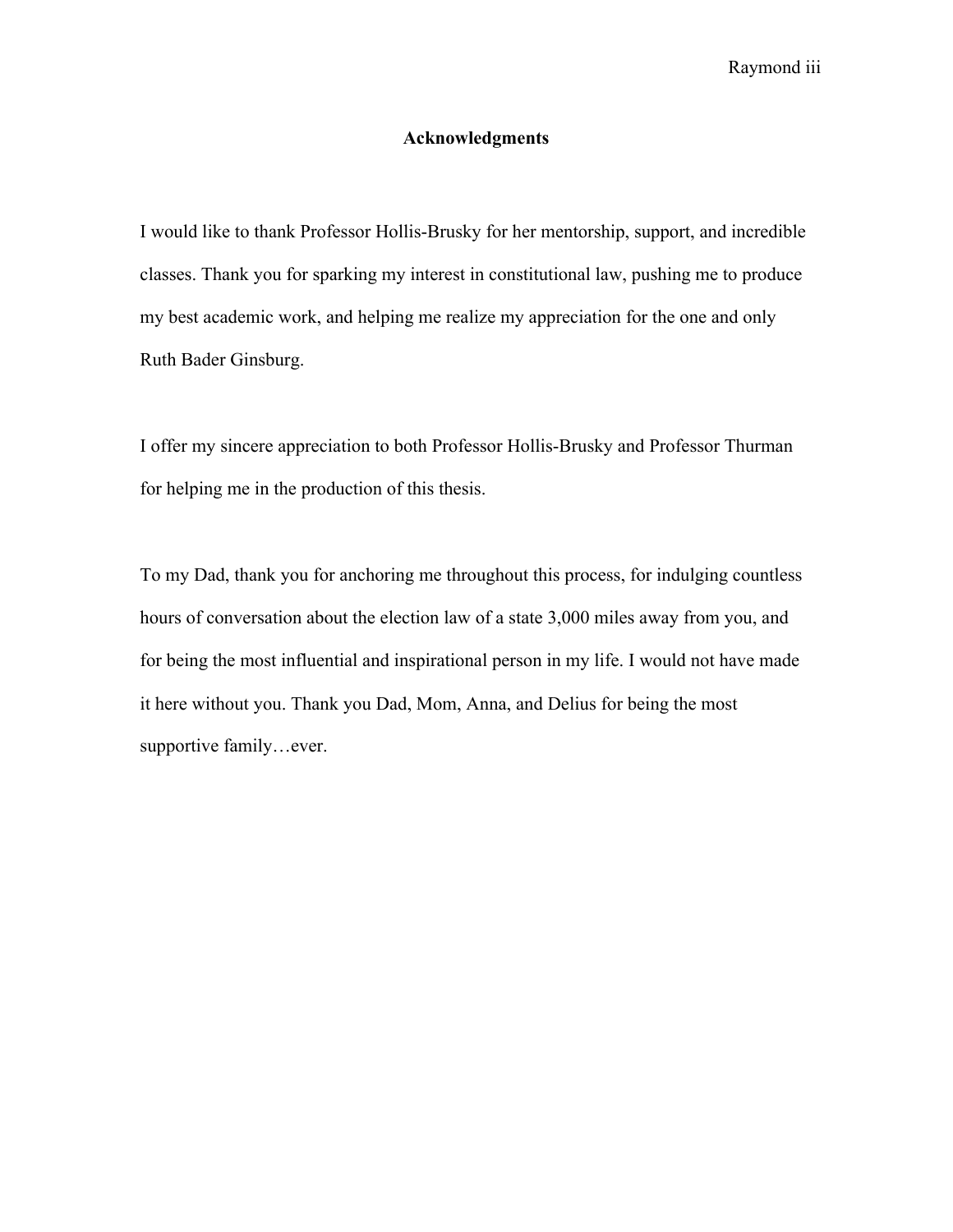## Acknowledgments

I would like to thank Professor Hollis-Brusky for her mentorship, support, and incredible classes. Thank you for sparking my interest in constitutional law, pushing me to produce my best academic work, and helping me realize my appreciation for the one and only Ruth Bader Ginsburg.

I offer my sincere appreciation to both Professor Hollis-Brusky and Professor Thurman for helping me in the production of this thesis.

To my Dad, thank you for anchoring me throughout this process, for indulging countless hours of conversation about the election law of a state 3,000 miles away from you, and for being the most influential and inspirational person in my life. I would not have made it here without you. Thank you Dad, Mom, Anna, and Delius for being the most supportive family…ever.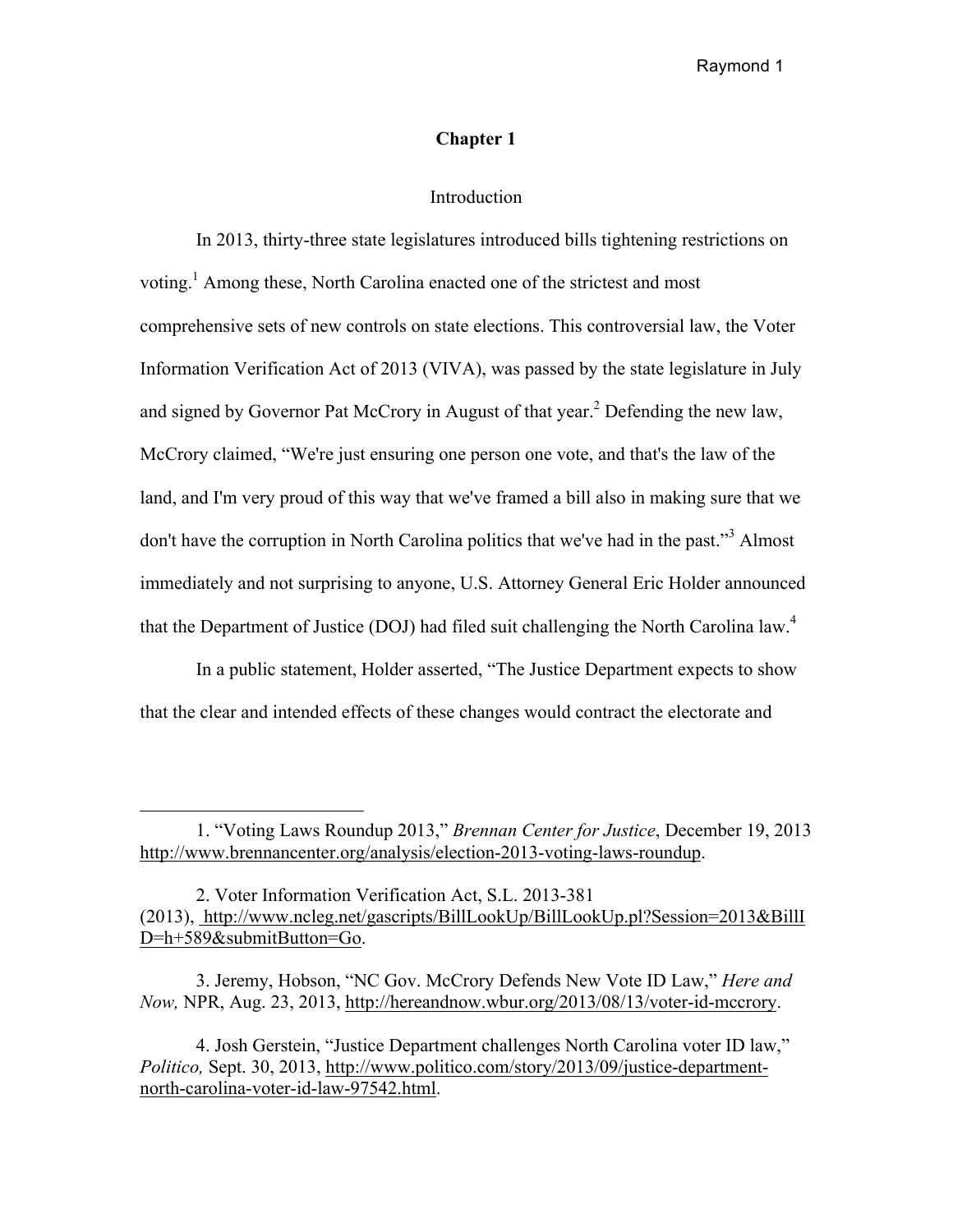# Chapter 1

## Introduction

In 2013, thirty-three state legislatures introduced bills tightening restrictions on voting.[1] Among these, North Carolina enacted one of the strictest and most comprehensive sets of new controls on state elections. This controversial law, the Voter Information Verification Act of 2013 (VIVA), was passed by the state legislature in July and signed by Governor Pat McCrory in August of that year.[2] Defending the new law, McCrory claimed, "We're just ensuring one person one vote, and that's the law of the land, and I'm very proud of this way that we've framed a bill also in making sure that we don't have the corruption in North Carolina politics that we've had in the past."[3] Almost immediately and not surprising to anyone, U.S. Attorney General Eric Holder announced that the Department of Justice (DOJ) had filed suit challenging the North Carolina law.[4]

In a public statement, Holder asserted, "The Justice Department expects to show that the clear and intended effects of these changes would contract the electorate and

---

1. "Voting Laws Roundup 2013," *Brennan Center for Justice*, December 19, 2013 http://www.brennancenter.org/analysis/election-2013-voting-laws-roundup.

2. Voter Information Verification Act, S.L. 2013-381 (2013), http://www.ncleg.net/gascripts/BillLookUp/BillLookUp.pl?Session=2013&BillID=h+589&submitButton=Go.

3. Jeremy, Hobson, "NC Gov. McCrory Defends New Vote ID Law," *Here and Now,* NPR, Aug. 23, 2013, http://hereandnow.wbur.org/2013/08/13/voter-id-mccrory.

4. Josh Gerstein, "Justice Department challenges North Carolina voter ID law," *Politico,* Sept. 30, 2013, http://www.politico.com/story/2013/09/justice-department-north-carolina-voter-id-law-97542.html.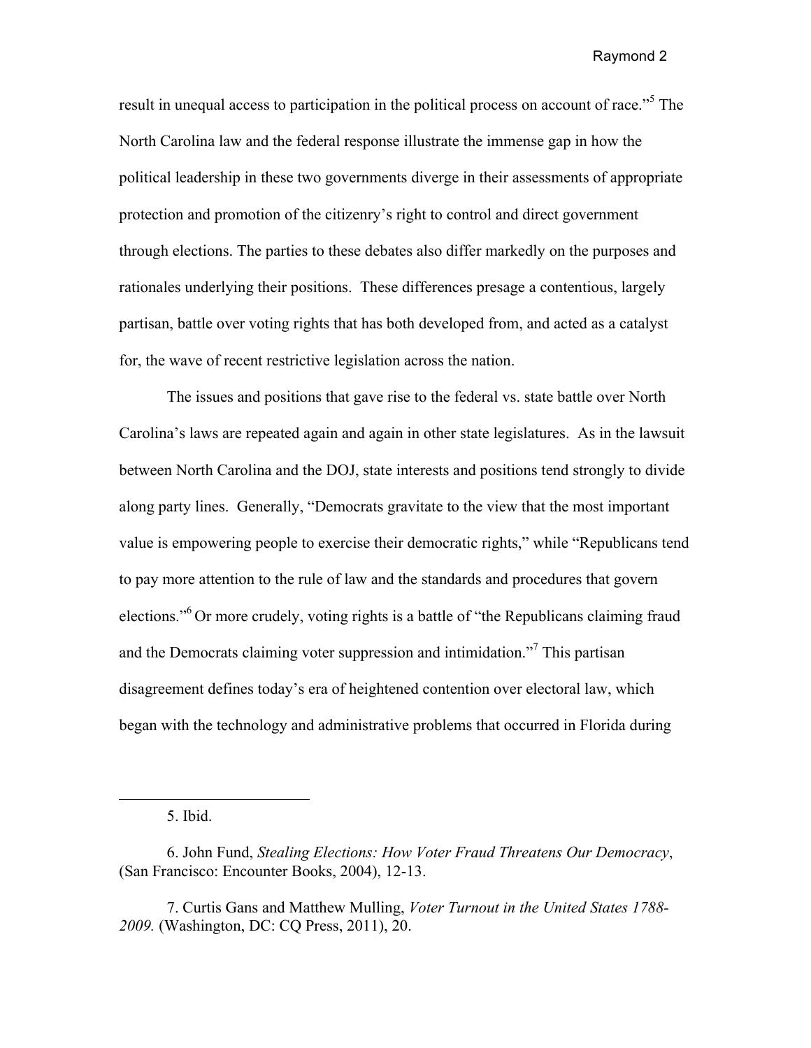result in unequal access to participation in the political process on account of race."[5] The North Carolina law and the federal response illustrate the immense gap in how the political leadership in these two governments diverge in their assessments of appropriate protection and promotion of the citizenry's right to control and direct government through elections. The parties to these debates also differ markedly on the purposes and rationales underlying their positions. These differences presage a contentious, largely partisan, battle over voting rights that has both developed from, and acted as a catalyst for, the wave of recent restrictive legislation across the nation.

The issues and positions that gave rise to the federal vs. state battle over North Carolina's laws are repeated again and again in other state legislatures. As in the lawsuit between North Carolina and the DOJ, state interests and positions tend strongly to divide along party lines. Generally, "Democrats gravitate to the view that the most important value is empowering people to exercise their democratic rights," while "Republicans tend to pay more attention to the rule of law and the standards and procedures that govern elections."[6] Or more crudely, voting rights is a battle of "the Republicans claiming fraud and the Democrats claiming voter suppression and intimidation."[7] This partisan disagreement defines today's era of heightened contention over electoral law, which began with the technology and administrative problems that occurred in Florida during

---

5. Ibid.

6. John Fund, *Stealing Elections: How Voter Fraud Threatens Our Democracy*, (San Francisco: Encounter Books, 2004), 12-13.

7. Curtis Gans and Matthew Mulling, *Voter Turnout in the United States 1788-2009.* (Washington, DC: CQ Press, 2011), 20.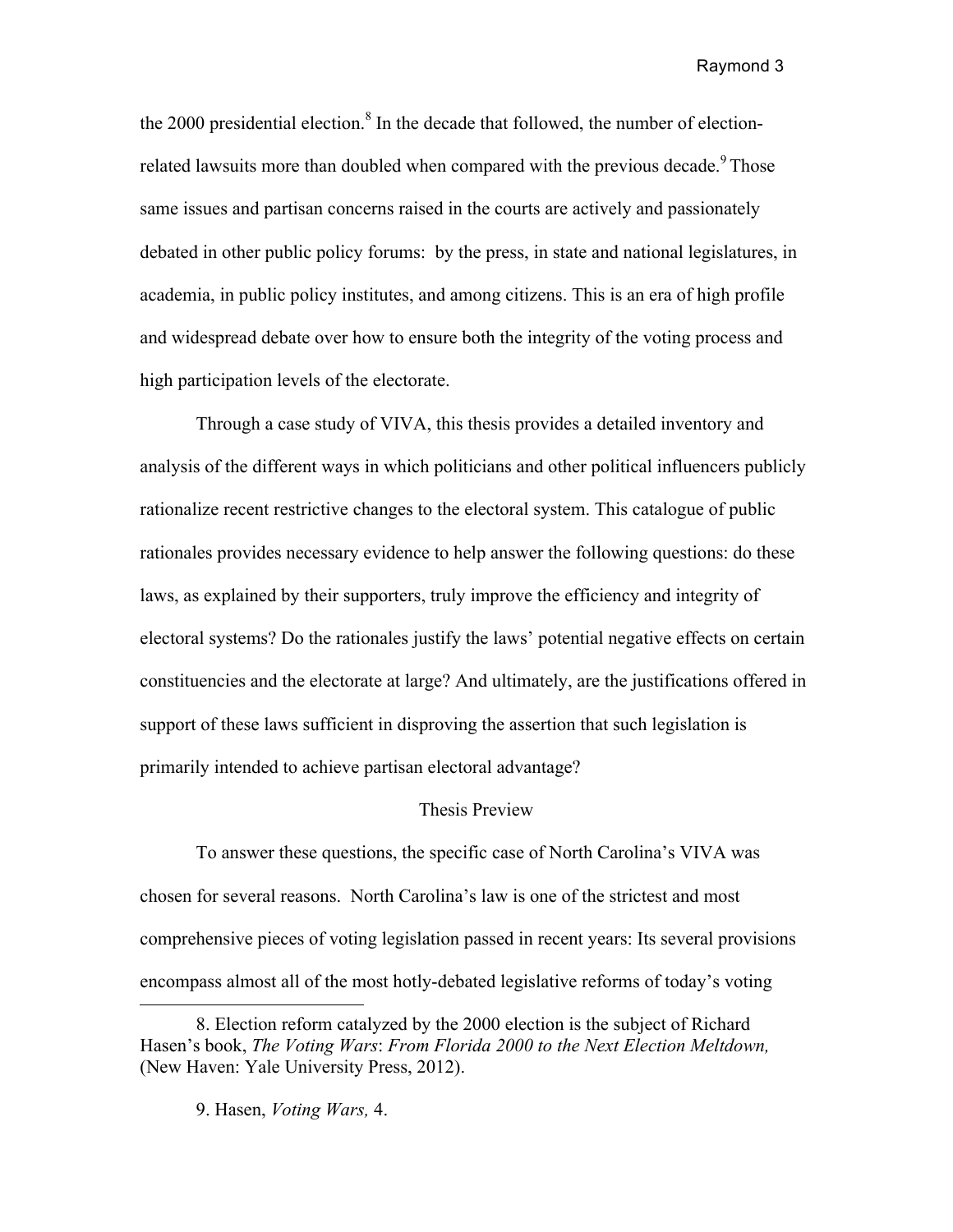the 2000 presidential election.[8] In the decade that followed, the number of election-related lawsuits more than doubled when compared with the previous decade.[9] Those same issues and partisan concerns raised in the courts are actively and passionately debated in other public policy forums: by the press, in state and national legislatures, in academia, in public policy institutes, and among citizens. This is an era of high profile and widespread debate over how to ensure both the integrity of the voting process and high participation levels of the electorate.

Through a case study of VIVA, this thesis provides a detailed inventory and analysis of the different ways in which politicians and other political influencers publicly rationalize recent restrictive changes to the electoral system. This catalogue of public rationales provides necessary evidence to help answer the following questions: do these laws, as explained by their supporters, truly improve the efficiency and integrity of electoral systems? Do the rationales justify the laws' potential negative effects on certain constituencies and the electorate at large? And ultimately, are the justifications offered in support of these laws sufficient in disproving the assertion that such legislation is primarily intended to achieve partisan electoral advantage?

## Thesis Preview

To answer these questions, the specific case of North Carolina's VIVA was chosen for several reasons. North Carolina's law is one of the strictest and most comprehensive pieces of voting legislation passed in recent years: Its several provisions encompass almost all of the most hotly-debated legislative reforms of today's voting

---

8. Election reform catalyzed by the 2000 election is the subject of Richard Hasen's book, *The Voting Wars*: *From Florida 2000 to the Next Election Meltdown,* (New Haven: Yale University Press, 2012).

9. Hasen, *Voting Wars,* 4.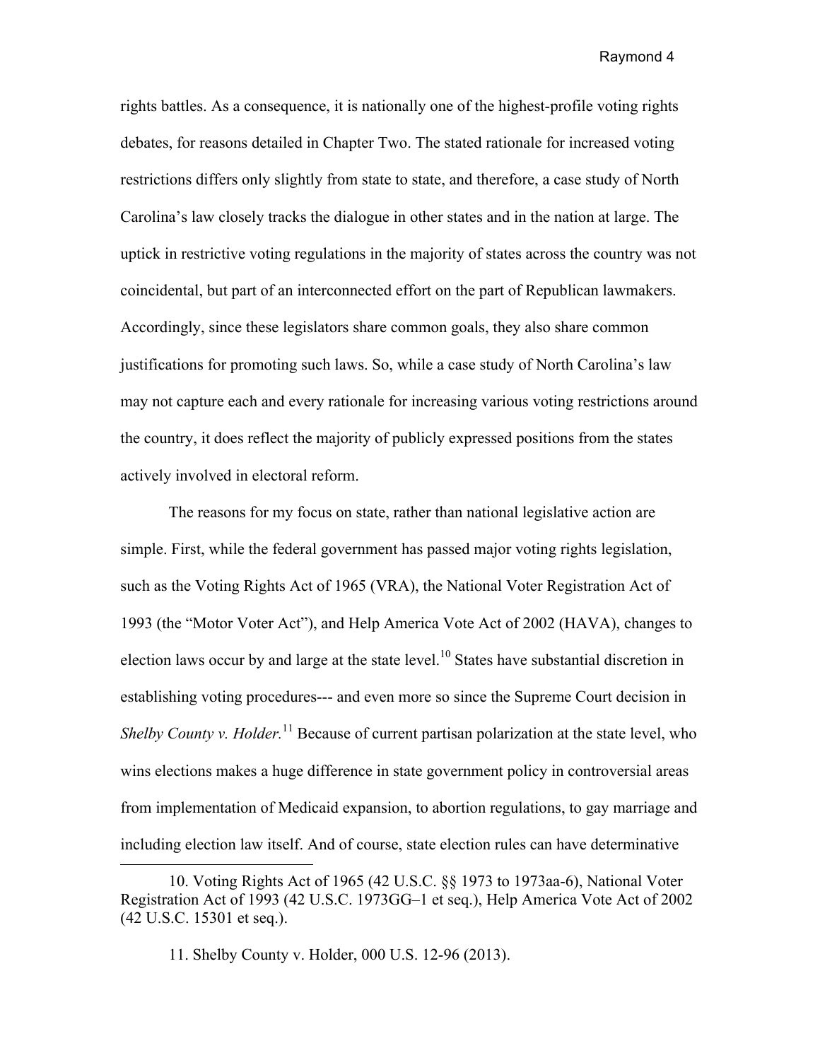rights battles. As a consequence, it is nationally one of the highest-profile voting rights debates, for reasons detailed in Chapter Two. The stated rationale for increased voting restrictions differs only slightly from state to state, and therefore, a case study of North Carolina's law closely tracks the dialogue in other states and in the nation at large. The uptick in restrictive voting regulations in the majority of states across the country was not coincidental, but part of an interconnected effort on the part of Republican lawmakers. Accordingly, since these legislators share common goals, they also share common justifications for promoting such laws. So, while a case study of North Carolina's law may not capture each and every rationale for increasing various voting restrictions around the country, it does reflect the majority of publicly expressed positions from the states actively involved in electoral reform.

The reasons for my focus on state, rather than national legislative action are simple. First, while the federal government has passed major voting rights legislation, such as the Voting Rights Act of 1965 (VRA), the National Voter Registration Act of 1993 (the "Motor Voter Act"), and Help America Vote Act of 2002 (HAVA), changes to election laws occur by and large at the state level.[10] States have substantial discretion in establishing voting procedures--- and even more so since the Supreme Court decision in *Shelby County v. Holder.*[11] Because of current partisan polarization at the state level, who wins elections makes a huge difference in state government policy in controversial areas from implementation of Medicaid expansion, to abortion regulations, to gay marriage and including election law itself. And of course, state election rules can have determinative

10. Voting Rights Act of 1965 (42 U.S.C. §§ 1973 to 1973aa-6), National Voter Registration Act of 1993 (42 U.S.C. 1973GG–1 et seq.), Help America Vote Act of 2002 (42 U.S.C. 15301 et seq.).

11. Shelby County v. Holder, 000 U.S. 12-96 (2013).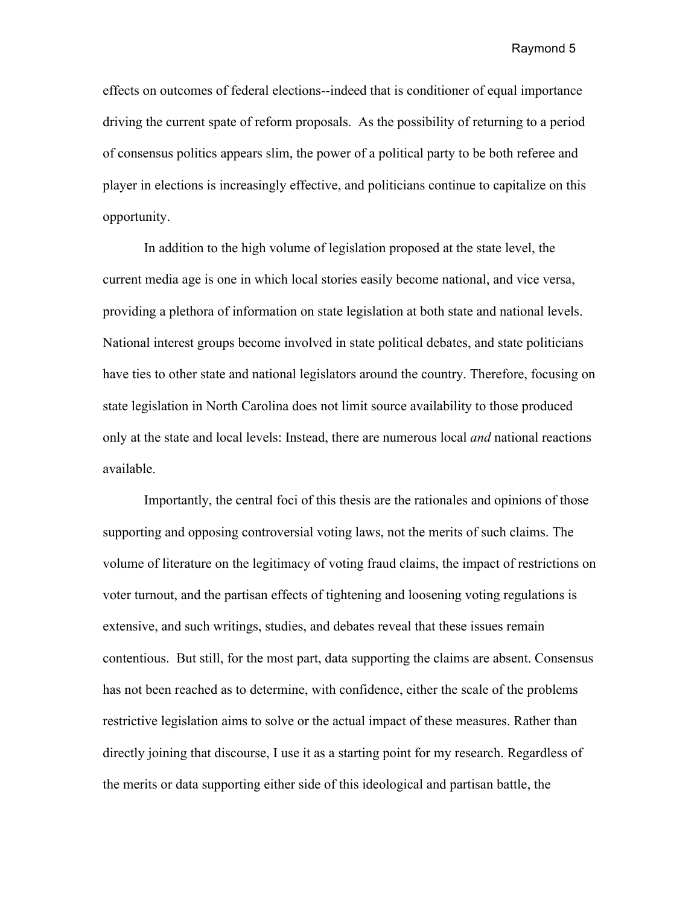effects on outcomes of federal elections--indeed that is conditioner of equal importance driving the current spate of reform proposals. As the possibility of returning to a period of consensus politics appears slim, the power of a political party to be both referee and player in elections is increasingly effective, and politicians continue to capitalize on this opportunity.

In addition to the high volume of legislation proposed at the state level, the current media age is one in which local stories easily become national, and vice versa, providing a plethora of information on state legislation at both state and national levels. National interest groups become involved in state political debates, and state politicians have ties to other state and national legislators around the country. Therefore, focusing on state legislation in North Carolina does not limit source availability to those produced only at the state and local levels: Instead, there are numerous local *and* national reactions available.

Importantly, the central foci of this thesis are the rationales and opinions of those supporting and opposing controversial voting laws, not the merits of such claims. The volume of literature on the legitimacy of voting fraud claims, the impact of restrictions on voter turnout, and the partisan effects of tightening and loosening voting regulations is extensive, and such writings, studies, and debates reveal that these issues remain contentious. But still, for the most part, data supporting the claims are absent. Consensus has not been reached as to determine, with confidence, either the scale of the problems restrictive legislation aims to solve or the actual impact of these measures. Rather than directly joining that discourse, I use it as a starting point for my research. Regardless of the merits or data supporting either side of this ideological and partisan battle, the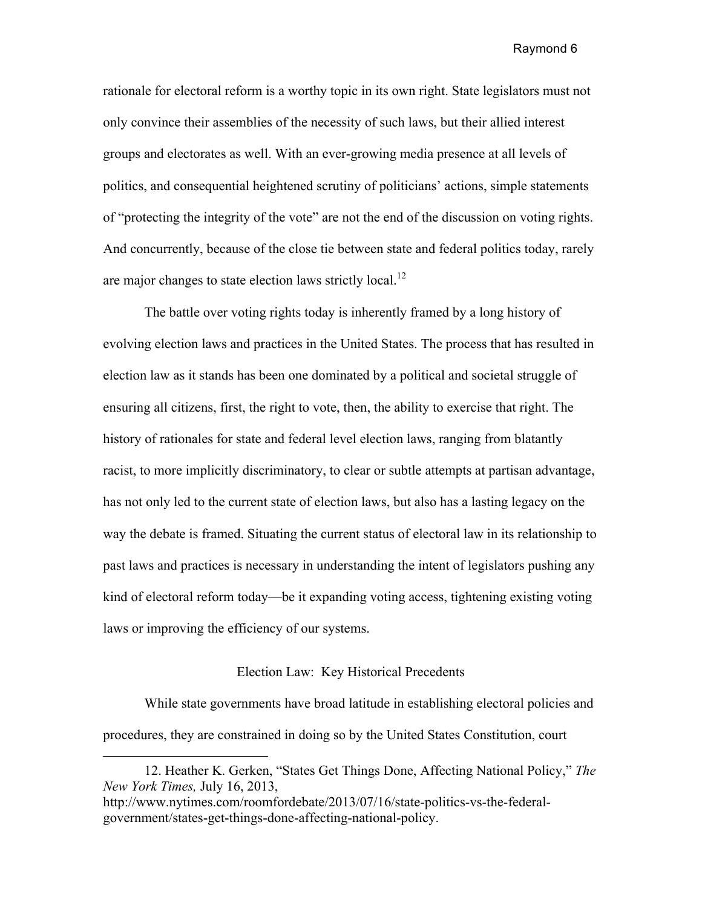rationale for electoral reform is a worthy topic in its own right. State legislators must not only convince their assemblies of the necessity of such laws, but their allied interest groups and electorates as well. With an ever-growing media presence at all levels of politics, and consequential heightened scrutiny of politicians' actions, simple statements of "protecting the integrity of the vote" are not the end of the discussion on voting rights. And concurrently, because of the close tie between state and federal politics today, rarely are major changes to state election laws strictly local.[12]

The battle over voting rights today is inherently framed by a long history of evolving election laws and practices in the United States. The process that has resulted in election law as it stands has been one dominated by a political and societal struggle of ensuring all citizens, first, the right to vote, then, the ability to exercise that right. The history of rationales for state and federal level election laws, ranging from blatantly racist, to more implicitly discriminatory, to clear or subtle attempts at partisan advantage, has not only led to the current state of election laws, but also has a lasting legacy on the way the debate is framed. Situating the current status of electoral law in its relationship to past laws and practices is necessary in understanding the intent of legislators pushing any kind of electoral reform today—be it expanding voting access, tightening existing voting laws or improving the efficiency of our systems.

## Election Law: Key Historical Precedents

While state governments have broad latitude in establishing electoral policies and procedures, they are constrained in doing so by the United States Constitution, court

12. Heather K. Gerken, "States Get Things Done, Affecting National Policy," *The New York Times,* July 16, 2013, http://www.nytimes.com/roomfordebate/2013/07/16/state-politics-vs-the-federal-government/states-get-things-done-affecting-national-policy.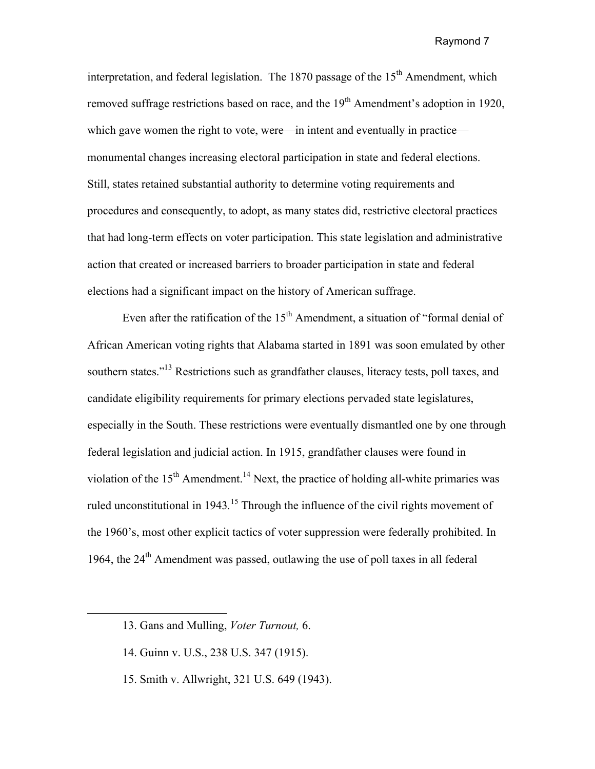interpretation, and federal legislation. The 1870 passage of the 15th Amendment, which removed suffrage restrictions based on race, and the 19th Amendment's adoption in 1920, which gave women the right to vote, were—in intent and eventually in practice—monumental changes increasing electoral participation in state and federal elections. Still, states retained substantial authority to determine voting requirements and procedures and consequently, to adopt, as many states did, restrictive electoral practices that had long-term effects on voter participation. This state legislation and administrative action that created or increased barriers to broader participation in state and federal elections had a significant impact on the history of American suffrage.

Even after the ratification of the 15th Amendment, a situation of "formal denial of African American voting rights that Alabama started in 1891 was soon emulated by other southern states."[13] Restrictions such as grandfather clauses, literacy tests, poll taxes, and candidate eligibility requirements for primary elections pervaded state legislatures, especially in the South. These restrictions were eventually dismantled one by one through federal legislation and judicial action. In 1915, grandfather clauses were found in violation of the 15th Amendment.[14] Next, the practice of holding all-white primaries was ruled unconstitutional in 1943.[15] Through the influence of the civil rights movement of the 1960's, most other explicit tactics of voter suppression were federally prohibited. In 1964, the 24th Amendment was passed, outlawing the use of poll taxes in all federal

---

13. Gans and Mulling, *Voter Turnout,* 6.

14. Guinn v. U.S., 238 U.S. 347 (1915).

15. Smith v. Allwright, 321 U.S. 649 (1943).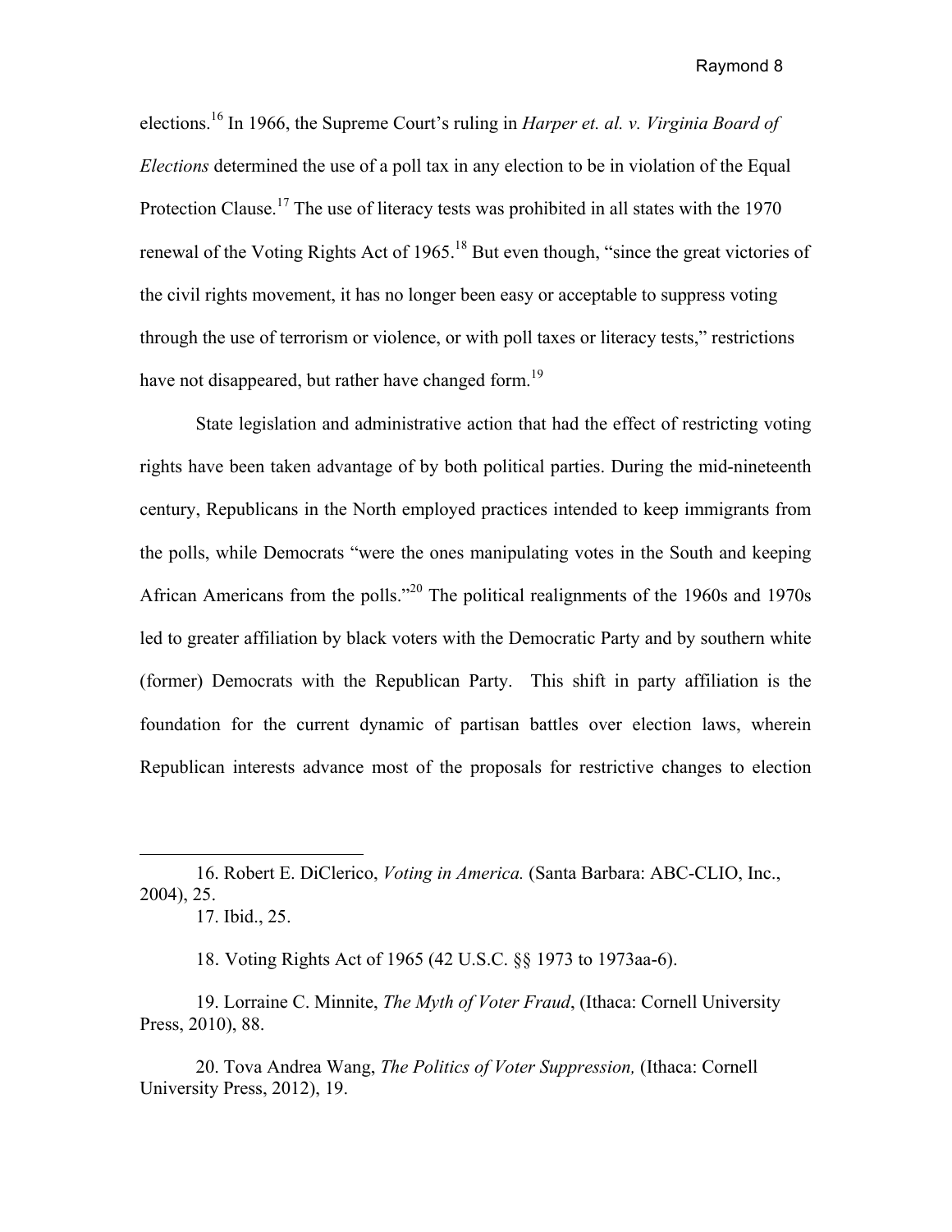elections.[16] In 1966, the Supreme Court's ruling in *Harper et. al. v. Virginia Board of Elections* determined the use of a poll tax in any election to be in violation of the Equal Protection Clause.[17] The use of literacy tests was prohibited in all states with the 1970 renewal of the Voting Rights Act of 1965.[18] But even though, "since the great victories of the civil rights movement, it has no longer been easy or acceptable to suppress voting through the use of terrorism or violence, or with poll taxes or literacy tests," restrictions have not disappeared, but rather have changed form.[19]

State legislation and administrative action that had the effect of restricting voting rights have been taken advantage of by both political parties. During the mid-nineteenth century, Republicans in the North employed practices intended to keep immigrants from the polls, while Democrats "were the ones manipulating votes in the South and keeping African Americans from the polls."[20] The political realignments of the 1960s and 1970s led to greater affiliation by black voters with the Democratic Party and by southern white (former) Democrats with the Republican Party. This shift in party affiliation is the foundation for the current dynamic of partisan battles over election laws, wherein Republican interests advance most of the proposals for restrictive changes to election

---

16. Robert E. DiClerico, *Voting in America.* (Santa Barbara: ABC-CLIO, Inc., 2004), 25.

17. Ibid., 25.

18. Voting Rights Act of 1965 (42 U.S.C. §§ 1973 to 1973aa-6).

19. Lorraine C. Minnite, *The Myth of Voter Fraud*, (Ithaca: Cornell University Press, 2010), 88.

20. Tova Andrea Wang, *The Politics of Voter Suppression,* (Ithaca: Cornell University Press, 2012), 19.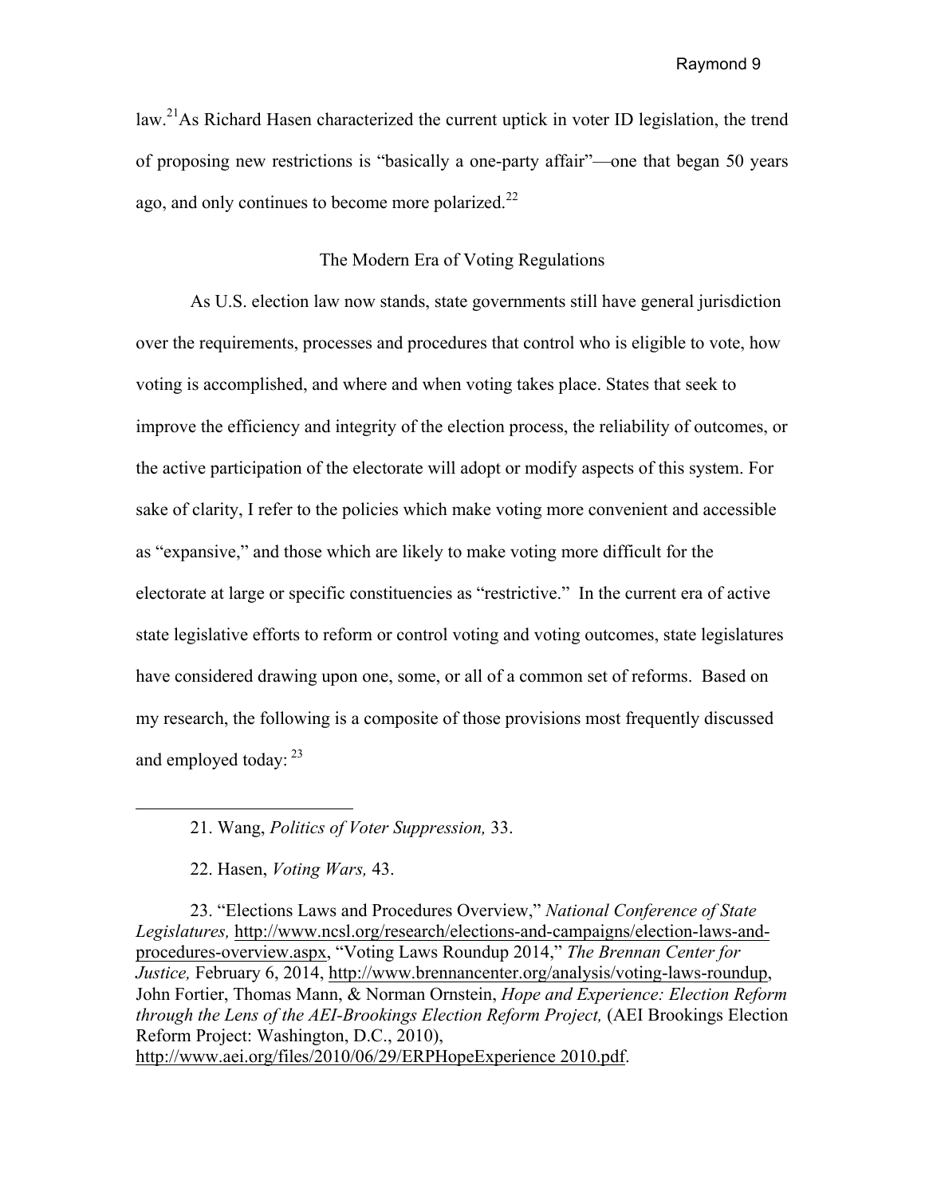law.[21]As Richard Hasen characterized the current uptick in voter ID legislation, the trend of proposing new restrictions is "basically a one-party affair"—one that began 50 years ago, and only continues to become more polarized.[22]

## The Modern Era of Voting Regulations

As U.S. election law now stands, state governments still have general jurisdiction over the requirements, processes and procedures that control who is eligible to vote, how voting is accomplished, and where and when voting takes place. States that seek to improve the efficiency and integrity of the election process, the reliability of outcomes, or the active participation of the electorate will adopt or modify aspects of this system. For sake of clarity, I refer to the policies which make voting more convenient and accessible as "expansive," and those which are likely to make voting more difficult for the electorate at large or specific constituencies as "restrictive." In the current era of active state legislative efforts to reform or control voting and voting outcomes, state legislatures have considered drawing upon one, some, or all of a common set of reforms. Based on my research, the following is a composite of those provisions most frequently discussed and employed today: [23]

---

21. Wang, *Politics of Voter Suppression,* 33.

22. Hasen, *Voting Wars,* 43.

23. "Elections Laws and Procedures Overview," *National Conference of State Legislatures,* http://www.ncsl.org/research/elections-and-campaigns/election-laws-and-procedures-overview.aspx, "Voting Laws Roundup 2014," *The Brennan Center for Justice,* February 6, 2014, http://www.brennancenter.org/analysis/voting-laws-roundup, John Fortier, Thomas Mann, & Norman Ornstein, *Hope and Experience: Election Reform through the Lens of the AEI-Brookings Election Reform Project,* (AEI Brookings Election Reform Project: Washington, D.C., 2010), http://www.aei.org/files/2010/06/29/ERPHopeExperience 2010.pdf.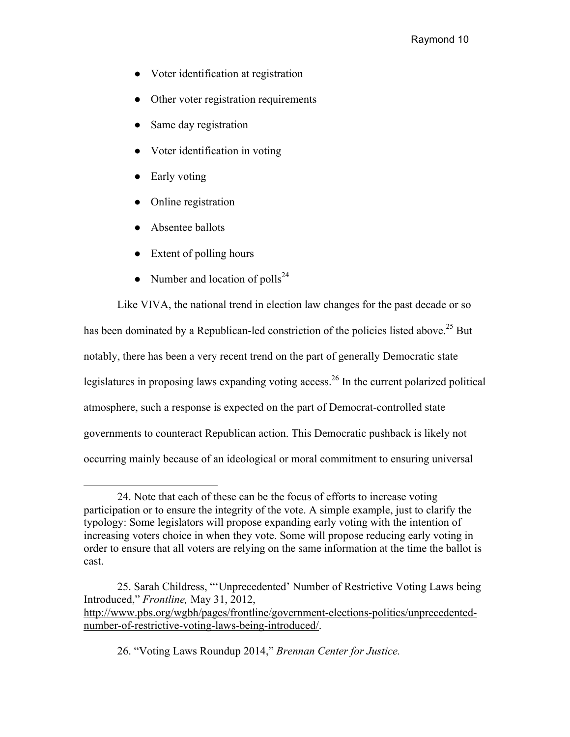- Voter identification at registration
- Other voter registration requirements
- Same day registration
- Voter identification in voting
- Early voting
- Online registration
- Absentee ballots
- Extent of polling hours
- Number and location of polls[24]

Like VIVA, the national trend in election law changes for the past decade or so has been dominated by a Republican-led constriction of the policies listed above.[25] But notably, there has been a very recent trend on the part of generally Democratic state legislatures in proposing laws expanding voting access.[26] In the current polarized political atmosphere, such a response is expected on the part of Democrat-controlled state governments to counteract Republican action. This Democratic pushback is likely not occurring mainly because of an ideological or moral commitment to ensuring universal

---

24. Note that each of these can be the focus of efforts to increase voting participation or to ensure the integrity of the vote. A simple example, just to clarify the typology: Some legislators will propose expanding early voting with the intention of increasing voters choice in when they vote. Some will propose reducing early voting in order to ensure that all voters are relying on the same information at the time the ballot is cast.

25. Sarah Childress, "'Unprecedented' Number of Restrictive Voting Laws being Introduced," *Frontline,* May 31, 2012, http://www.pbs.org/wgbh/pages/frontline/government-elections-politics/unprecedented-number-of-restrictive-voting-laws-being-introduced/.

26. "Voting Laws Roundup 2014," *Brennan Center for Justice.*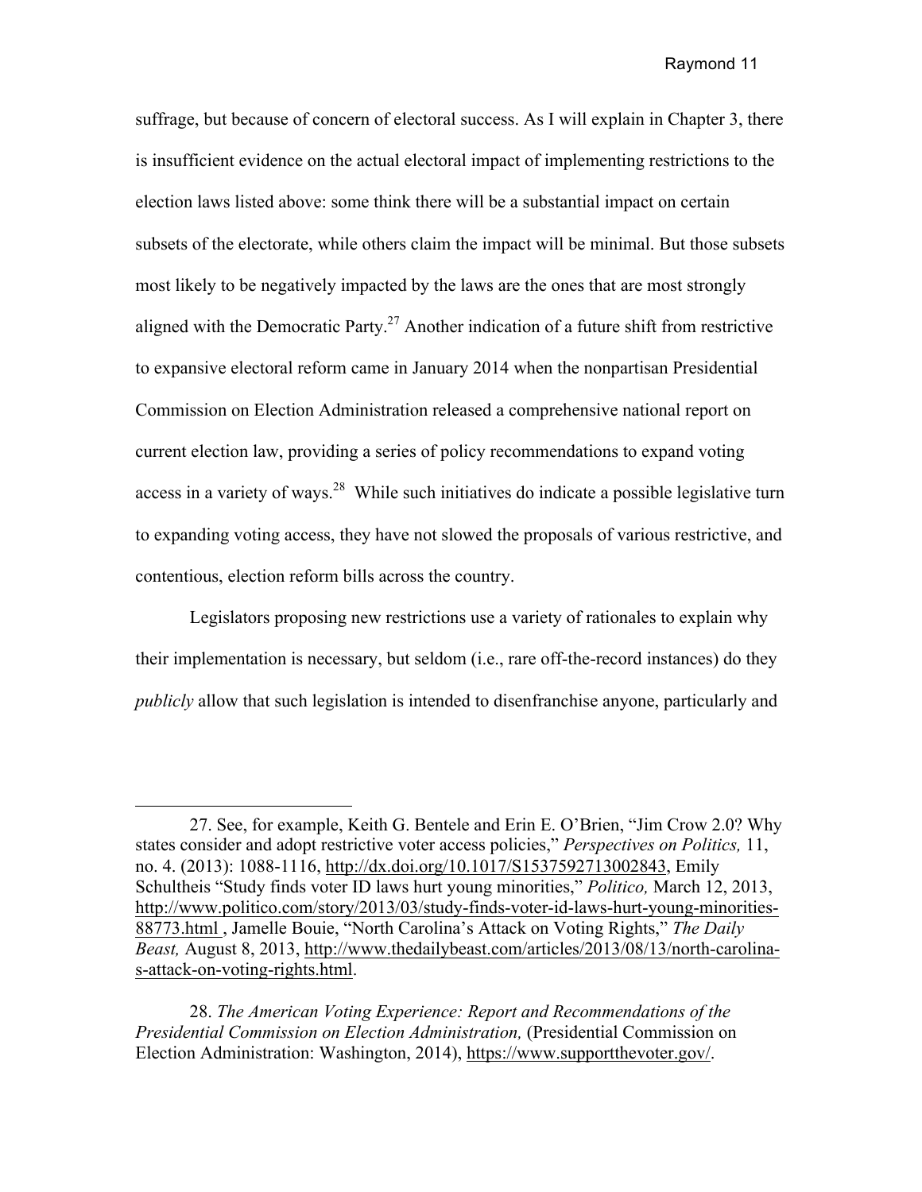suffrage, but because of concern of electoral success. As I will explain in Chapter 3, there is insufficient evidence on the actual electoral impact of implementing restrictions to the election laws listed above: some think there will be a substantial impact on certain subsets of the electorate, while others claim the impact will be minimal. But those subsets most likely to be negatively impacted by the laws are the ones that are most strongly aligned with the Democratic Party.[27] Another indication of a future shift from restrictive to expansive electoral reform came in January 2014 when the nonpartisan Presidential Commission on Election Administration released a comprehensive national report on current election law, providing a series of policy recommendations to expand voting access in a variety of ways.[28] While such initiatives do indicate a possible legislative turn to expanding voting access, they have not slowed the proposals of various restrictive, and contentious, election reform bills across the country.

Legislators proposing new restrictions use a variety of rationales to explain why their implementation is necessary, but seldom (i.e., rare off-the-record instances) do they *publicly* allow that such legislation is intended to disenfranchise anyone, particularly and

---

27. See, for example, Keith G. Bentele and Erin E. O'Brien, "Jim Crow 2.0? Why states consider and adopt restrictive voter access policies," *Perspectives on Politics,* 11, no. 4. (2013): 1088-1116, http://dx.doi.org/10.1017/S1537592713002843, Emily Schultheis "Study finds voter ID laws hurt young minorities," *Politico,* March 12, 2013, http://www.politico.com/story/2013/03/study-finds-voter-id-laws-hurt-young-minorities-88773.html , Jamelle Bouie, "North Carolina's Attack on Voting Rights," *The Daily Beast,* August 8, 2013, http://www.thedailybeast.com/articles/2013/08/13/north-carolina-s-attack-on-voting-rights.html.

28. *The American Voting Experience: Report and Recommendations of the Presidential Commission on Election Administration,* (Presidential Commission on Election Administration: Washington, 2014), https://www.supportthevoter.gov/.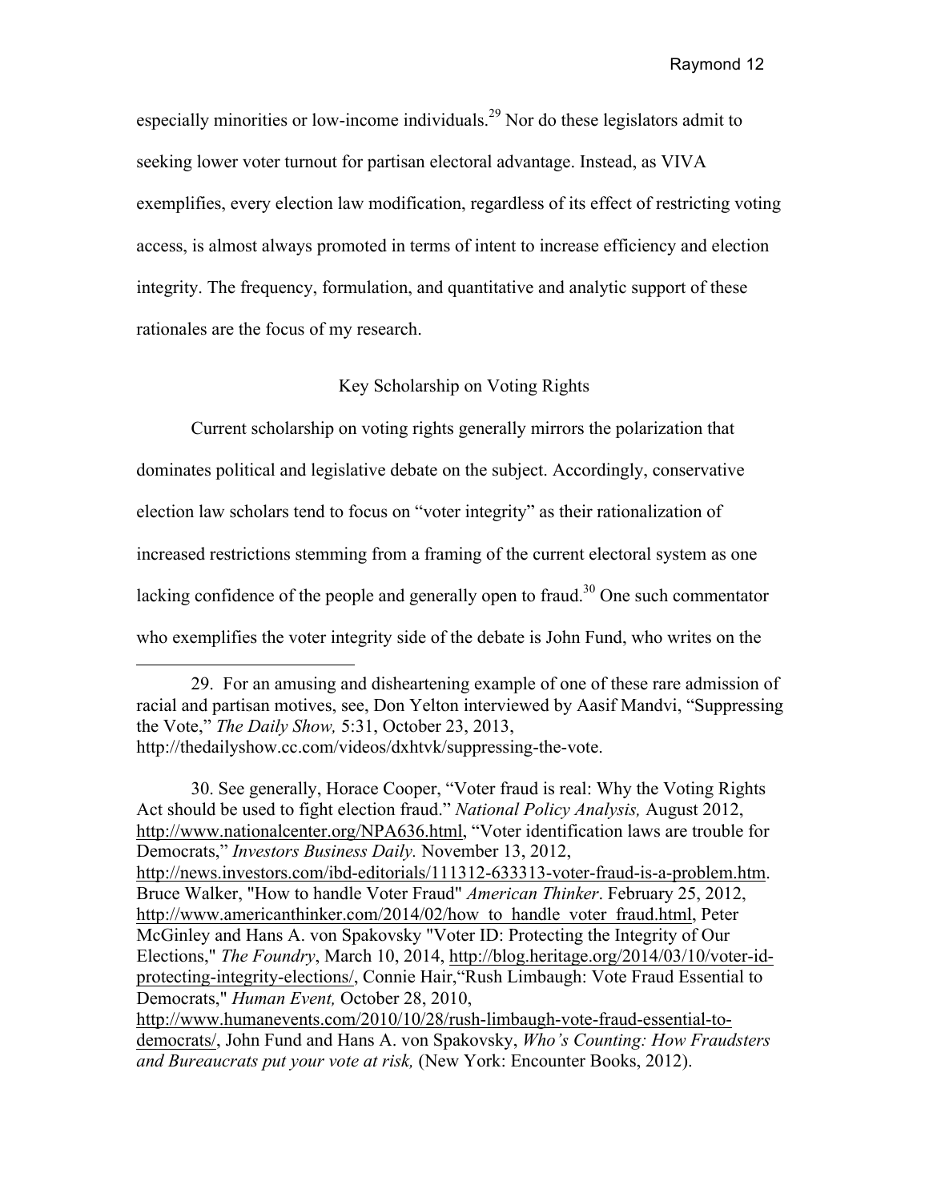especially minorities or low-income individuals.[29] Nor do these legislators admit to seeking lower voter turnout for partisan electoral advantage. Instead, as VIVA exemplifies, every election law modification, regardless of its effect of restricting voting access, is almost always promoted in terms of intent to increase efficiency and election integrity. The frequency, formulation, and quantitative and analytic support of these rationales are the focus of my research.

## Key Scholarship on Voting Rights

Current scholarship on voting rights generally mirrors the polarization that dominates political and legislative debate on the subject. Accordingly, conservative election law scholars tend to focus on "voter integrity" as their rationalization of increased restrictions stemming from a framing of the current electoral system as one lacking confidence of the people and generally open to fraud.[30] One such commentator who exemplifies the voter integrity side of the debate is John Fund, who writes on the

---

29. For an amusing and disheartening example of one of these rare admission of racial and partisan motives, see, Don Yelton interviewed by Aasif Mandvi, "Suppressing the Vote," *The Daily Show,* 5:31, October 23, 2013, http://thedailyshow.cc.com/videos/dxhtvk/suppressing-the-vote.

30. See generally, Horace Cooper, "Voter fraud is real: Why the Voting Rights Act should be used to fight election fraud." *National Policy Analysis,* August 2012, http://www.nationalcenter.org/NPA636.html, "Voter identification laws are trouble for Democrats," *Investors Business Daily.* November 13, 2012, http://news.investors.com/ibd-editorials/111312-633313-voter-fraud-is-a-problem.htm. Bruce Walker, "How to handle Voter Fraud" *American Thinker*. February 25, 2012, http://www.americanthinker.com/2014/02/how_to_handle_voter_fraud.html, Peter McGinley and Hans A. von Spakovsky "Voter ID: Protecting the Integrity of Our Elections," *The Foundry*, March 10, 2014, http://blog.heritage.org/2014/03/10/voter-id-protecting-integrity-elections/, Connie Hair,"Rush Limbaugh: Vote Fraud Essential to Democrats," *Human Event,* October 28, 2010, http://www.humanevents.com/2010/10/28/rush-limbaugh-vote-fraud-essential-to-democrats/, John Fund and Hans A. von Spakovsky, *Who's Counting: How Fraudsters and Bureaucrats put your vote at risk,* (New York: Encounter Books, 2012).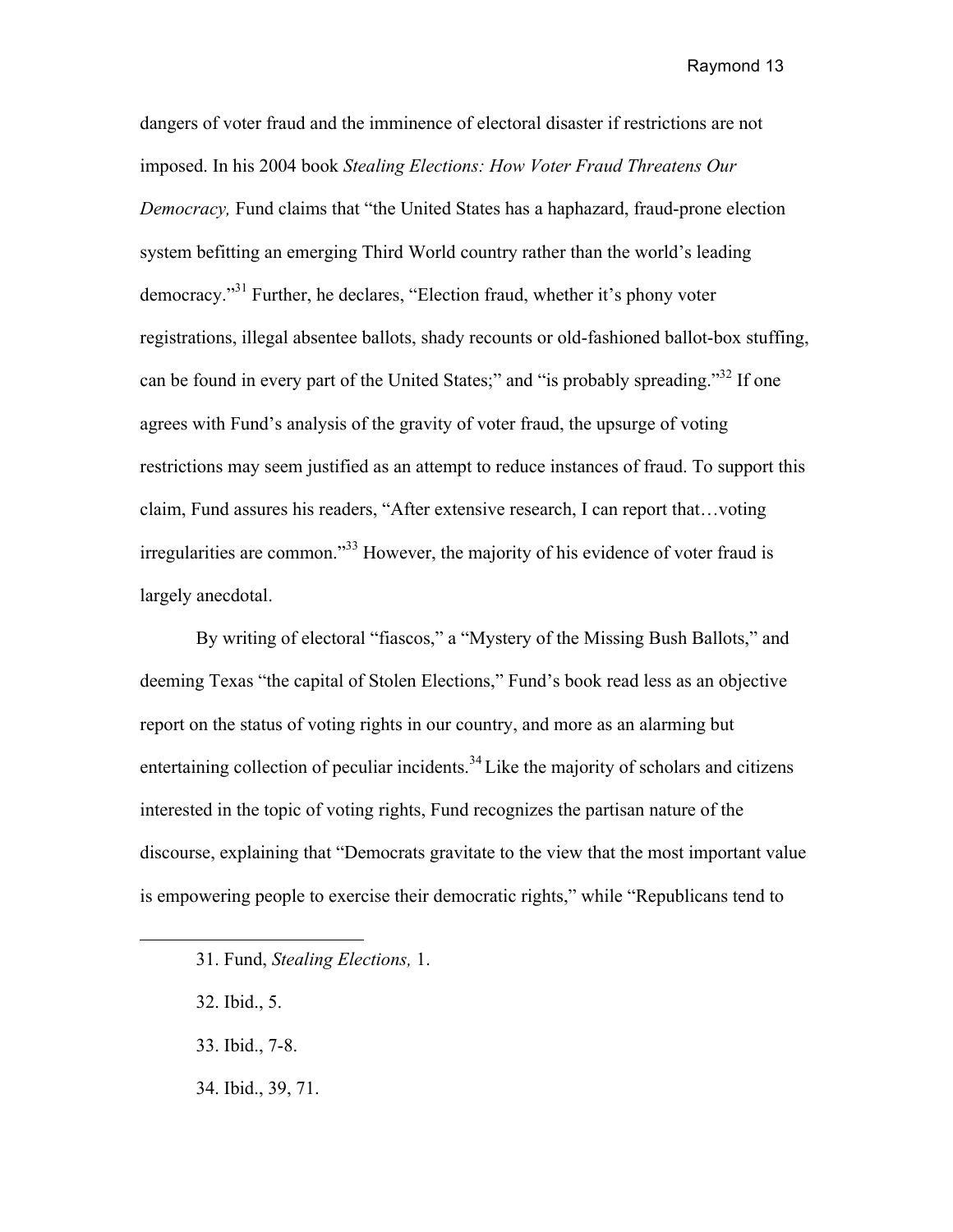dangers of voter fraud and the imminence of electoral disaster if restrictions are not imposed. In his 2004 book *Stealing Elections: How Voter Fraud Threatens Our Democracy,* Fund claims that "the United States has a haphazard, fraud-prone election system befitting an emerging Third World country rather than the world's leading democracy."[31] Further, he declares, "Election fraud, whether it's phony voter registrations, illegal absentee ballots, shady recounts or old-fashioned ballot-box stuffing, can be found in every part of the United States;" and "is probably spreading."[32] If one agrees with Fund's analysis of the gravity of voter fraud, the upsurge of voting restrictions may seem justified as an attempt to reduce instances of fraud. To support this claim, Fund assures his readers, "After extensive research, I can report that…voting irregularities are common."[33] However, the majority of his evidence of voter fraud is largely anecdotal.

By writing of electoral "fiascos," a "Mystery of the Missing Bush Ballots," and deeming Texas "the capital of Stolen Elections," Fund's book read less as an objective report on the status of voting rights in our country, and more as an alarming but entertaining collection of peculiar incidents.[34] Like the majority of scholars and citizens interested in the topic of voting rights, Fund recognizes the partisan nature of the discourse, explaining that "Democrats gravitate to the view that the most important value is empowering people to exercise their democratic rights," while "Republicans tend to

---

31. Fund, *Stealing Elections,* 1.

32. Ibid., 5.

33. Ibid., 7-8.

34. Ibid., 39, 71.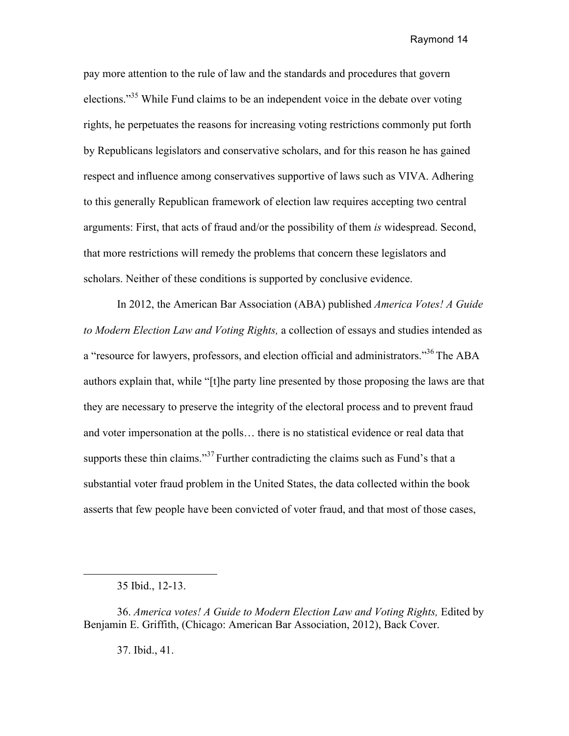pay more attention to the rule of law and the standards and procedures that govern elections."[35] While Fund claims to be an independent voice in the debate over voting rights, he perpetuates the reasons for increasing voting restrictions commonly put forth by Republicans legislators and conservative scholars, and for this reason he has gained respect and influence among conservatives supportive of laws such as VIVA. Adhering to this generally Republican framework of election law requires accepting two central arguments: First, that acts of fraud and/or the possibility of them *is* widespread. Second, that more restrictions will remedy the problems that concern these legislators and scholars. Neither of these conditions is supported by conclusive evidence.

In 2012, the American Bar Association (ABA) published *America Votes! A Guide to Modern Election Law and Voting Rights,* a collection of essays and studies intended as a "resource for lawyers, professors, and election official and administrators."[36] The ABA authors explain that, while "[t]he party line presented by those proposing the laws are that they are necessary to preserve the integrity of the electoral process and to prevent fraud and voter impersonation at the polls… there is no statistical evidence or real data that supports these thin claims."[37] Further contradicting the claims such as Fund's that a substantial voter fraud problem in the United States, the data collected within the book asserts that few people have been convicted of voter fraud, and that most of those cases,

---

35 Ibid., 12-13.

36. *America votes! A Guide to Modern Election Law and Voting Rights,* Edited by Benjamin E. Griffith, (Chicago: American Bar Association, 2012), Back Cover.

37. Ibid., 41.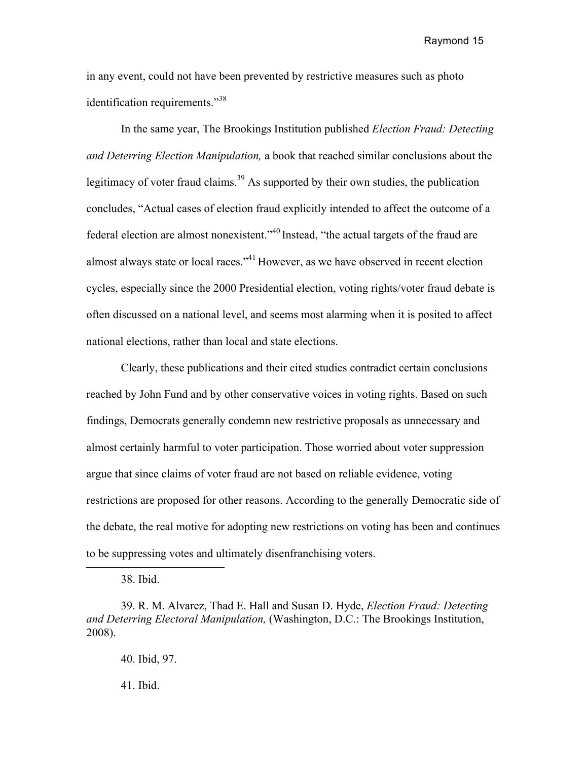in any event, could not have been prevented by restrictive measures such as photo identification requirements."[38]

In the same year, The Brookings Institution published *Election Fraud: Detecting and Deterring Election Manipulation,* a book that reached similar conclusions about the legitimacy of voter fraud claims.[39] As supported by their own studies, the publication concludes, "Actual cases of election fraud explicitly intended to affect the outcome of a federal election are almost nonexistent."[40] Instead, "the actual targets of the fraud are almost always state or local races."[41] However, as we have observed in recent election cycles, especially since the 2000 Presidential election, voting rights/voter fraud debate is often discussed on a national level, and seems most alarming when it is posited to affect national elections, rather than local and state elections.

Clearly, these publications and their cited studies contradict certain conclusions reached by John Fund and by other conservative voices in voting rights. Based on such findings, Democrats generally condemn new restrictive proposals as unnecessary and almost certainly harmful to voter participation. Those worried about voter suppression argue that since claims of voter fraud are not based on reliable evidence, voting restrictions are proposed for other reasons. According to the generally Democratic side of the debate, the real motive for adopting new restrictions on voting has been and continues to be suppressing votes and ultimately disenfranchising voters.

---

38. Ibid.

39. R. M. Alvarez, Thad E. Hall and Susan D. Hyde, *Election Fraud: Detecting and Deterring Electoral Manipulation,* (Washington, D.C.: The Brookings Institution, 2008).

40. Ibid, 97.

41. Ibid.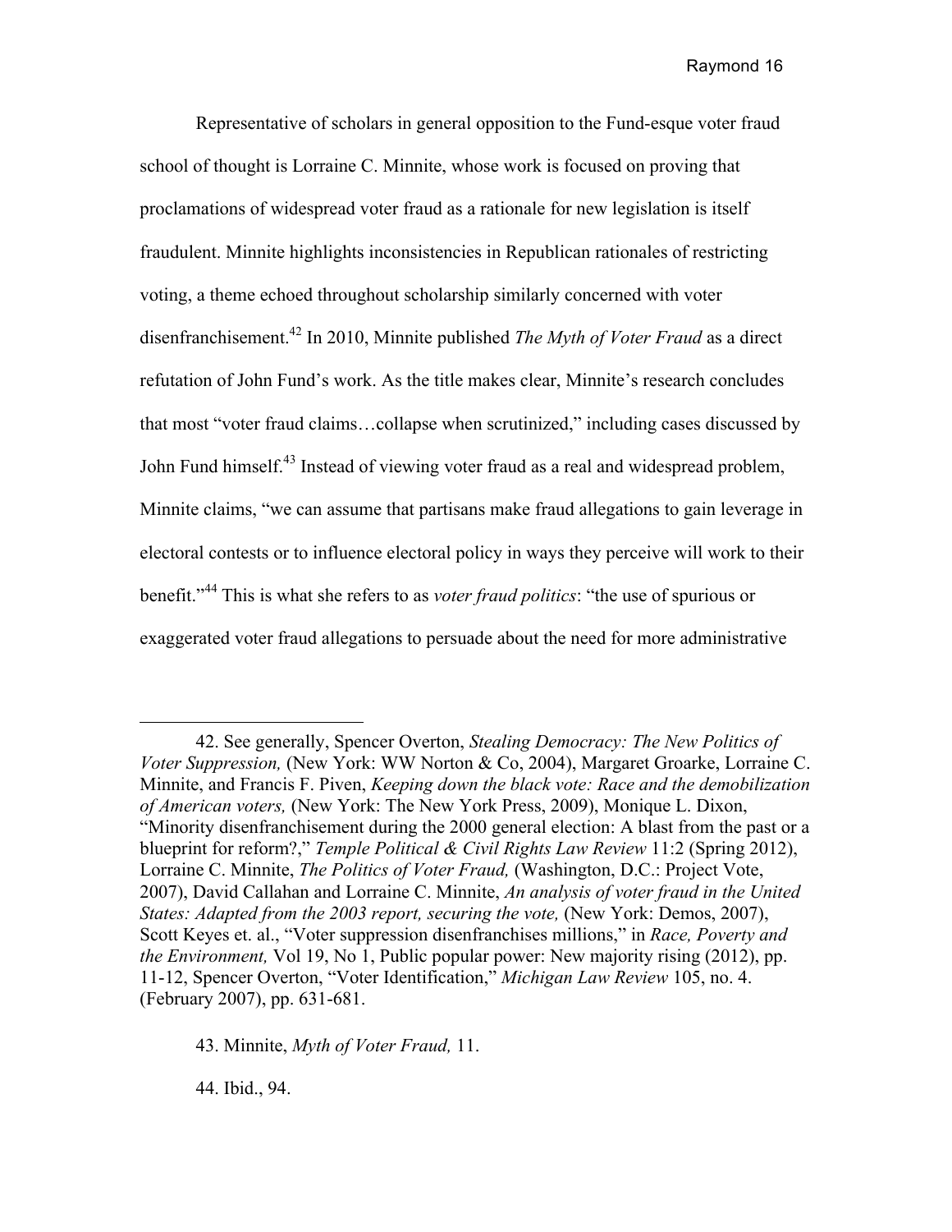Representative of scholars in general opposition to the Fund-esque voter fraud school of thought is Lorraine C. Minnite, whose work is focused on proving that proclamations of widespread voter fraud as a rationale for new legislation is itself fraudulent. Minnite highlights inconsistencies in Republican rationales of restricting voting, a theme echoed throughout scholarship similarly concerned with voter disenfranchisement.[42] In 2010, Minnite published *The Myth of Voter Fraud* as a direct refutation of John Fund's work. As the title makes clear, Minnite's research concludes that most "voter fraud claims…collapse when scrutinized," including cases discussed by John Fund himself.[43] Instead of viewing voter fraud as a real and widespread problem, Minnite claims, "we can assume that partisans make fraud allegations to gain leverage in electoral contests or to influence electoral policy in ways they perceive will work to their benefit."[44] This is what she refers to as *voter fraud politics*: "the use of spurious or exaggerated voter fraud allegations to persuade about the need for more administrative

---

42. See generally, Spencer Overton, *Stealing Democracy: The New Politics of Voter Suppression,* (New York: WW Norton & Co, 2004), Margaret Groarke, Lorraine C. Minnite, and Francis F. Piven, *Keeping down the black vote: Race and the demobilization of American voters,* (New York: The New York Press, 2009), Monique L. Dixon, "Minority disenfranchisement during the 2000 general election: A blast from the past or a blueprint for reform?," *Temple Political & Civil Rights Law Review* 11:2 (Spring 2012), Lorraine C. Minnite, *The Politics of Voter Fraud,* (Washington, D.C.: Project Vote, 2007), David Callahan and Lorraine C. Minnite, *An analysis of voter fraud in the United States: Adapted from the 2003 report, securing the vote,* (New York: Demos, 2007), Scott Keyes et. al., "Voter suppression disenfranchises millions," in *Race, Poverty and the Environment,* Vol 19, No 1, Public popular power: New majority rising (2012), pp. 11-12, Spencer Overton, "Voter Identification," *Michigan Law Review* 105, no. 4. (February 2007), pp. 631-681.

43. Minnite, *Myth of Voter Fraud,* 11.

44. Ibid., 94.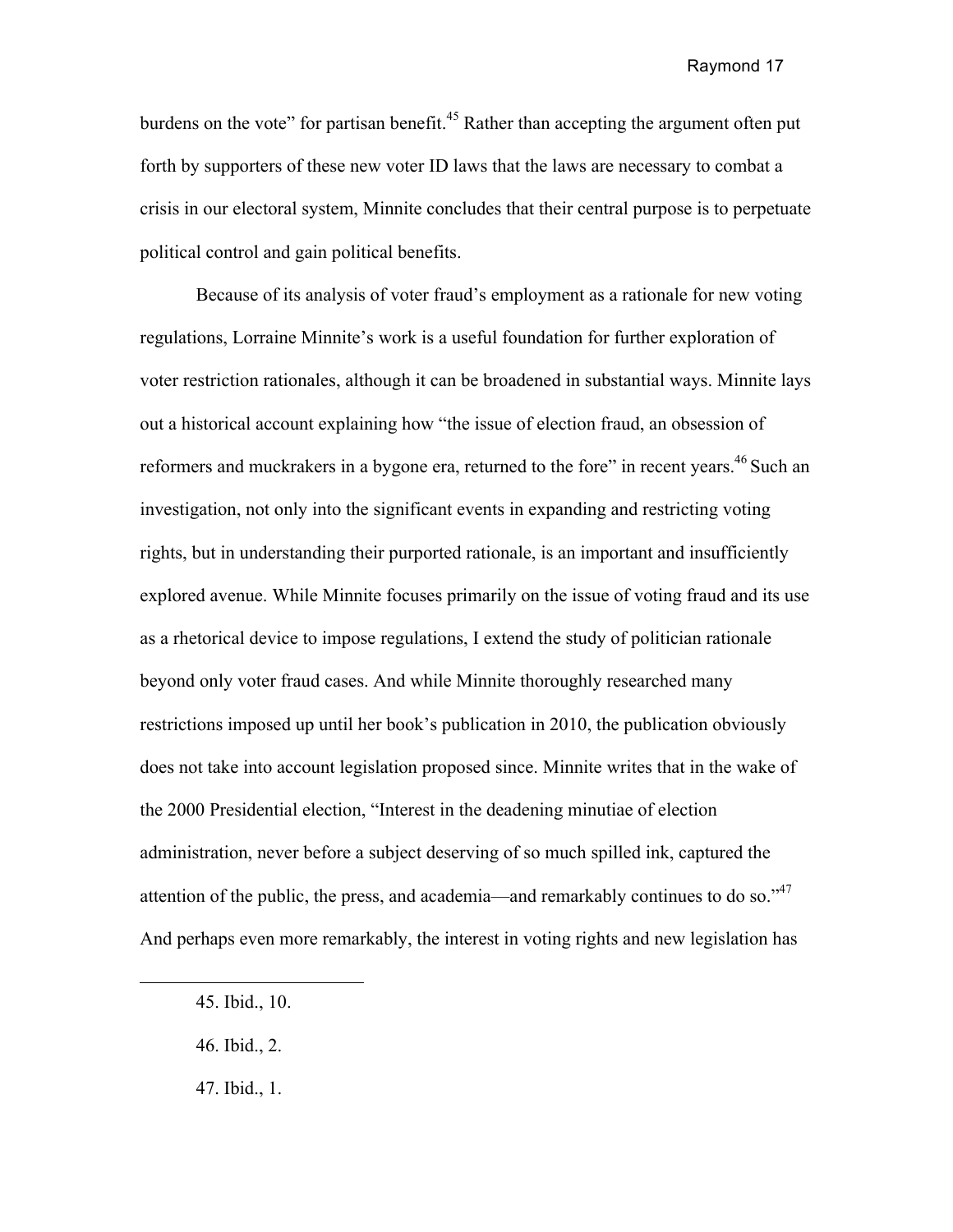burdens on the vote" for partisan benefit.[45] Rather than accepting the argument often put forth by supporters of these new voter ID laws that the laws are necessary to combat a crisis in our electoral system, Minnite concludes that their central purpose is to perpetuate political control and gain political benefits.

Because of its analysis of voter fraud's employment as a rationale for new voting regulations, Lorraine Minnite's work is a useful foundation for further exploration of voter restriction rationales, although it can be broadened in substantial ways. Minnite lays out a historical account explaining how "the issue of election fraud, an obsession of reformers and muckrakers in a bygone era, returned to the fore" in recent years.[46] Such an investigation, not only into the significant events in expanding and restricting voting rights, but in understanding their purported rationale, is an important and insufficiently explored avenue. While Minnite focuses primarily on the issue of voting fraud and its use as a rhetorical device to impose regulations, I extend the study of politician rationale beyond only voter fraud cases. And while Minnite thoroughly researched many restrictions imposed up until her book's publication in 2010, the publication obviously does not take into account legislation proposed since. Minnite writes that in the wake of the 2000 Presidential election, "Interest in the deadening minutiae of election administration, never before a subject deserving of so much spilled ink, captured the attention of the public, the press, and academia—and remarkably continues to do so."[47] And perhaps even more remarkably, the interest in voting rights and new legislation has

45. Ibid., 10.

46. Ibid., 2.

47. Ibid., 1.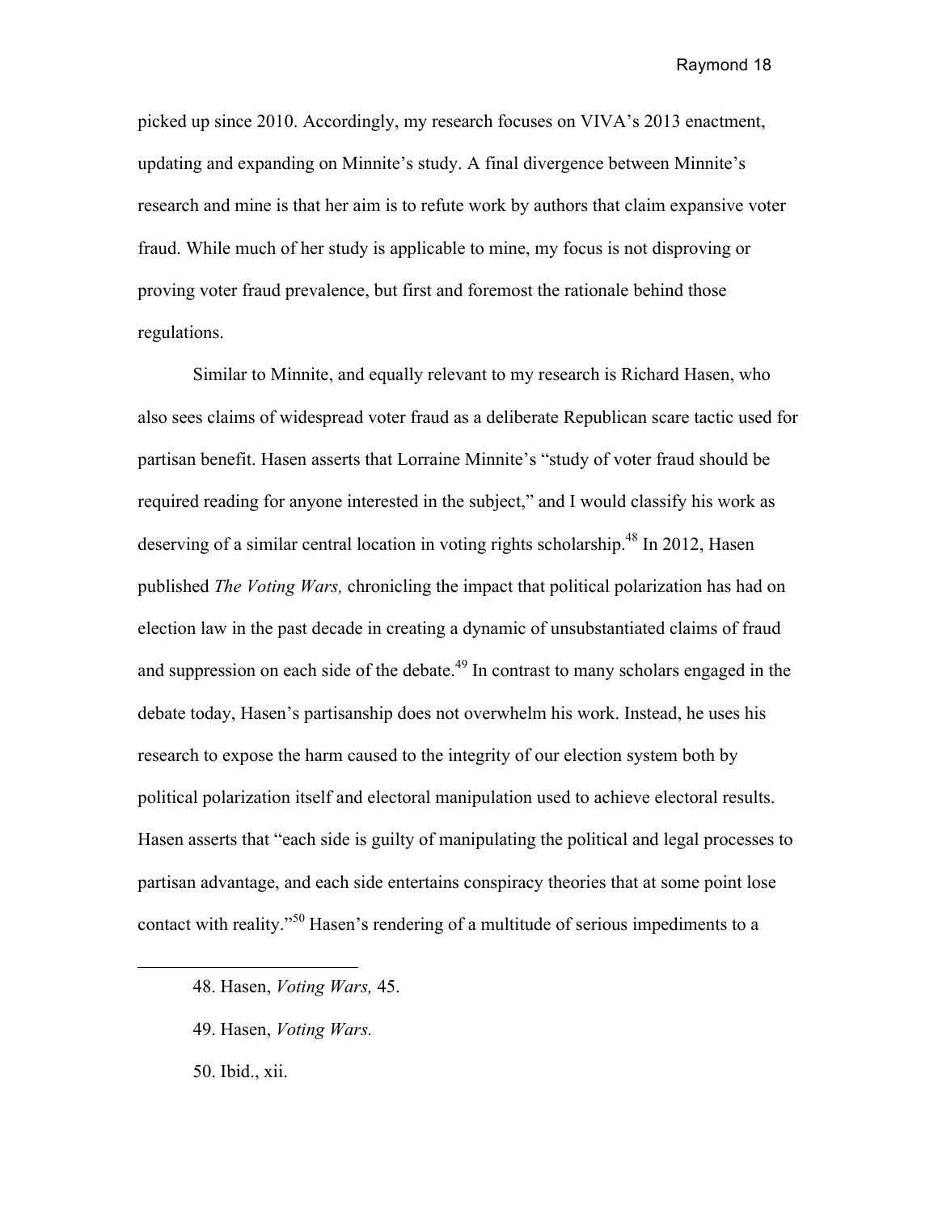picked up since 2010. Accordingly, my research focuses on VIVA's 2013 enactment, updating and expanding on Minnite's study. A final divergence between Minnite's research and mine is that her aim is to refute work by authors that claim expansive voter fraud. While much of her study is applicable to mine, my focus is not disproving or proving voter fraud prevalence, but first and foremost the rationale behind those regulations.

Similar to Minnite, and equally relevant to my research is Richard Hasen, who also sees claims of widespread voter fraud as a deliberate Republican scare tactic used for partisan benefit. Hasen asserts that Lorraine Minnite's "study of voter fraud should be required reading for anyone interested in the subject," and I would classify his work as deserving of a similar central location in voting rights scholarship.[48] In 2012, Hasen published *The Voting Wars,* chronicling the impact that political polarization has had on election law in the past decade in creating a dynamic of unsubstantiated claims of fraud and suppression on each side of the debate.[49] In contrast to many scholars engaged in the debate today, Hasen's partisanship does not overwhelm his work. Instead, he uses his research to expose the harm caused to the integrity of our election system both by political polarization itself and electoral manipulation used to achieve electoral results. Hasen asserts that "each side is guilty of manipulating the political and legal processes to partisan advantage, and each side entertains conspiracy theories that at some point lose contact with reality."[50] Hasen's rendering of a multitude of serious impediments to a

---

48. Hasen, *Voting Wars,* 45.

49. Hasen, *Voting Wars.*

50. Ibid., xii.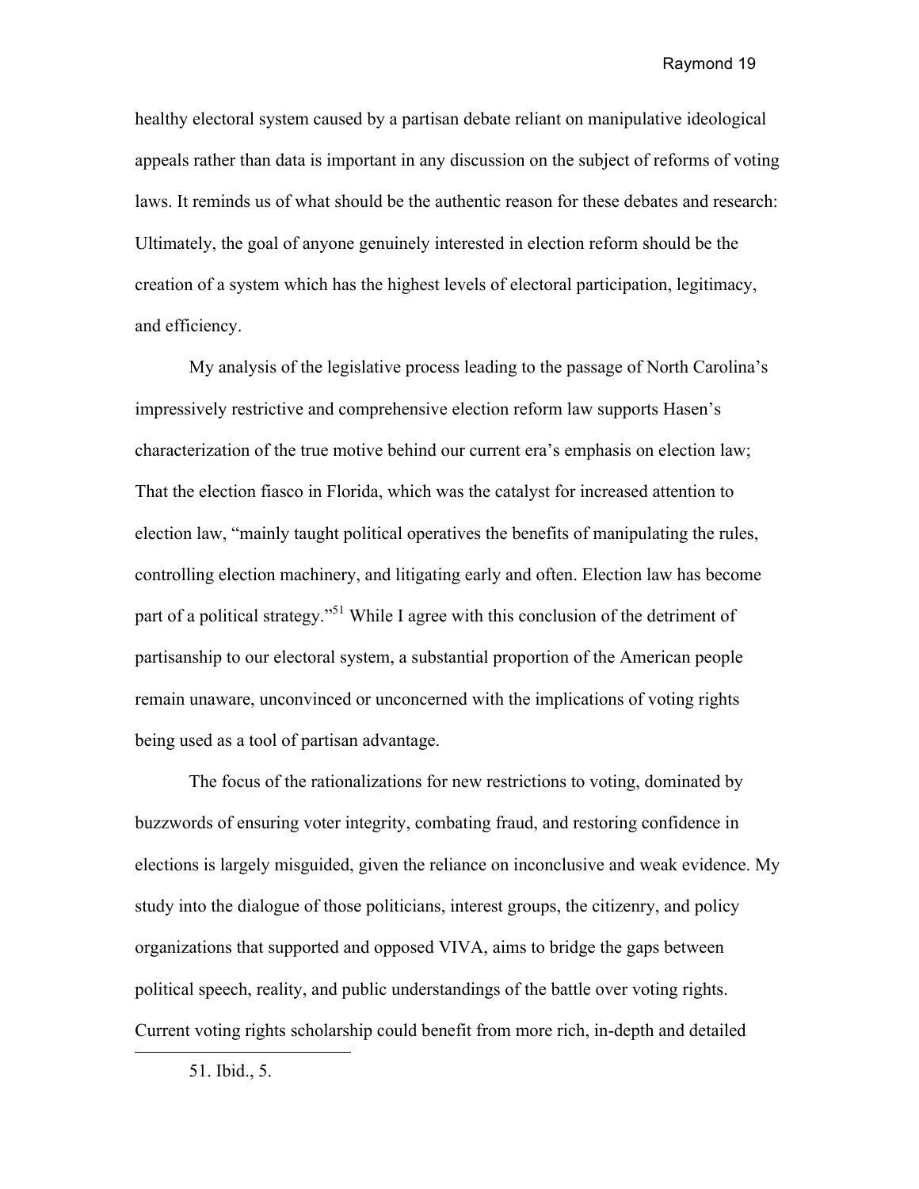healthy electoral system caused by a partisan debate reliant on manipulative ideological appeals rather than data is important in any discussion on the subject of reforms of voting laws. It reminds us of what should be the authentic reason for these debates and research: Ultimately, the goal of anyone genuinely interested in election reform should be the creation of a system which has the highest levels of electoral participation, legitimacy, and efficiency.

My analysis of the legislative process leading to the passage of North Carolina's impressively restrictive and comprehensive election reform law supports Hasen's characterization of the true motive behind our current era's emphasis on election law; That the election fiasco in Florida, which was the catalyst for increased attention to election law, "mainly taught political operatives the benefits of manipulating the rules, controlling election machinery, and litigating early and often. Election law has become part of a political strategy."[51] While I agree with this conclusion of the detriment of partisanship to our electoral system, a substantial proportion of the American people remain unaware, unconvinced or unconcerned with the implications of voting rights being used as a tool of partisan advantage.

The focus of the rationalizations for new restrictions to voting, dominated by buzzwords of ensuring voter integrity, combating fraud, and restoring confidence in elections is largely misguided, given the reliance on inconclusive and weak evidence. My study into the dialogue of those politicians, interest groups, the citizenry, and policy organizations that supported and opposed VIVA, aims to bridge the gaps between political speech, reality, and public understandings of the battle over voting rights. Current voting rights scholarship could benefit from more rich, in-depth and detailed

51. Ibid., 5.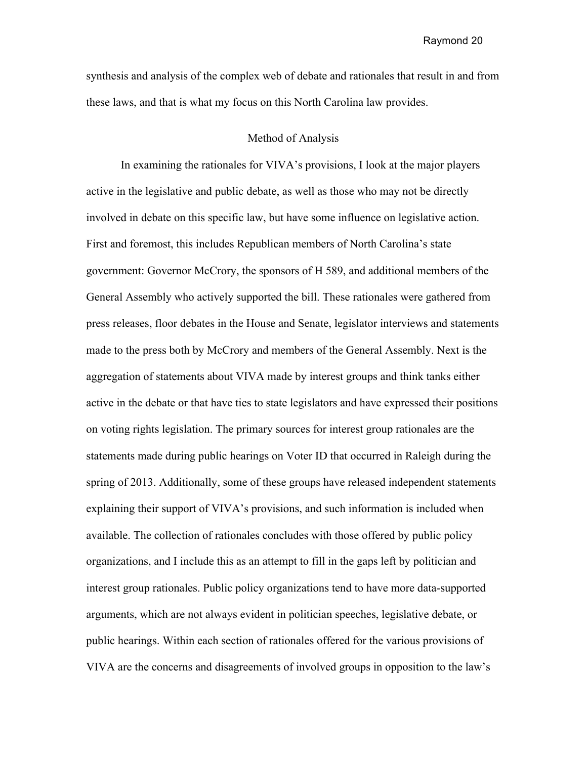synthesis and analysis of the complex web of debate and rationales that result in and from these laws, and that is what my focus on this North Carolina law provides.

## Method of Analysis

In examining the rationales for VIVA's provisions, I look at the major players active in the legislative and public debate, as well as those who may not be directly involved in debate on this specific law, but have some influence on legislative action. First and foremost, this includes Republican members of North Carolina's state government: Governor McCrory, the sponsors of H 589, and additional members of the General Assembly who actively supported the bill. These rationales were gathered from press releases, floor debates in the House and Senate, legislator interviews and statements made to the press both by McCrory and members of the General Assembly. Next is the aggregation of statements about VIVA made by interest groups and think tanks either active in the debate or that have ties to state legislators and have expressed their positions on voting rights legislation. The primary sources for interest group rationales are the statements made during public hearings on Voter ID that occurred in Raleigh during the spring of 2013. Additionally, some of these groups have released independent statements explaining their support of VIVA's provisions, and such information is included when available. The collection of rationales concludes with those offered by public policy organizations, and I include this as an attempt to fill in the gaps left by politician and interest group rationales. Public policy organizations tend to have more data-supported arguments, which are not always evident in politician speeches, legislative debate, or public hearings. Within each section of rationales offered for the various provisions of VIVA are the concerns and disagreements of involved groups in opposition to the law's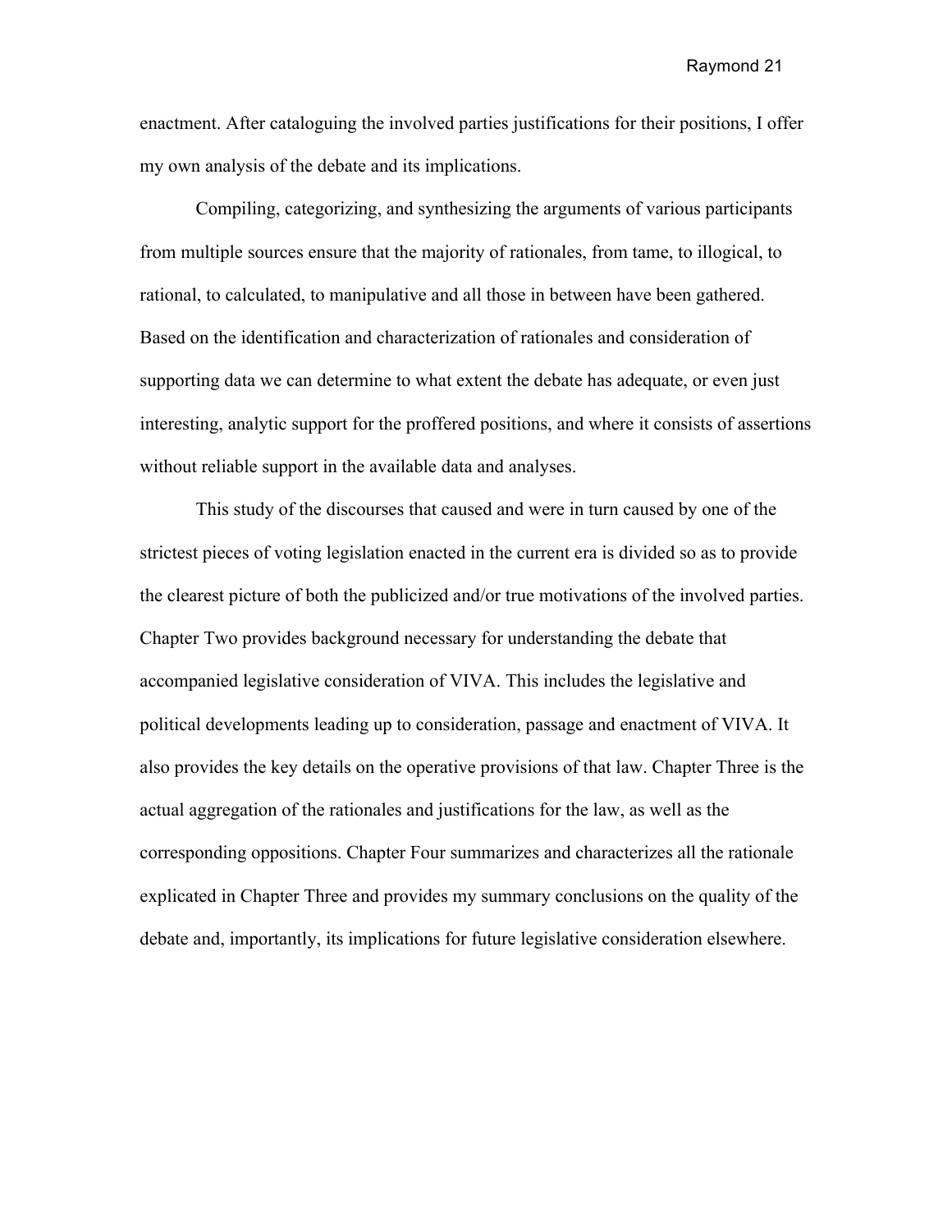enactment. After cataloguing the involved parties justifications for their positions, I offer my own analysis of the debate and its implications.

Compiling, categorizing, and synthesizing the arguments of various participants from multiple sources ensure that the majority of rationales, from tame, to illogical, to rational, to calculated, to manipulative and all those in between have been gathered. Based on the identification and characterization of rationales and consideration of supporting data we can determine to what extent the debate has adequate, or even just interesting, analytic support for the proffered positions, and where it consists of assertions without reliable support in the available data and analyses.

This study of the discourses that caused and were in turn caused by one of the strictest pieces of voting legislation enacted in the current era is divided so as to provide the clearest picture of both the publicized and/or true motivations of the involved parties. Chapter Two provides background necessary for understanding the debate that accompanied legislative consideration of VIVA. This includes the legislative and political developments leading up to consideration, passage and enactment of VIVA. It also provides the key details on the operative provisions of that law. Chapter Three is the actual aggregation of the rationales and justifications for the law, as well as the corresponding oppositions. Chapter Four summarizes and characterizes all the rationale explicated in Chapter Three and provides my summary conclusions on the quality of the debate and, importantly, its implications for future legislative consideration elsewhere.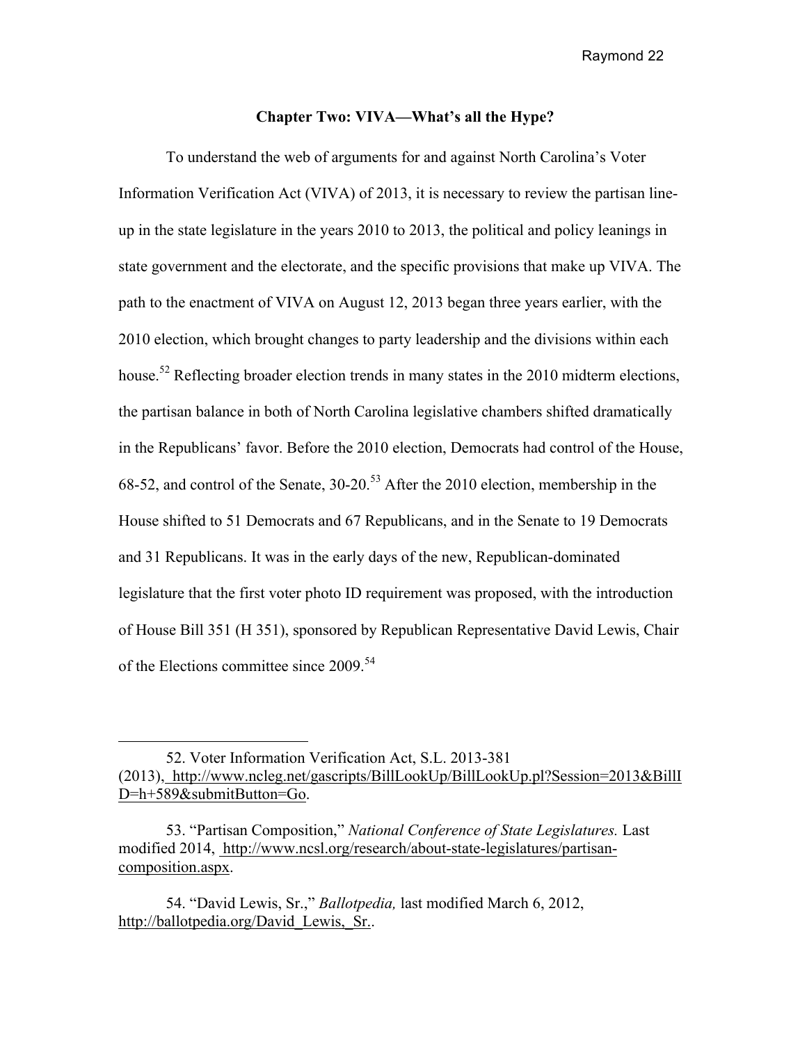## Chapter Two: VIVA—What's all the Hype?

To understand the web of arguments for and against North Carolina's Voter Information Verification Act (VIVA) of 2013, it is necessary to review the partisan line-up in the state legislature in the years 2010 to 2013, the political and policy leanings in state government and the electorate, and the specific provisions that make up VIVA. The path to the enactment of VIVA on August 12, 2013 began three years earlier, with the 2010 election, which brought changes to party leadership and the divisions within each house.[52] Reflecting broader election trends in many states in the 2010 midterm elections, the partisan balance in both of North Carolina legislative chambers shifted dramatically in the Republicans' favor. Before the 2010 election, Democrats had control of the House, 68-52, and control of the Senate, 30-20.[53] After the 2010 election, membership in the House shifted to 51 Democrats and 67 Republicans, and in the Senate to 19 Democrats and 31 Republicans. It was in the early days of the new, Republican-dominated legislature that the first voter photo ID requirement was proposed, with the introduction of House Bill 351 (H 351), sponsored by Republican Representative David Lewis, Chair of the Elections committee since 2009.[54]

---

52. Voter Information Verification Act, S.L. 2013-381 (2013), http://www.ncleg.net/gascripts/BillLookUp/BillLookUp.pl?Session=2013&BillID=h+589&submitButton=Go.

53. "Partisan Composition," *National Conference of State Legislatures.* Last modified 2014, http://www.ncsl.org/research/about-state-legislatures/partisan-composition.aspx.

54. "David Lewis, Sr.," *Ballotpedia,* last modified March 6, 2012, http://ballotpedia.org/David_Lewis,_Sr..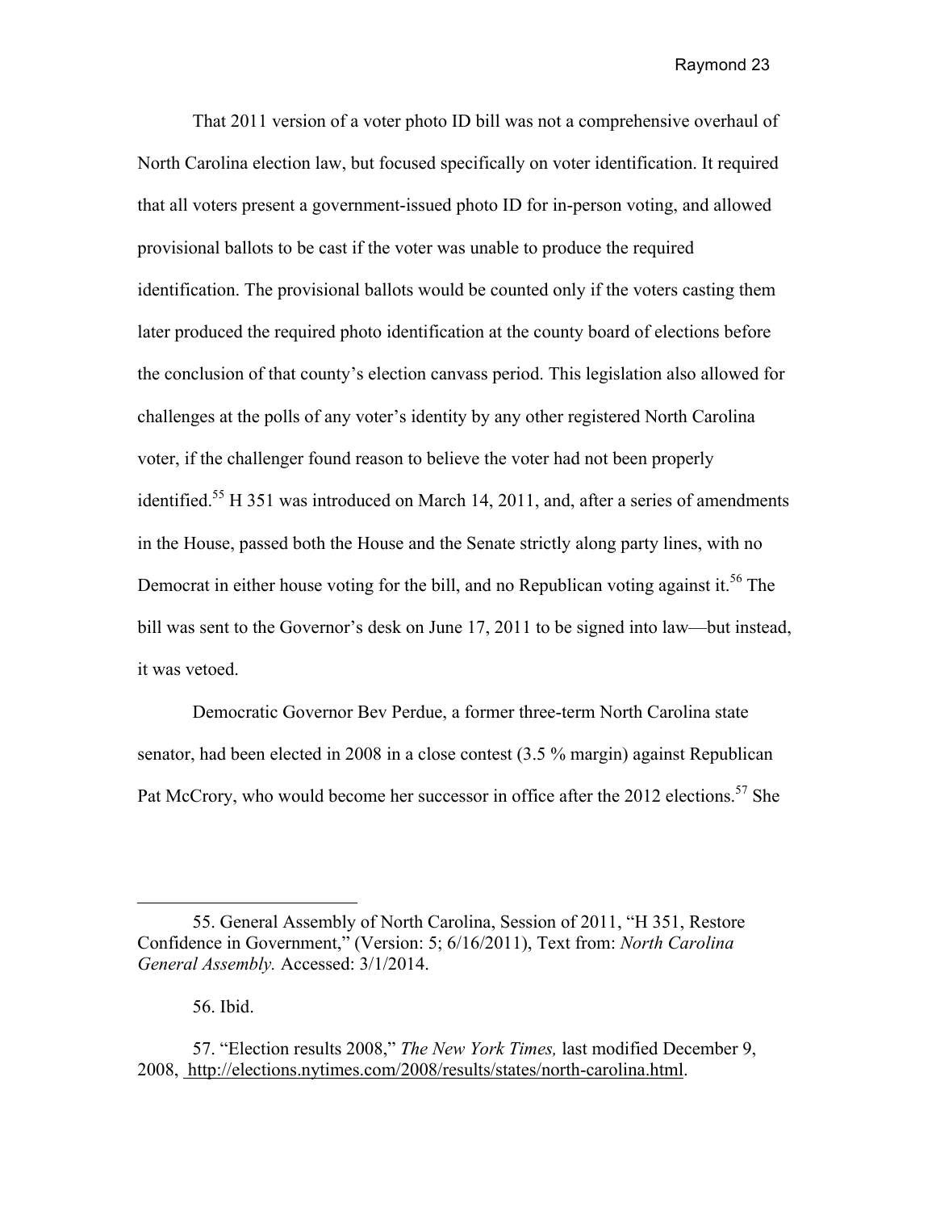That 2011 version of a voter photo ID bill was not a comprehensive overhaul of North Carolina election law, but focused specifically on voter identification. It required that all voters present a government-issued photo ID for in-person voting, and allowed provisional ballots to be cast if the voter was unable to produce the required identification. The provisional ballots would be counted only if the voters casting them later produced the required photo identification at the county board of elections before the conclusion of that county's election canvass period. This legislation also allowed for challenges at the polls of any voter's identity by any other registered North Carolina voter, if the challenger found reason to believe the voter had not been properly identified.[55] H 351 was introduced on March 14, 2011, and, after a series of amendments in the House, passed both the House and the Senate strictly along party lines, with no Democrat in either house voting for the bill, and no Republican voting against it.[56] The bill was sent to the Governor's desk on June 17, 2011 to be signed into law—but instead, it was vetoed.

Democratic Governor Bev Perdue, a former three-term North Carolina state senator, had been elected in 2008 in a close contest (3.5 % margin) against Republican Pat McCrory, who would become her successor in office after the 2012 elections.[57] She

---

55. General Assembly of North Carolina, Session of 2011, "H 351, Restore Confidence in Government," (Version: 5; 6/16/2011), Text from: *North Carolina General Assembly.* Accessed: 3/1/2014.

56. Ibid.

57. "Election results 2008," *The New York Times,* last modified December 9, 2008, http://elections.nytimes.com/2008/results/states/north-carolina.html.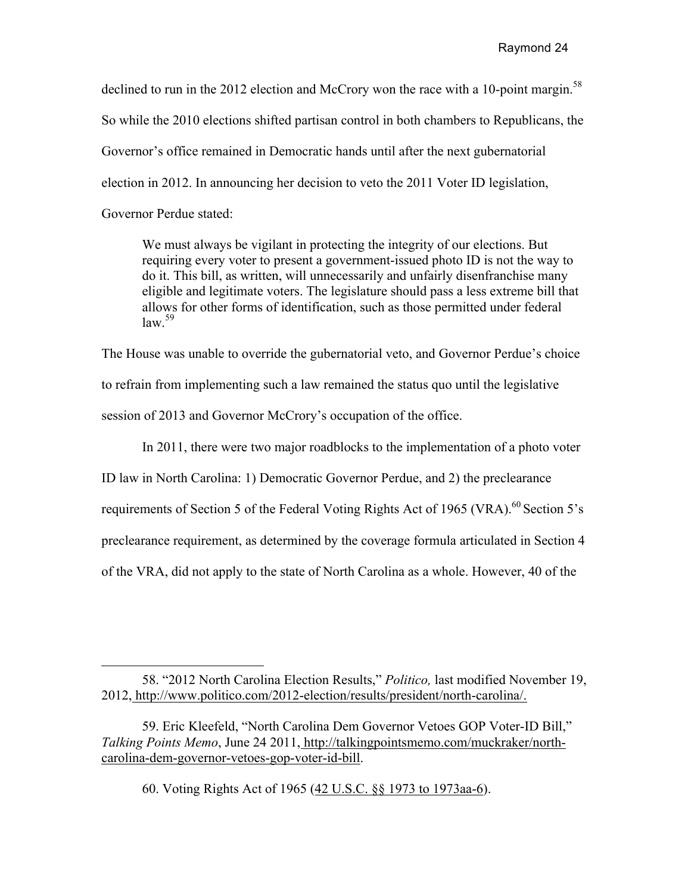declined to run in the 2012 election and McCrory won the race with a 10-point margin.[58] So while the 2010 elections shifted partisan control in both chambers to Republicans, the Governor's office remained in Democratic hands until after the next gubernatorial election in 2012. In announcing her decision to veto the 2011 Voter ID legislation, Governor Perdue stated:

> We must always be vigilant in protecting the integrity of our elections. But requiring every voter to present a government-issued photo ID is not the way to do it. This bill, as written, will unnecessarily and unfairly disenfranchise many eligible and legitimate voters. The legislature should pass a less extreme bill that allows for other forms of identification, such as those permitted under federal law.[59]

The House was unable to override the gubernatorial veto, and Governor Perdue's choice to refrain from implementing such a law remained the status quo until the legislative session of 2013 and Governor McCrory's occupation of the office.

In 2011, there were two major roadblocks to the implementation of a photo voter ID law in North Carolina: 1) Democratic Governor Perdue, and 2) the preclearance requirements of Section 5 of the Federal Voting Rights Act of 1965 (VRA).[60] Section 5's preclearance requirement, as determined by the coverage formula articulated in Section 4 of the VRA, did not apply to the state of North Carolina as a whole. However, 40 of the

---

58. "2012 North Carolina Election Results," *Politico,* last modified November 19, 2012, http://www.politico.com/2012-election/results/president/north-carolina/.

59. Eric Kleefeld, "North Carolina Dem Governor Vetoes GOP Voter-ID Bill," *Talking Points Memo*, June 24 2011, http://talkingpointsmemo.com/muckraker/north-carolina-dem-governor-vetoes-gop-voter-id-bill.

60. Voting Rights Act of 1965 (42 U.S.C. §§ 1973 to 1973aa-6).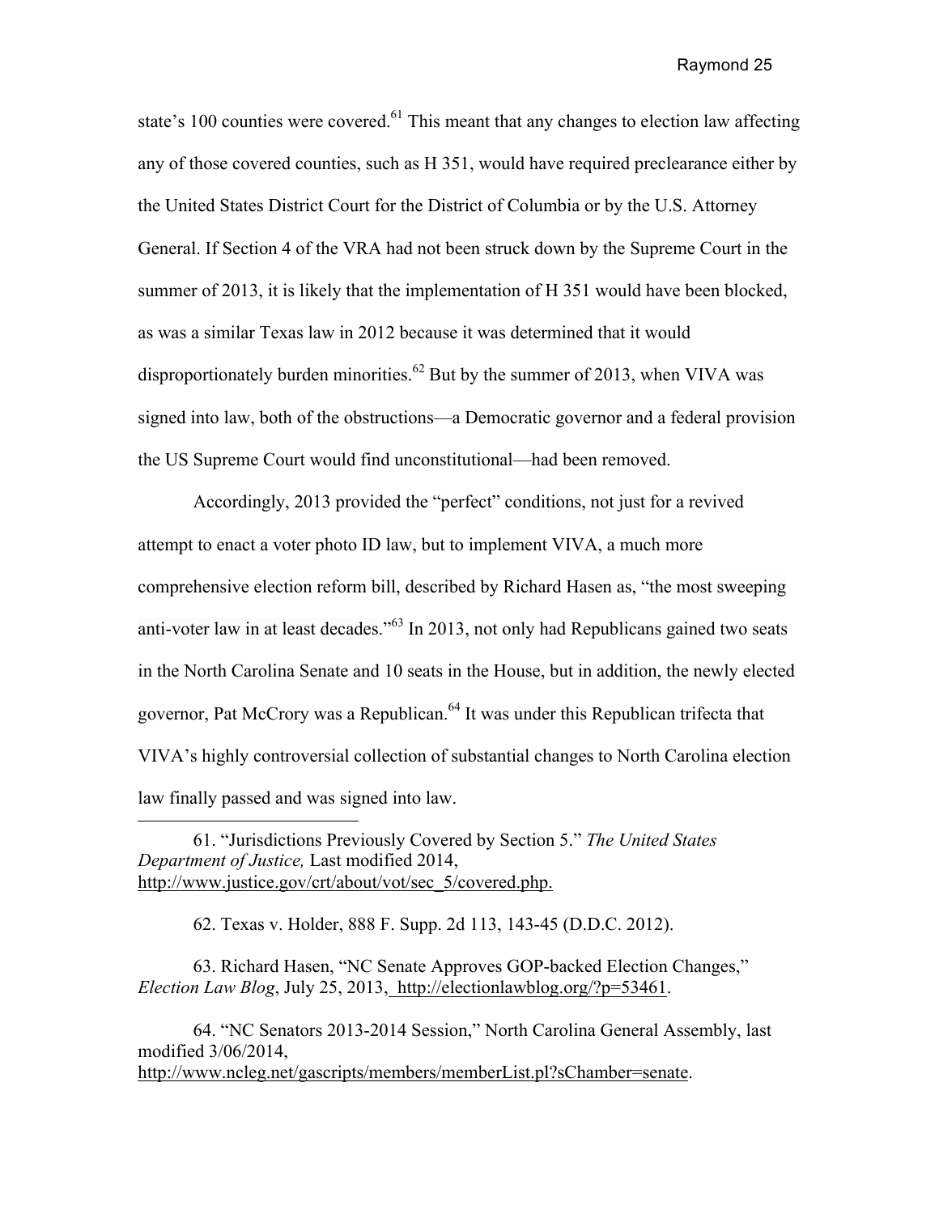state's 100 counties were covered.[61] This meant that any changes to election law affecting any of those covered counties, such as H 351, would have required preclearance either by the United States District Court for the District of Columbia or by the U.S. Attorney General. If Section 4 of the VRA had not been struck down by the Supreme Court in the summer of 2013, it is likely that the implementation of H 351 would have been blocked, as was a similar Texas law in 2012 because it was determined that it would disproportionately burden minorities.[62] But by the summer of 2013, when VIVA was signed into law, both of the obstructions—a Democratic governor and a federal provision the US Supreme Court would find unconstitutional—had been removed.

Accordingly, 2013 provided the "perfect" conditions, not just for a revived attempt to enact a voter photo ID law, but to implement VIVA, a much more comprehensive election reform bill, described by Richard Hasen as, "the most sweeping anti-voter law in at least decades."[63] In 2013, not only had Republicans gained two seats in the North Carolina Senate and 10 seats in the House, but in addition, the newly elected governor, Pat McCrory was a Republican.[64] It was under this Republican trifecta that VIVA's highly controversial collection of substantial changes to North Carolina election law finally passed and was signed into law.

---

61. "Jurisdictions Previously Covered by Section 5." *The United States Department of Justice,* Last modified 2014, http://www.justice.gov/crt/about/vot/sec_5/covered.php.

62. Texas v. Holder, 888 F. Supp. 2d 113, 143-45 (D.D.C. 2012).

63. Richard Hasen, "NC Senate Approves GOP-backed Election Changes," *Election Law Blog*, July 25, 2013, http://electionlawblog.org/?p=53461.

64. "NC Senators 2013-2014 Session," North Carolina General Assembly, last modified 3/06/2014, http://www.ncleg.net/gascripts/members/memberList.pl?sChamber=senate.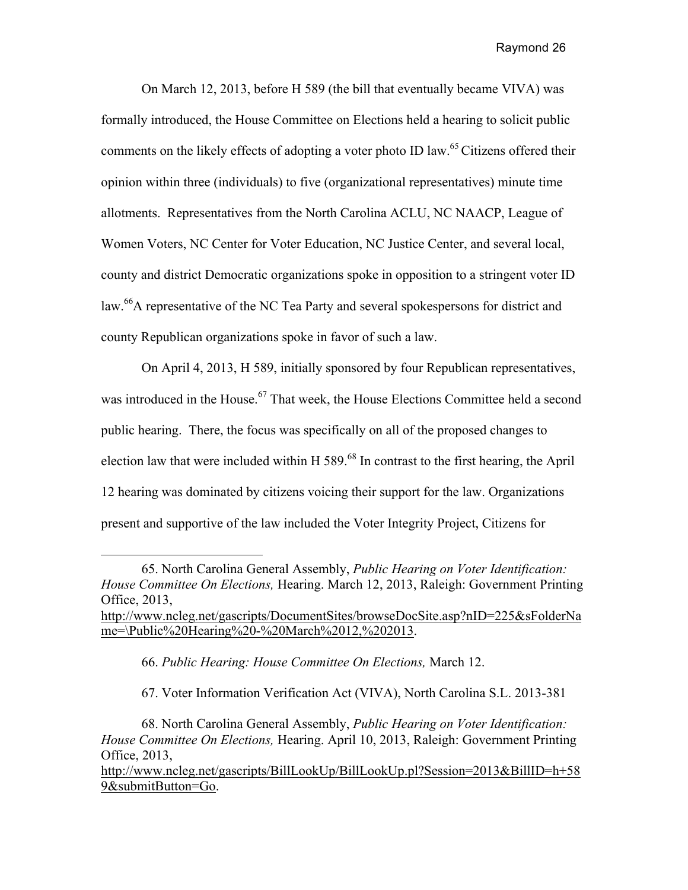On March 12, 2013, before H 589 (the bill that eventually became VIVA) was formally introduced, the House Committee on Elections held a hearing to solicit public comments on the likely effects of adopting a voter photo ID law.[65] Citizens offered their opinion within three (individuals) to five (organizational representatives) minute time allotments. Representatives from the North Carolina ACLU, NC NAACP, League of Women Voters, NC Center for Voter Education, NC Justice Center, and several local, county and district Democratic organizations spoke in opposition to a stringent voter ID law.[66] A representative of the NC Tea Party and several spokespersons for district and county Republican organizations spoke in favor of such a law.

On April 4, 2013, H 589, initially sponsored by four Republican representatives, was introduced in the House.[67] That week, the House Elections Committee held a second public hearing. There, the focus was specifically on all of the proposed changes to election law that were included within H 589.[68] In contrast to the first hearing, the April 12 hearing was dominated by citizens voicing their support for the law. Organizations present and supportive of the law included the Voter Integrity Project, Citizens for

---

65. North Carolina General Assembly, *Public Hearing on Voter Identification: House Committee On Elections,* Hearing. March 12, 2013, Raleigh: Government Printing Office, 2013, http://www.ncleg.net/gascripts/DocumentSites/browseDocSite.asp?nID=225&sFolderName=\Public%20Hearing%20-%20March%2012,%202013.

66. *Public Hearing: House Committee On Elections,* March 12.

67. Voter Information Verification Act (VIVA), North Carolina S.L. 2013-381

68. North Carolina General Assembly, *Public Hearing on Voter Identification: House Committee On Elections,* Hearing. April 10, 2013, Raleigh: Government Printing Office, 2013, http://www.ncleg.net/gascripts/BillLookUp/BillLookUp.pl?Session=2013&BillID=h+589&submitButton=Go.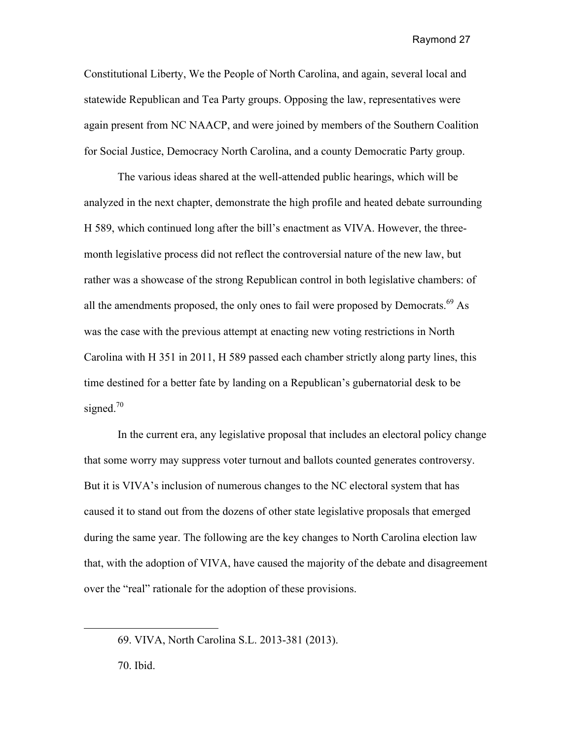Constitutional Liberty, We the People of North Carolina, and again, several local and statewide Republican and Tea Party groups. Opposing the law, representatives were again present from NC NAACP, and were joined by members of the Southern Coalition for Social Justice, Democracy North Carolina, and a county Democratic Party group.

The various ideas shared at the well-attended public hearings, which will be analyzed in the next chapter, demonstrate the high profile and heated debate surrounding H 589, which continued long after the bill's enactment as VIVA. However, the three-month legislative process did not reflect the controversial nature of the new law, but rather was a showcase of the strong Republican control in both legislative chambers: of all the amendments proposed, the only ones to fail were proposed by Democrats.[69] As was the case with the previous attempt at enacting new voting restrictions in North Carolina with H 351 in 2011, H 589 passed each chamber strictly along party lines, this time destined for a better fate by landing on a Republican's gubernatorial desk to be signed.[70]

In the current era, any legislative proposal that includes an electoral policy change that some worry may suppress voter turnout and ballots counted generates controversy. But it is VIVA's inclusion of numerous changes to the NC electoral system that has caused it to stand out from the dozens of other state legislative proposals that emerged during the same year. The following are the key changes to North Carolina election law that, with the adoption of VIVA, have caused the majority of the debate and disagreement over the "real" rationale for the adoption of these provisions.

---

69. VIVA, North Carolina S.L. 2013-381 (2013).

70. Ibid.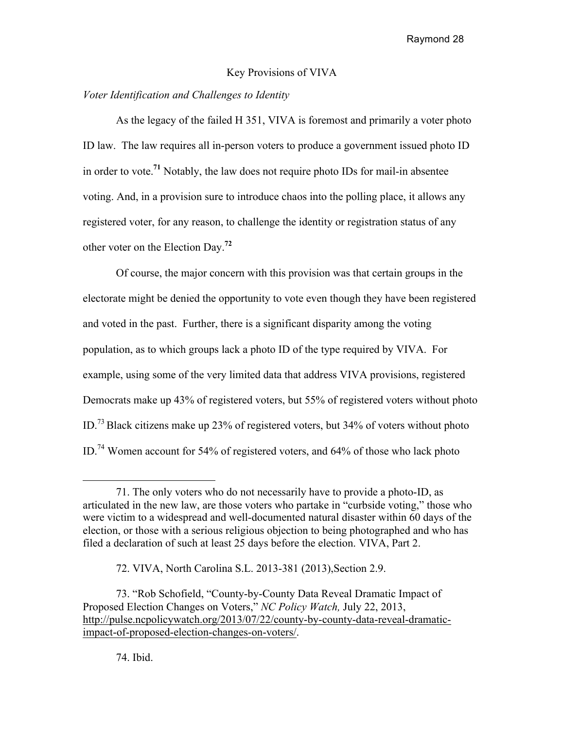## Key Provisions of VIVA

*Voter Identification and Challenges to Identity*

As the legacy of the failed H 351, VIVA is foremost and primarily a voter photo ID law. The law requires all in-person voters to produce a government issued photo ID in order to vote.[71] Notably, the law does not require photo IDs for mail-in absentee voting. And, in a provision sure to introduce chaos into the polling place, it allows any registered voter, for any reason, to challenge the identity or registration status of any other voter on the Election Day.[72]

Of course, the major concern with this provision was that certain groups in the electorate might be denied the opportunity to vote even though they have been registered and voted in the past. Further, there is a significant disparity among the voting population, as to which groups lack a photo ID of the type required by VIVA. For example, using some of the very limited data that address VIVA provisions, registered Democrats make up 43% of registered voters, but 55% of registered voters without photo ID.[73] Black citizens make up 23% of registered voters, but 34% of voters without photo ID.[74] Women account for 54% of registered voters, and 64% of those who lack photo

---

71. The only voters who do not necessarily have to provide a photo-ID, as articulated in the new law, are those voters who partake in "curbside voting," those who were victim to a widespread and well-documented natural disaster within 60 days of the election, or those with a serious religious objection to being photographed and who has filed a declaration of such at least 25 days before the election. VIVA, Part 2.

72. VIVA, North Carolina S.L. 2013-381 (2013),Section 2.9.

73. "Rob Schofield, "County-by-County Data Reveal Dramatic Impact of Proposed Election Changes on Voters," *NC Policy Watch,* July 22, 2013, http://pulse.ncpolicywatch.org/2013/07/22/county-by-county-data-reveal-dramatic-impact-of-proposed-election-changes-on-voters/.

74. Ibid.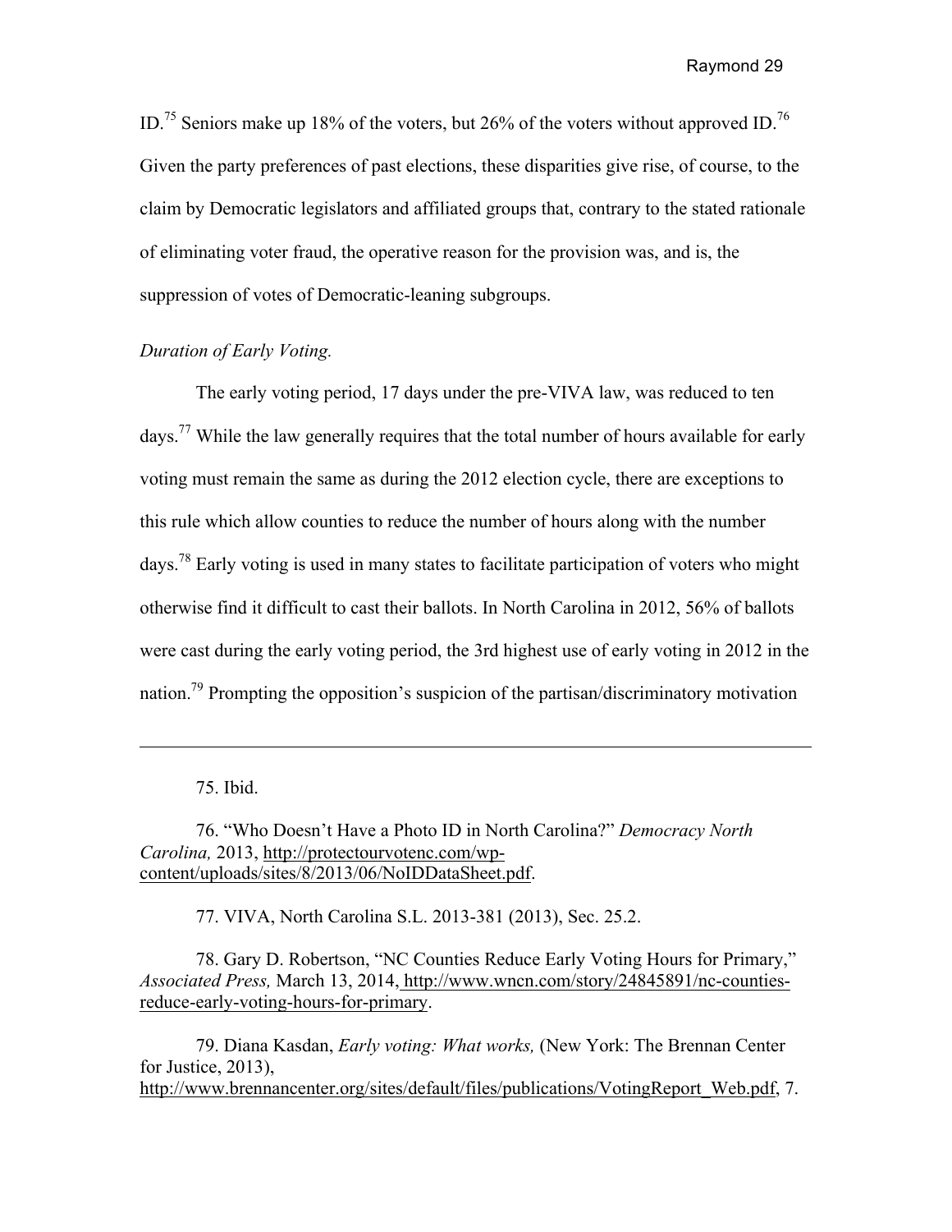ID.[75] Seniors make up 18% of the voters, but 26% of the voters without approved ID.[76] Given the party preferences of past elections, these disparities give rise, of course, to the claim by Democratic legislators and affiliated groups that, contrary to the stated rationale of eliminating voter fraud, the operative reason for the provision was, and is, the suppression of votes of Democratic-leaning subgroups.

*Duration of Early Voting.*

The early voting period, 17 days under the pre-VIVA law, was reduced to ten days.[77] While the law generally requires that the total number of hours available for early voting must remain the same as during the 2012 election cycle, there are exceptions to this rule which allow counties to reduce the number of hours along with the number days.[78] Early voting is used in many states to facilitate participation of voters who might otherwise find it difficult to cast their ballots. In North Carolina in 2012, 56% of ballots were cast during the early voting period, the 3rd highest use of early voting in 2012 in the nation.[79] Prompting the opposition's suspicion of the partisan/discriminatory motivation

---

75. Ibid.

76. "Who Doesn't Have a Photo ID in North Carolina?" *Democracy North Carolina,* 2013, http://protectourvotenc.com/wp-content/uploads/sites/8/2013/06/NoIDDataSheet.pdf.

77. VIVA, North Carolina S.L. 2013-381 (2013), Sec. 25.2.

78. Gary D. Robertson, "NC Counties Reduce Early Voting Hours for Primary," *Associated Press,* March 13, 2014, http://www.wncn.com/story/24845891/nc-counties-reduce-early-voting-hours-for-primary.

79. Diana Kasdan, *Early voting: What works,* (New York: The Brennan Center for Justice, 2013), http://www.brennancenter.org/sites/default/files/publications/VotingReport_Web.pdf, 7.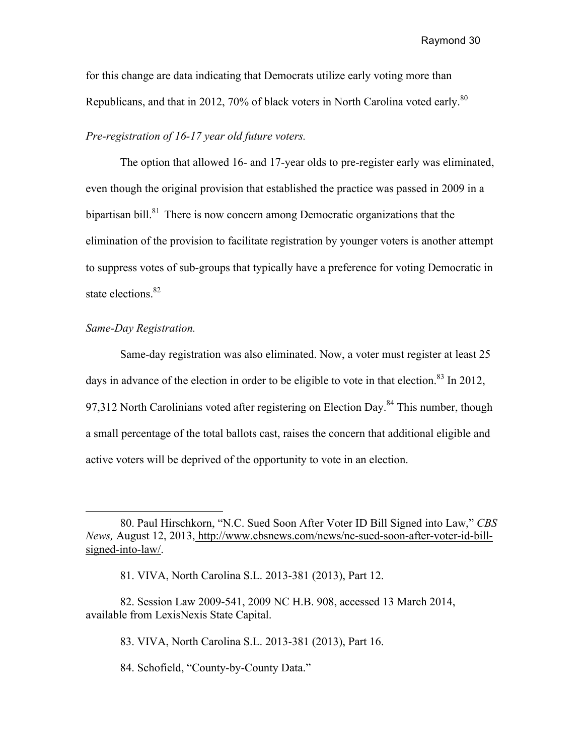for this change are data indicating that Democrats utilize early voting more than Republicans, and that in 2012, 70% of black voters in North Carolina voted early.[80]

*Pre-registration of 16-17 year old future voters.*

The option that allowed 16- and 17-year olds to pre-register early was eliminated, even though the original provision that established the practice was passed in 2009 in a bipartisan bill.[81] There is now concern among Democratic organizations that the elimination of the provision to facilitate registration by younger voters is another attempt to suppress votes of sub-groups that typically have a preference for voting Democratic in state elections.[82]

*Same-Day Registration.*

Same-day registration was also eliminated. Now, a voter must register at least 25 days in advance of the election in order to be eligible to vote in that election.[83] In 2012, 97,312 North Carolinians voted after registering on Election Day.[84] This number, though a small percentage of the total ballots cast, raises the concern that additional eligible and active voters will be deprived of the opportunity to vote in an election.

---

80. Paul Hirschkorn, "N.C. Sued Soon After Voter ID Bill Signed into Law," *CBS News,* August 12, 2013, http://www.cbsnews.com/news/nc-sued-soon-after-voter-id-bill-signed-into-law/.

81. VIVA, North Carolina S.L. 2013-381 (2013), Part 12.

82. Session Law 2009-541, 2009 NC H.B. 908, accessed 13 March 2014, available from LexisNexis State Capital.

83. VIVA, North Carolina S.L. 2013-381 (2013), Part 16.

84. Schofield, "County-by-County Data."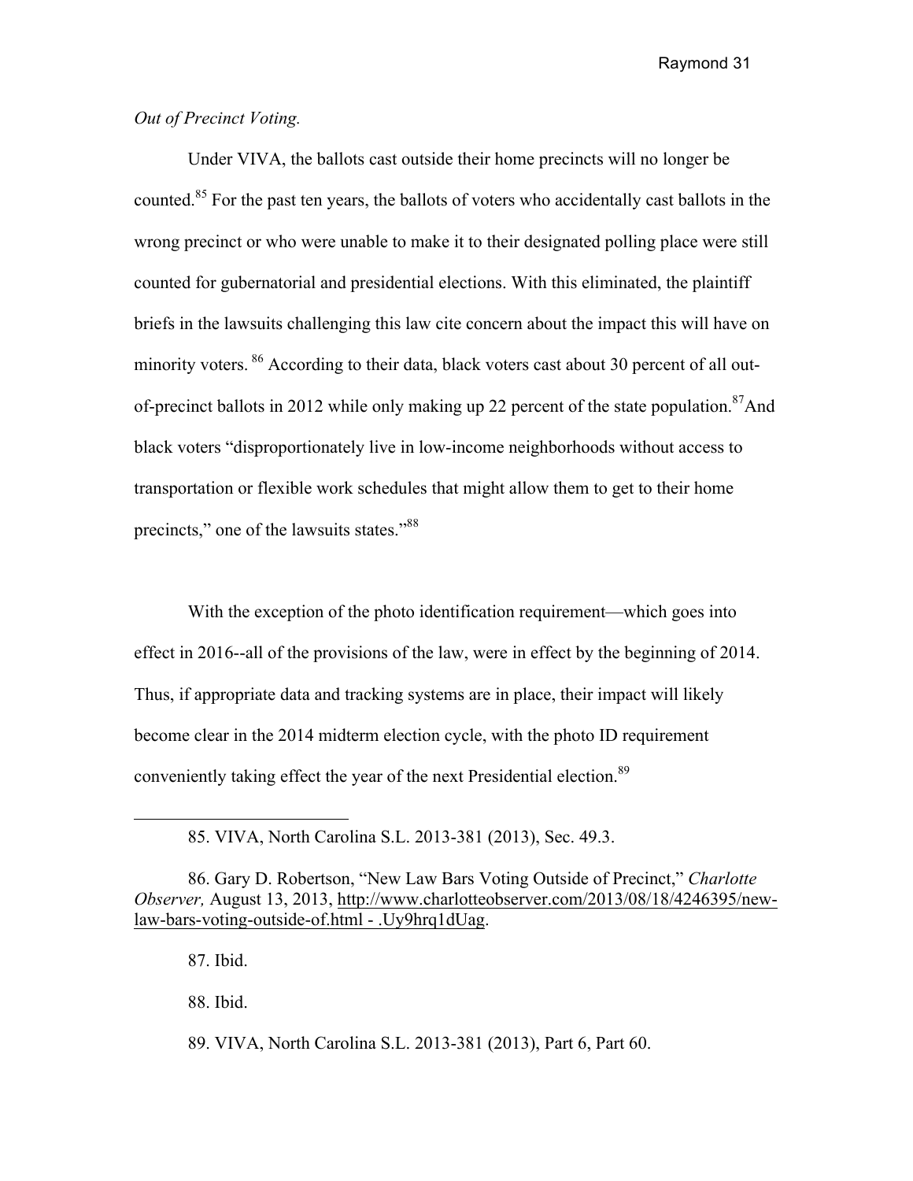*Out of Precinct Voting.*

Under VIVA, the ballots cast outside their home precincts will no longer be counted.[85] For the past ten years, the ballots of voters who accidentally cast ballots in the wrong precinct or who were unable to make it to their designated polling place were still counted for gubernatorial and presidential elections. With this eliminated, the plaintiff briefs in the lawsuits challenging this law cite concern about the impact this will have on minority voters. [86] According to their data, black voters cast about 30 percent of all out-of-precinct ballots in 2012 while only making up 22 percent of the state population.[87]And black voters "disproportionately live in low-income neighborhoods without access to transportation or flexible work schedules that might allow them to get to their home precincts," one of the lawsuits states."[88]

With the exception of the photo identification requirement—which goes into effect in 2016--all of the provisions of the law, were in effect by the beginning of 2014. Thus, if appropriate data and tracking systems are in place, their impact will likely become clear in the 2014 midterm election cycle, with the photo ID requirement conveniently taking effect the year of the next Presidential election.[89]

---

85. VIVA, North Carolina S.L. 2013-381 (2013), Sec. 49.3.

86. Gary D. Robertson, "New Law Bars Voting Outside of Precinct," *Charlotte Observer,* August 13, 2013, http://www.charlotteobserver.com/2013/08/18/4246395/new-law-bars-voting-outside-of.html - .Uy9hrq1dUag.

87. Ibid.

88. Ibid.

89. VIVA, North Carolina S.L. 2013-381 (2013), Part 6, Part 60.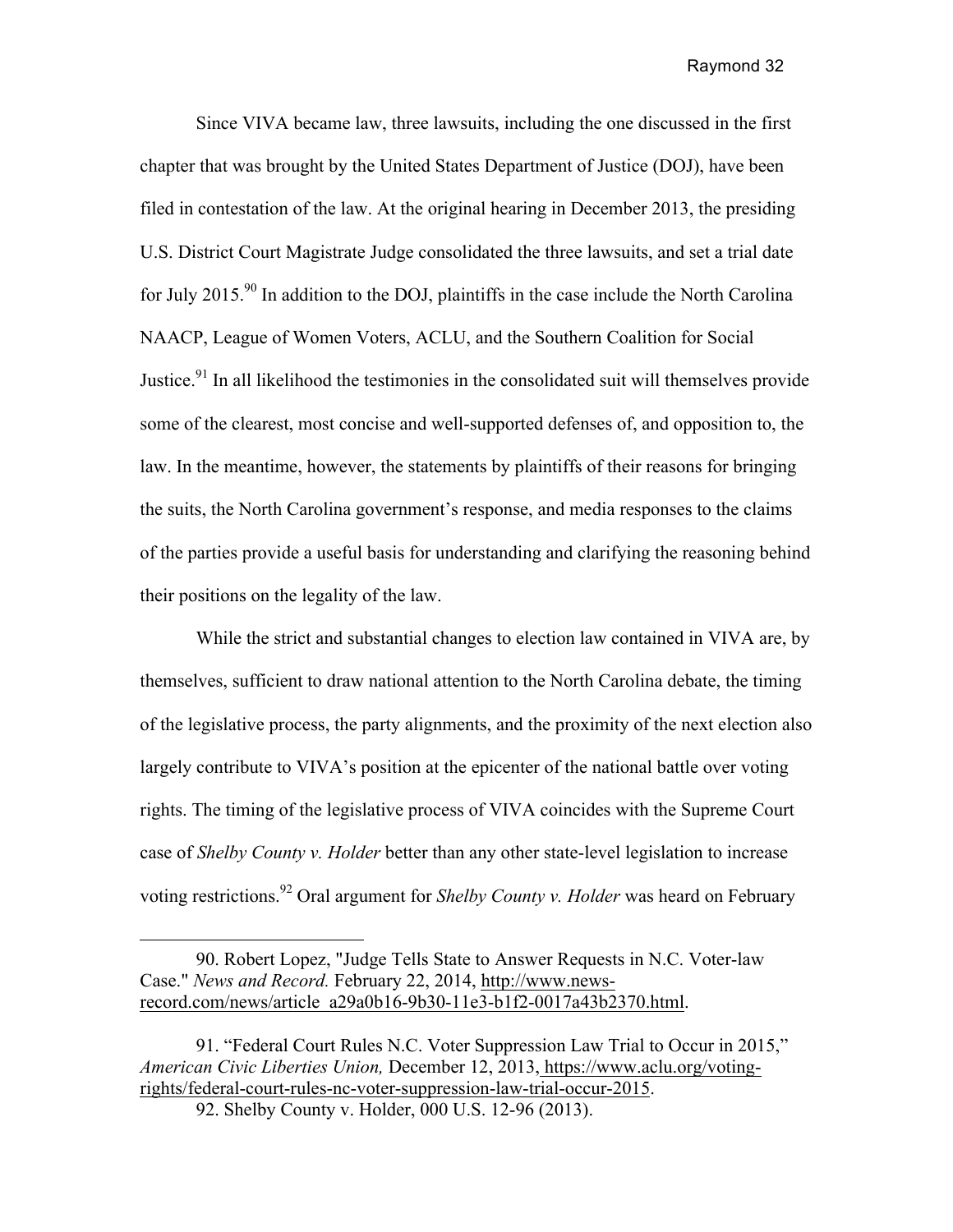Since VIVA became law, three lawsuits, including the one discussed in the first chapter that was brought by the United States Department of Justice (DOJ), have been filed in contestation of the law. At the original hearing in December 2013, the presiding U.S. District Court Magistrate Judge consolidated the three lawsuits, and set a trial date for July 2015.[90] In addition to the DOJ, plaintiffs in the case include the North Carolina NAACP, League of Women Voters, ACLU, and the Southern Coalition for Social Justice.[91] In all likelihood the testimonies in the consolidated suit will themselves provide some of the clearest, most concise and well-supported defenses of, and opposition to, the law. In the meantime, however, the statements by plaintiffs of their reasons for bringing the suits, the North Carolina government's response, and media responses to the claims of the parties provide a useful basis for understanding and clarifying the reasoning behind their positions on the legality of the law.

While the strict and substantial changes to election law contained in VIVA are, by themselves, sufficient to draw national attention to the North Carolina debate, the timing of the legislative process, the party alignments, and the proximity of the next election also largely contribute to VIVA's position at the epicenter of the national battle over voting rights. The timing of the legislative process of VIVA coincides with the Supreme Court case of *Shelby County v. Holder* better than any other state-level legislation to increase voting restrictions.[92] Oral argument for *Shelby County v. Holder* was heard on February

---

90. Robert Lopez, "Judge Tells State to Answer Requests in N.C. Voter-law Case." *News and Record.* February 22, 2014, http://www.news-record.com/news/article_a29a0b16-9b30-11e3-b1f2-0017a43b2370.html.

91. "Federal Court Rules N.C. Voter Suppression Law Trial to Occur in 2015," *American Civic Liberties Union,* December 12, 2013, https://www.aclu.org/voting-rights/federal-court-rules-nc-voter-suppression-law-trial-occur-2015.

92. Shelby County v. Holder, 000 U.S. 12-96 (2013).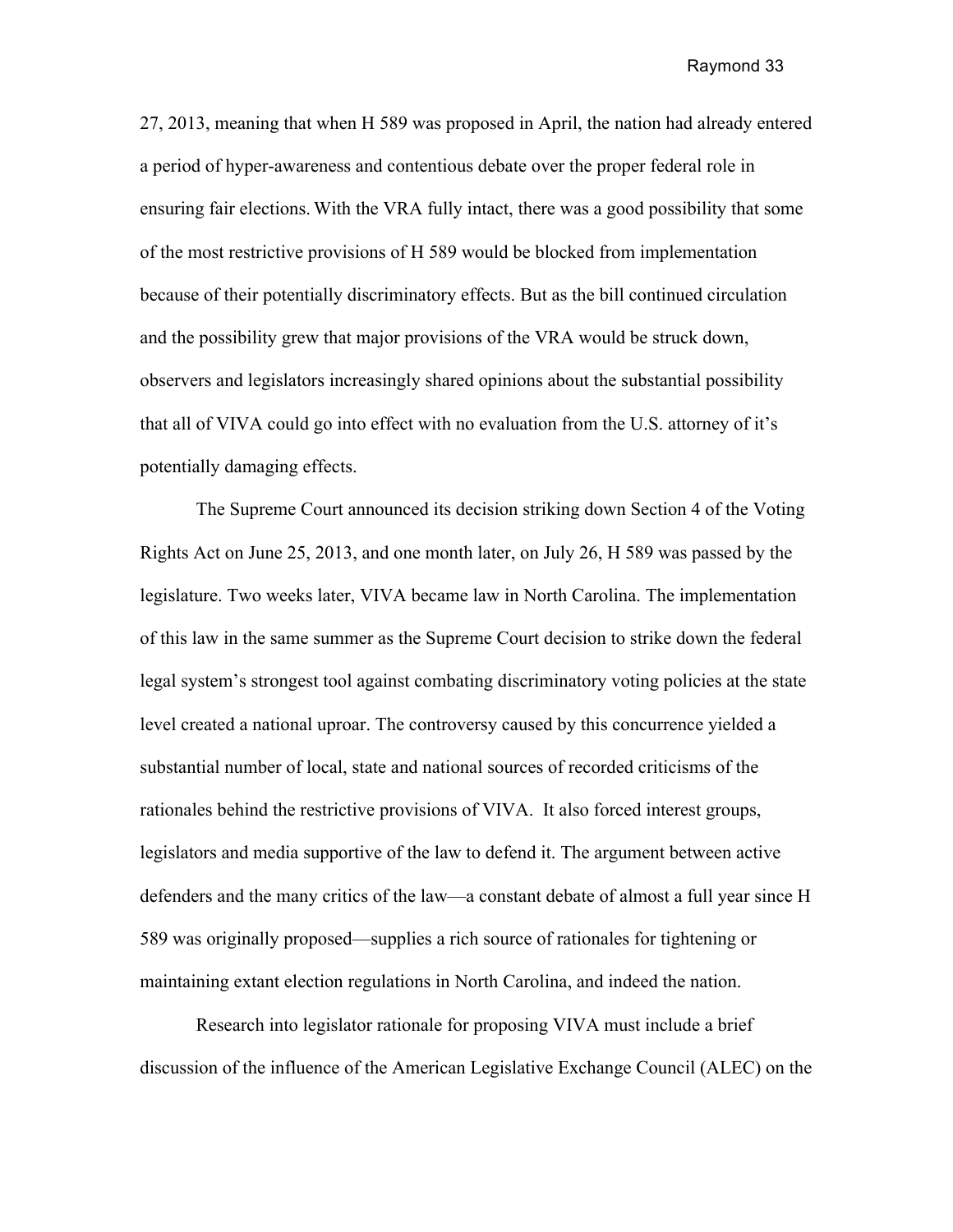27, 2013, meaning that when H 589 was proposed in April, the nation had already entered a period of hyper-awareness and contentious debate over the proper federal role in ensuring fair elections. With the VRA fully intact, there was a good possibility that some of the most restrictive provisions of H 589 would be blocked from implementation because of their potentially discriminatory effects. But as the bill continued circulation and the possibility grew that major provisions of the VRA would be struck down, observers and legislators increasingly shared opinions about the substantial possibility that all of VIVA could go into effect with no evaluation from the U.S. attorney of it's potentially damaging effects.

The Supreme Court announced its decision striking down Section 4 of the Voting Rights Act on June 25, 2013, and one month later, on July 26, H 589 was passed by the legislature. Two weeks later, VIVA became law in North Carolina. The implementation of this law in the same summer as the Supreme Court decision to strike down the federal legal system's strongest tool against combating discriminatory voting policies at the state level created a national uproar. The controversy caused by this concurrence yielded a substantial number of local, state and national sources of recorded criticisms of the rationales behind the restrictive provisions of VIVA. It also forced interest groups, legislators and media supportive of the law to defend it. The argument between active defenders and the many critics of the law—a constant debate of almost a full year since H 589 was originally proposed—supplies a rich source of rationales for tightening or maintaining extant election regulations in North Carolina, and indeed the nation.

Research into legislator rationale for proposing VIVA must include a brief discussion of the influence of the American Legislative Exchange Council (ALEC) on the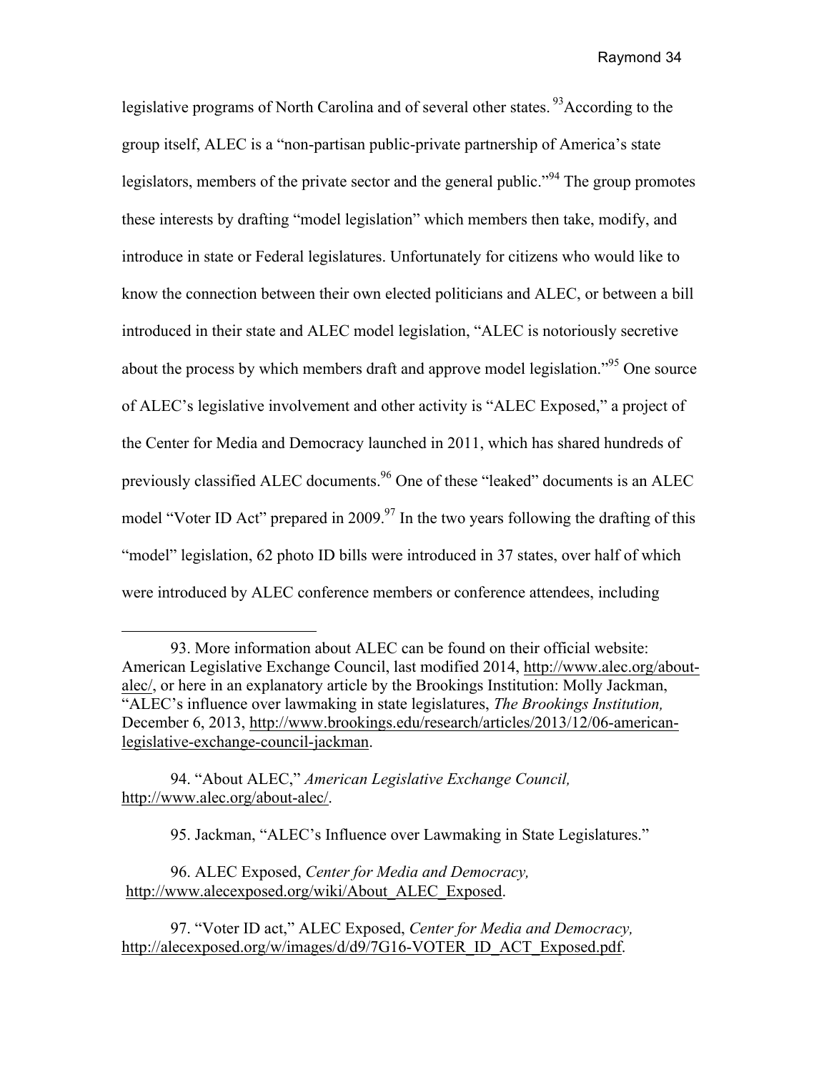legislative programs of North Carolina and of several other states. [93]According to the group itself, ALEC is a "non-partisan public-private partnership of America's state legislators, members of the private sector and the general public."[94] The group promotes these interests by drafting "model legislation" which members then take, modify, and introduce in state or Federal legislatures. Unfortunately for citizens who would like to know the connection between their own elected politicians and ALEC, or between a bill introduced in their state and ALEC model legislation, "ALEC is notoriously secretive about the process by which members draft and approve model legislation."[95] One source of ALEC's legislative involvement and other activity is "ALEC Exposed," a project of the Center for Media and Democracy launched in 2011, which has shared hundreds of previously classified ALEC documents.[96] One of these "leaked" documents is an ALEC model "Voter ID Act" prepared in 2009.[97] In the two years following the drafting of this "model" legislation, 62 photo ID bills were introduced in 37 states, over half of which were introduced by ALEC conference members or conference attendees, including

---

93. More information about ALEC can be found on their official website: American Legislative Exchange Council, last modified 2014, http://www.alec.org/about-alec/, or here in an explanatory article by the Brookings Institution: Molly Jackman, "ALEC's influence over lawmaking in state legislatures, *The Brookings Institution,* December 6, 2013, http://www.brookings.edu/research/articles/2013/12/06-american-legislative-exchange-council-jackman.

94. "About ALEC," *American Legislative Exchange Council,* http://www.alec.org/about-alec/.

95. Jackman, "ALEC's Influence over Lawmaking in State Legislatures."

96. ALEC Exposed, *Center for Media and Democracy,* http://www.alecexposed.org/wiki/About_ALEC_Exposed.

97. "Voter ID act," ALEC Exposed, *Center for Media and Democracy,* http://alecexposed.org/w/images/d/d9/7G16-VOTER_ID_ACT_Exposed.pdf.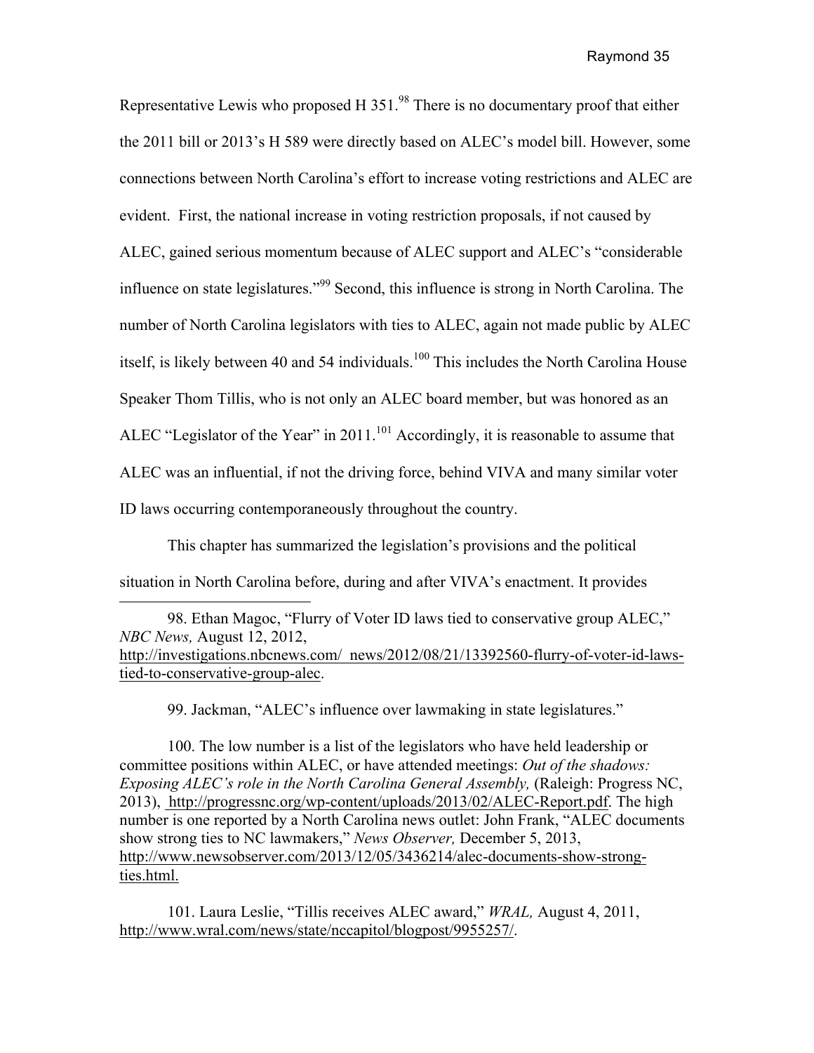Representative Lewis who proposed H 351.[98] There is no documentary proof that either the 2011 bill or 2013's H 589 were directly based on ALEC's model bill. However, some connections between North Carolina's effort to increase voting restrictions and ALEC are evident. First, the national increase in voting restriction proposals, if not caused by ALEC, gained serious momentum because of ALEC support and ALEC's "considerable influence on state legislatures."[99] Second, this influence is strong in North Carolina. The number of North Carolina legislators with ties to ALEC, again not made public by ALEC itself, is likely between 40 and 54 individuals.[100] This includes the North Carolina House Speaker Thom Tillis, who is not only an ALEC board member, but was honored as an ALEC "Legislator of the Year" in 2011.[101] Accordingly, it is reasonable to assume that ALEC was an influential, if not the driving force, behind VIVA and many similar voter ID laws occurring contemporaneously throughout the country.

This chapter has summarized the legislation's provisions and the political situation in North Carolina before, during and after VIVA's enactment. It provides

---

98. Ethan Magoc, "Flurry of Voter ID laws tied to conservative group ALEC," *NBC News,* August 12, 2012, http://investigations.nbcnews.com/_news/2012/08/21/13392560-flurry-of-voter-id-laws-tied-to-conservative-group-alec.

99. Jackman, "ALEC's influence over lawmaking in state legislatures."

100. The low number is a list of the legislators who have held leadership or committee positions within ALEC, or have attended meetings: *Out of the shadows: Exposing ALEC's role in the North Carolina General Assembly,* (Raleigh: Progress NC, 2013), http://progressnc.org/wp-content/uploads/2013/02/ALEC-Report.pdf. The high number is one reported by a North Carolina news outlet: John Frank, "ALEC documents show strong ties to NC lawmakers," *News Observer,* December 5, 2013, http://www.newsobserver.com/2013/12/05/3436214/alec-documents-show-strong-ties.html.

101. Laura Leslie, "Tillis receives ALEC award," *WRAL,* August 4, 2011, http://www.wral.com/news/state/nccapitol/blogpost/9955257/.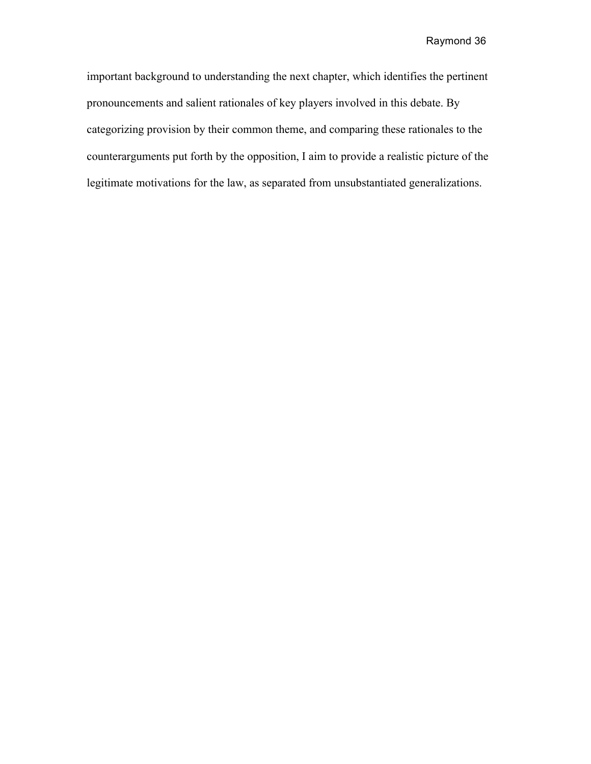important background to understanding the next chapter, which identifies the pertinent pronouncements and salient rationales of key players involved in this debate. By categorizing provision by their common theme, and comparing these rationales to the counterarguments put forth by the opposition, I aim to provide a realistic picture of the legitimate motivations for the law, as separated from unsubstantiated generalizations.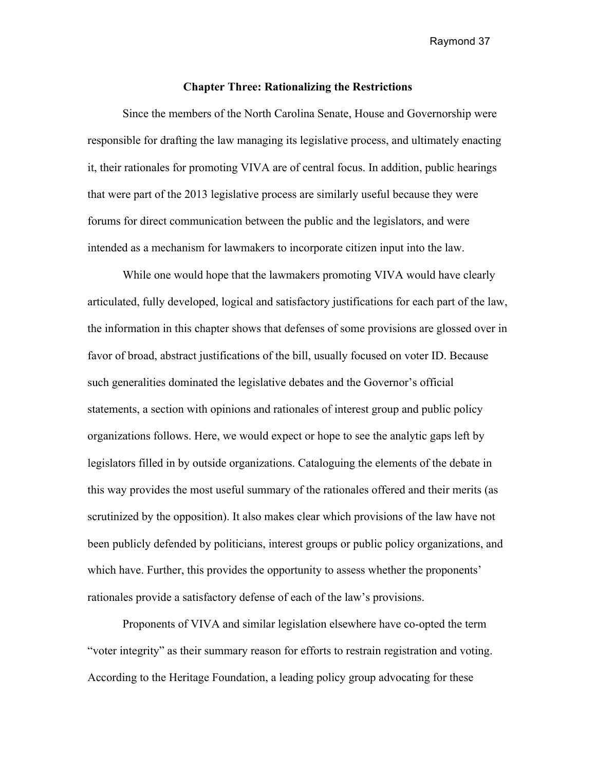## Chapter Three: Rationalizing the Restrictions

Since the members of the North Carolina Senate, House and Governorship were responsible for drafting the law managing its legislative process, and ultimately enacting it, their rationales for promoting VIVA are of central focus. In addition, public hearings that were part of the 2013 legislative process are similarly useful because they were forums for direct communication between the public and the legislators, and were intended as a mechanism for lawmakers to incorporate citizen input into the law.

While one would hope that the lawmakers promoting VIVA would have clearly articulated, fully developed, logical and satisfactory justifications for each part of the law, the information in this chapter shows that defenses of some provisions are glossed over in favor of broad, abstract justifications of the bill, usually focused on voter ID. Because such generalities dominated the legislative debates and the Governor's official statements, a section with opinions and rationales of interest group and public policy organizations follows. Here, we would expect or hope to see the analytic gaps left by legislators filled in by outside organizations. Cataloguing the elements of the debate in this way provides the most useful summary of the rationales offered and their merits (as scrutinized by the opposition). It also makes clear which provisions of the law have not been publicly defended by politicians, interest groups or public policy organizations, and which have. Further, this provides the opportunity to assess whether the proponents' rationales provide a satisfactory defense of each of the law's provisions.

Proponents of VIVA and similar legislation elsewhere have co-opted the term "voter integrity" as their summary reason for efforts to restrain registration and voting. According to the Heritage Foundation, a leading policy group advocating for these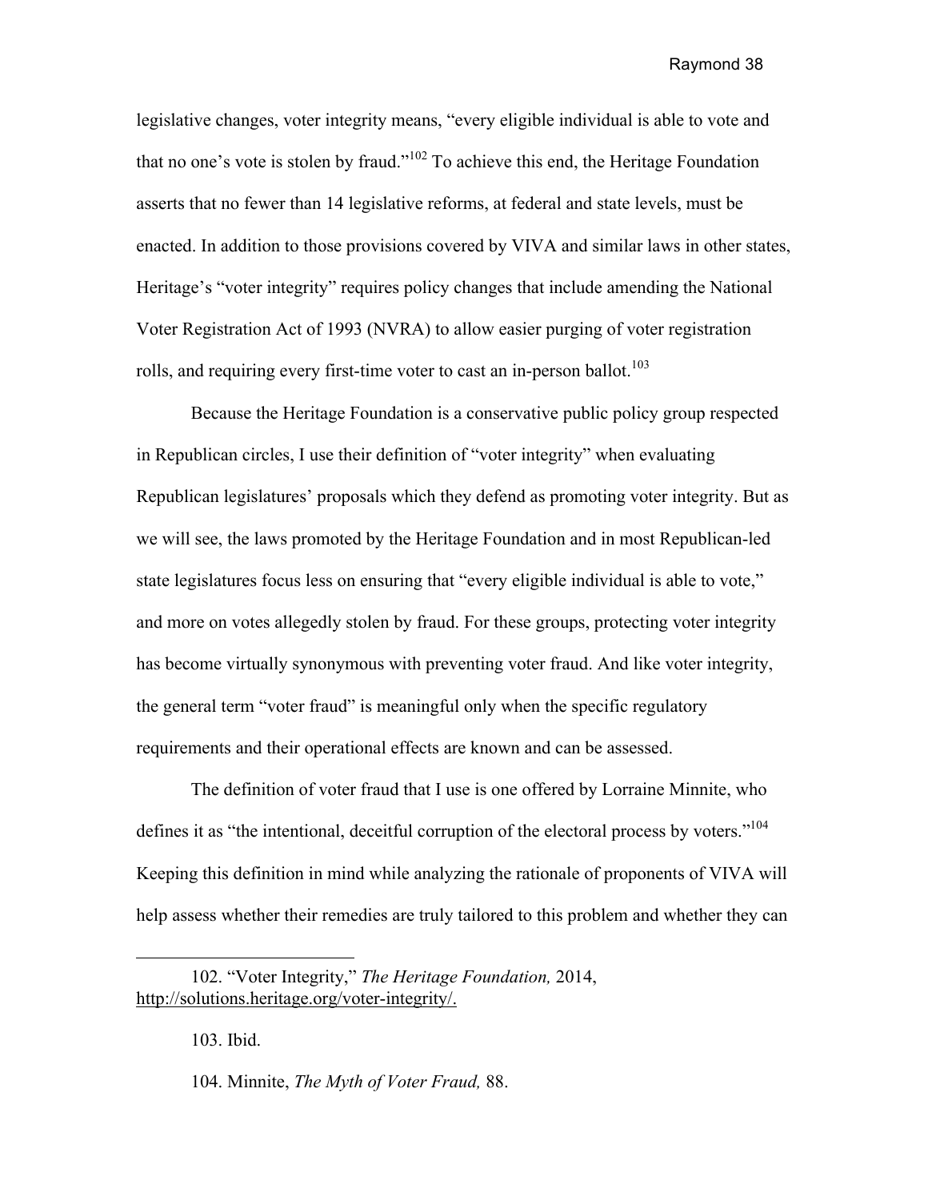legislative changes, voter integrity means, "every eligible individual is able to vote and that no one's vote is stolen by fraud."[102] To achieve this end, the Heritage Foundation asserts that no fewer than 14 legislative reforms, at federal and state levels, must be enacted. In addition to those provisions covered by VIVA and similar laws in other states, Heritage's "voter integrity" requires policy changes that include amending the National Voter Registration Act of 1993 (NVRA) to allow easier purging of voter registration rolls, and requiring every first-time voter to cast an in-person ballot.[103]

Because the Heritage Foundation is a conservative public policy group respected in Republican circles, I use their definition of "voter integrity" when evaluating Republican legislatures' proposals which they defend as promoting voter integrity. But as we will see, the laws promoted by the Heritage Foundation and in most Republican-led state legislatures focus less on ensuring that "every eligible individual is able to vote," and more on votes allegedly stolen by fraud. For these groups, protecting voter integrity has become virtually synonymous with preventing voter fraud. And like voter integrity, the general term "voter fraud" is meaningful only when the specific regulatory requirements and their operational effects are known and can be assessed.

The definition of voter fraud that I use is one offered by Lorraine Minnite, who defines it as "the intentional, deceitful corruption of the electoral process by voters."[104] Keeping this definition in mind while analyzing the rationale of proponents of VIVA will help assess whether their remedies are truly tailored to this problem and whether they can

---

102. "Voter Integrity," *The Heritage Foundation,* 2014, http://solutions.heritage.org/voter-integrity/.

103. Ibid.

104. Minnite, *The Myth of Voter Fraud,* 88.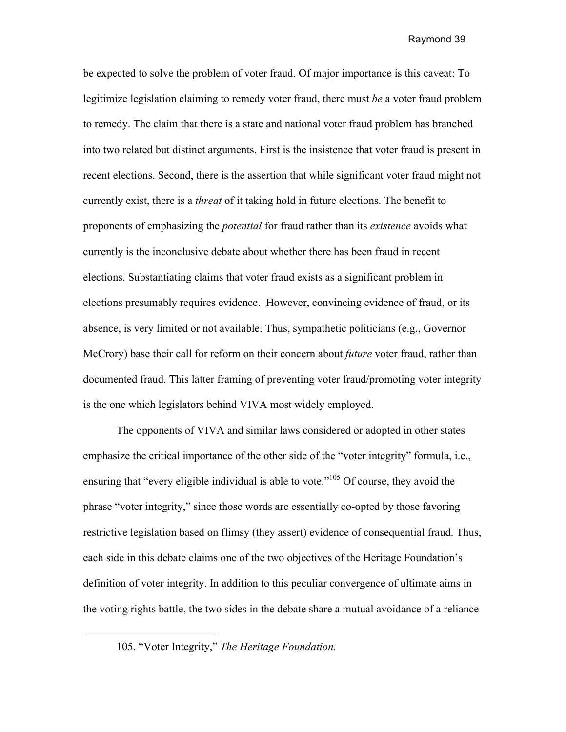be expected to solve the problem of voter fraud. Of major importance is this caveat: To legitimize legislation claiming to remedy voter fraud, there must *be* a voter fraud problem to remedy. The claim that there is a state and national voter fraud problem has branched into two related but distinct arguments. First is the insistence that voter fraud is present in recent elections. Second, there is the assertion that while significant voter fraud might not currently exist, there is a *threat* of it taking hold in future elections. The benefit to proponents of emphasizing the *potential* for fraud rather than its *existence* avoids what currently is the inconclusive debate about whether there has been fraud in recent elections. Substantiating claims that voter fraud exists as a significant problem in elections presumably requires evidence. However, convincing evidence of fraud, or its absence, is very limited or not available. Thus, sympathetic politicians (e.g., Governor McCrory) base their call for reform on their concern about *future* voter fraud, rather than documented fraud. This latter framing of preventing voter fraud/promoting voter integrity is the one which legislators behind VIVA most widely employed.

The opponents of VIVA and similar laws considered or adopted in other states emphasize the critical importance of the other side of the "voter integrity" formula, i.e., ensuring that "every eligible individual is able to vote."[105] Of course, they avoid the phrase "voter integrity," since those words are essentially co-opted by those favoring restrictive legislation based on flimsy (they assert) evidence of consequential fraud. Thus, each side in this debate claims one of the two objectives of the Heritage Foundation's definition of voter integrity. In addition to this peculiar convergence of ultimate aims in the voting rights battle, the two sides in the debate share a mutual avoidance of a reliance

---

105. "Voter Integrity," *The Heritage Foundation.*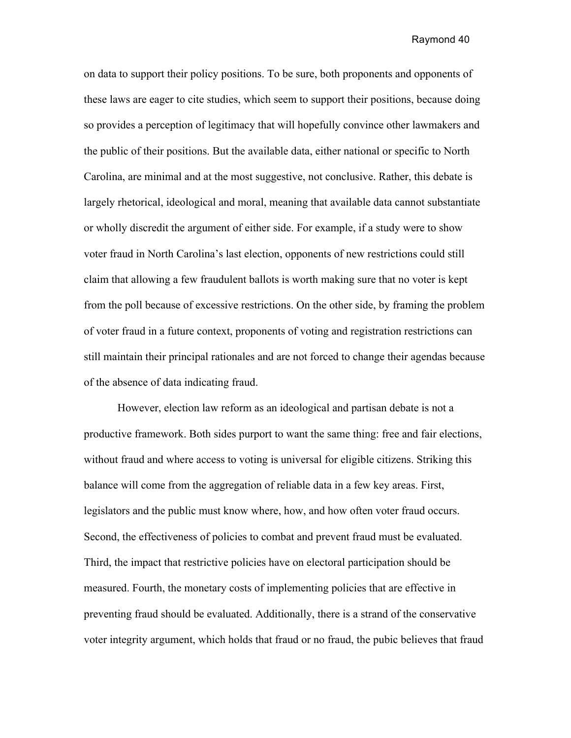on data to support their policy positions. To be sure, both proponents and opponents of these laws are eager to cite studies, which seem to support their positions, because doing so provides a perception of legitimacy that will hopefully convince other lawmakers and the public of their positions. But the available data, either national or specific to North Carolina, are minimal and at the most suggestive, not conclusive. Rather, this debate is largely rhetorical, ideological and moral, meaning that available data cannot substantiate or wholly discredit the argument of either side. For example, if a study were to show voter fraud in North Carolina's last election, opponents of new restrictions could still claim that allowing a few fraudulent ballots is worth making sure that no voter is kept from the poll because of excessive restrictions. On the other side, by framing the problem of voter fraud in a future context, proponents of voting and registration restrictions can still maintain their principal rationales and are not forced to change their agendas because of the absence of data indicating fraud.

However, election law reform as an ideological and partisan debate is not a productive framework. Both sides purport to want the same thing: free and fair elections, without fraud and where access to voting is universal for eligible citizens. Striking this balance will come from the aggregation of reliable data in a few key areas. First, legislators and the public must know where, how, and how often voter fraud occurs. Second, the effectiveness of policies to combat and prevent fraud must be evaluated. Third, the impact that restrictive policies have on electoral participation should be measured. Fourth, the monetary costs of implementing policies that are effective in preventing fraud should be evaluated. Additionally, there is a strand of the conservative voter integrity argument, which holds that fraud or no fraud, the pubic believes that fraud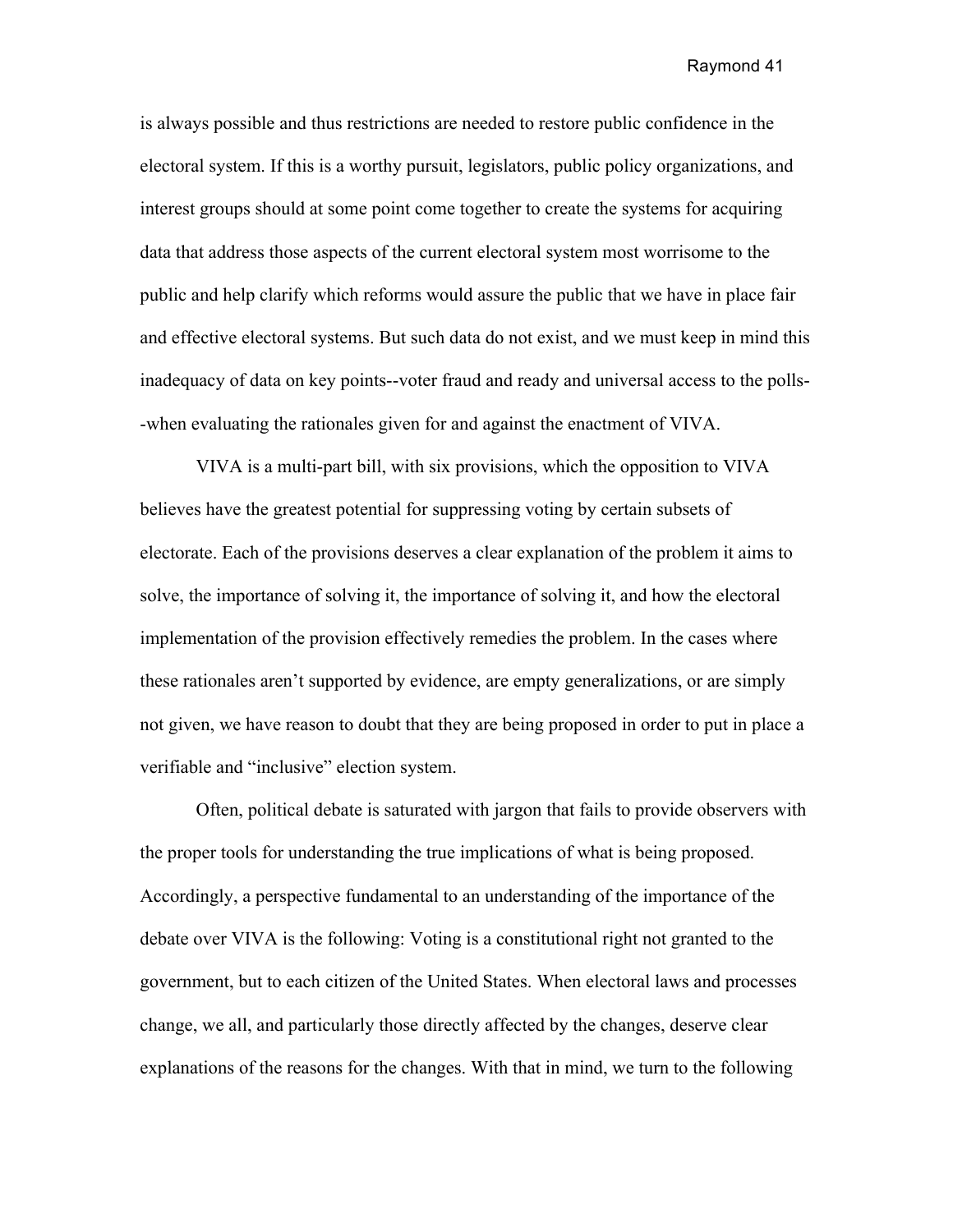is always possible and thus restrictions are needed to restore public confidence in the electoral system. If this is a worthy pursuit, legislators, public policy organizations, and interest groups should at some point come together to create the systems for acquiring data that address those aspects of the current electoral system most worrisome to the public and help clarify which reforms would assure the public that we have in place fair and effective electoral systems. But such data do not exist, and we must keep in mind this inadequacy of data on key points--voter fraud and ready and universal access to the polls--when evaluating the rationales given for and against the enactment of VIVA.

VIVA is a multi-part bill, with six provisions, which the opposition to VIVA believes have the greatest potential for suppressing voting by certain subsets of electorate. Each of the provisions deserves a clear explanation of the problem it aims to solve, the importance of solving it, the importance of solving it, and how the electoral implementation of the provision effectively remedies the problem. In the cases where these rationales aren't supported by evidence, are empty generalizations, or are simply not given, we have reason to doubt that they are being proposed in order to put in place a verifiable and "inclusive" election system.

Often, political debate is saturated with jargon that fails to provide observers with the proper tools for understanding the true implications of what is being proposed. Accordingly, a perspective fundamental to an understanding of the importance of the debate over VIVA is the following: Voting is a constitutional right not granted to the government, but to each citizen of the United States. When electoral laws and processes change, we all, and particularly those directly affected by the changes, deserve clear explanations of the reasons for the changes. With that in mind, we turn to the following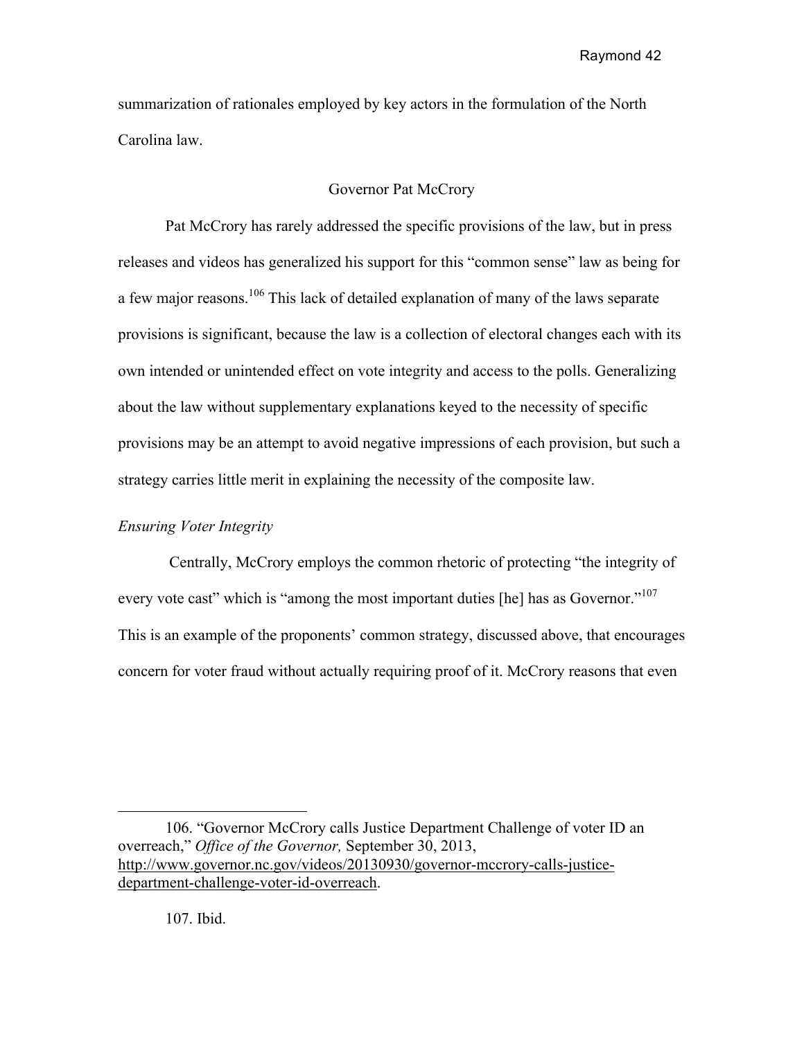summarization of rationales employed by key actors in the formulation of the North Carolina law.

## Governor Pat McCrory

Pat McCrory has rarely addressed the specific provisions of the law, but in press releases and videos has generalized his support for this "common sense" law as being for a few major reasons.[106] This lack of detailed explanation of many of the laws separate provisions is significant, because the law is a collection of electoral changes each with its own intended or unintended effect on vote integrity and access to the polls. Generalizing about the law without supplementary explanations keyed to the necessity of specific provisions may be an attempt to avoid negative impressions of each provision, but such a strategy carries little merit in explaining the necessity of the composite law.

### *Ensuring Voter Integrity*

Centrally, McCrory employs the common rhetoric of protecting "the integrity of every vote cast" which is "among the most important duties [he] has as Governor."[107] This is an example of the proponents' common strategy, discussed above, that encourages concern for voter fraud without actually requiring proof of it. McCrory reasons that even

---

106. "Governor McCrory calls Justice Department Challenge of voter ID an overreach," *Office of the Governor,* September 30, 2013, http://www.governor.nc.gov/videos/20130930/governor-mccrory-calls-justice-department-challenge-voter-id-overreach.

107. Ibid.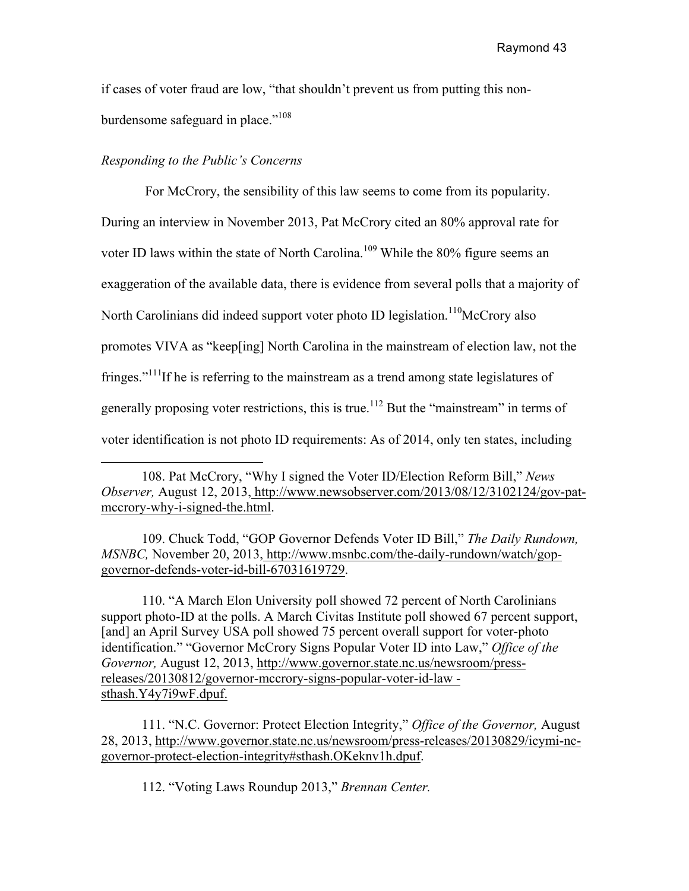if cases of voter fraud are low, "that shouldn't prevent us from putting this non-burdensome safeguard in place."[108]

*Responding to the Public's Concerns*

For McCrory, the sensibility of this law seems to come from its popularity. During an interview in November 2013, Pat McCrory cited an 80% approval rate for voter ID laws within the state of North Carolina.[109] While the 80% figure seems an exaggeration of the available data, there is evidence from several polls that a majority of North Carolinians did indeed support voter photo ID legislation.[110] McCrory also promotes VIVA as "keep[ing] North Carolina in the mainstream of election law, not the fringes."[111] If he is referring to the mainstream as a trend among state legislatures of generally proposing voter restrictions, this is true.[112] But the "mainstream" in terms of voter identification is not photo ID requirements: As of 2014, only ten states, including

---

108. Pat McCrory, "Why I signed the Voter ID/Election Reform Bill," *News Observer,* August 12, 2013, http://www.newsobserver.com/2013/08/12/3102124/gov-pat-mccrory-why-i-signed-the.html.

109. Chuck Todd, "GOP Governor Defends Voter ID Bill," *The Daily Rundown, MSNBC,* November 20, 2013, http://www.msnbc.com/the-daily-rundown/watch/gop-governor-defends-voter-id-bill-67031619729.

110. "A March Elon University poll showed 72 percent of North Carolinians support photo-ID at the polls. A March Civitas Institute poll showed 67 percent support, [and] an April Survey USA poll showed 75 percent overall support for voter-photo identification." "Governor McCrory Signs Popular Voter ID into Law," *Office of the Governor,* August 12, 2013, http://www.governor.state.nc.us/newsroom/press-releases/20130812/governor-mccrory-signs-popular-voter-id-law - sthash.Y4y7i9wF.dpuf.

111. "N.C. Governor: Protect Election Integrity," *Office of the Governor,* August 28, 2013, http://www.governor.state.nc.us/newsroom/press-releases/20130829/icymi-nc-governor-protect-election-integrity#sthash.OKeknv1h.dpuf.

112. "Voting Laws Roundup 2013," *Brennan Center.*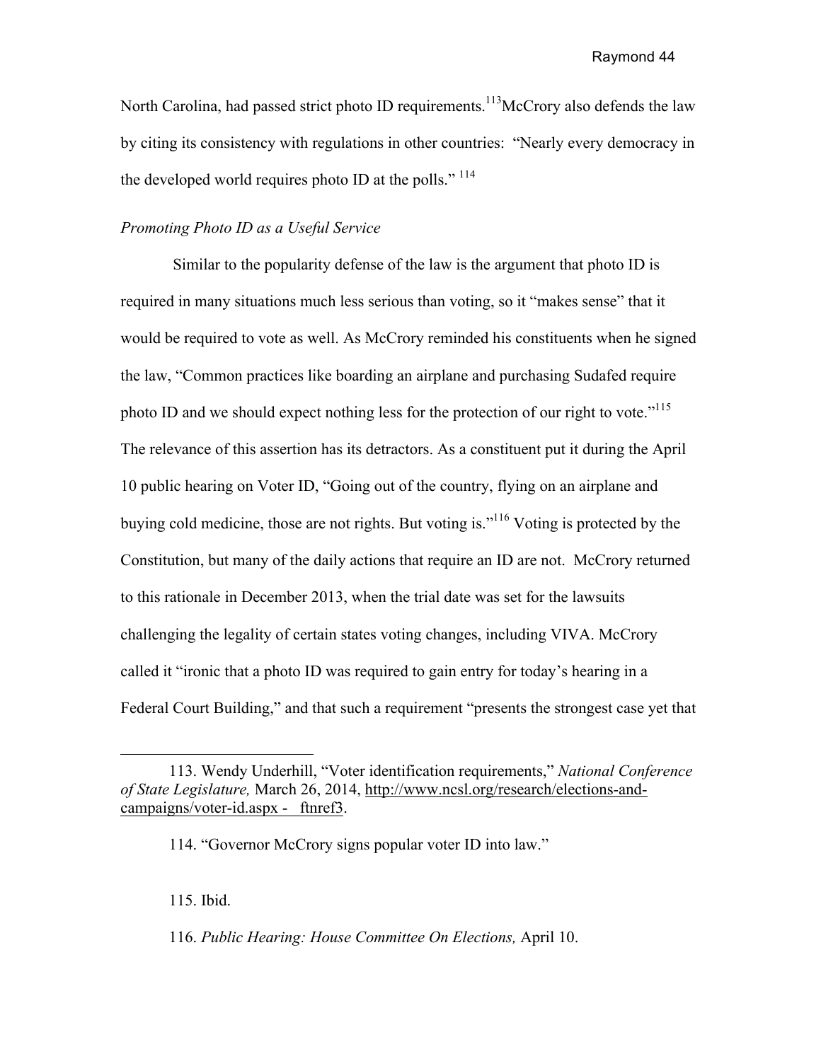North Carolina, had passed strict photo ID requirements.[113]McCrory also defends the law by citing its consistency with regulations in other countries: "Nearly every democracy in the developed world requires photo ID at the polls." [114]

*Promoting Photo ID as a Useful Service*

Similar to the popularity defense of the law is the argument that photo ID is required in many situations much less serious than voting, so it "makes sense" that it would be required to vote as well. As McCrory reminded his constituents when he signed the law, "Common practices like boarding an airplane and purchasing Sudafed require photo ID and we should expect nothing less for the protection of our right to vote."[115] The relevance of this assertion has its detractors. As a constituent put it during the April 10 public hearing on Voter ID, "Going out of the country, flying on an airplane and buying cold medicine, those are not rights. But voting is."[116] Voting is protected by the Constitution, but many of the daily actions that require an ID are not. McCrory returned to this rationale in December 2013, when the trial date was set for the lawsuits challenging the legality of certain states voting changes, including VIVA. McCrory called it "ironic that a photo ID was required to gain entry for today's hearing in a Federal Court Building," and that such a requirement "presents the strongest case yet that

---

113. Wendy Underhill, "Voter identification requirements," *National Conference of State Legislature,* March 26, 2014, http://www.ncsl.org/research/elections-and-campaigns/voter-id.aspx - _ftnref3.

114. "Governor McCrory signs popular voter ID into law."

115. Ibid.

116. *Public Hearing: House Committee On Elections,* April 10.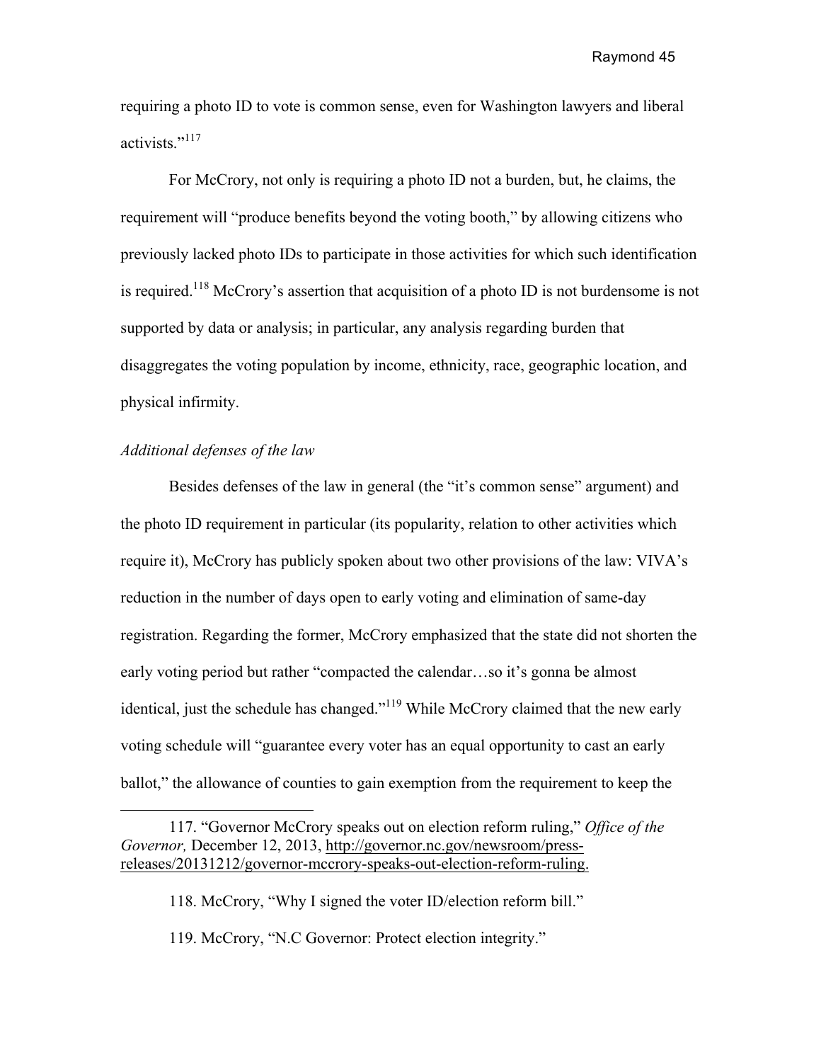requiring a photo ID to vote is common sense, even for Washington lawyers and liberal activists."[117]

For McCrory, not only is requiring a photo ID not a burden, but, he claims, the requirement will "produce benefits beyond the voting booth," by allowing citizens who previously lacked photo IDs to participate in those activities for which such identification is required.[118] McCrory's assertion that acquisition of a photo ID is not burdensome is not supported by data or analysis; in particular, any analysis regarding burden that disaggregates the voting population by income, ethnicity, race, geographic location, and physical infirmity.

*Additional defenses of the law*

Besides defenses of the law in general (the "it's common sense" argument) and the photo ID requirement in particular (its popularity, relation to other activities which require it), McCrory has publicly spoken about two other provisions of the law: VIVA's reduction in the number of days open to early voting and elimination of same-day registration. Regarding the former, McCrory emphasized that the state did not shorten the early voting period but rather "compacted the calendar…so it's gonna be almost identical, just the schedule has changed."[119] While McCrory claimed that the new early voting schedule will "guarantee every voter has an equal opportunity to cast an early ballot," the allowance of counties to gain exemption from the requirement to keep the

---

117. "Governor McCrory speaks out on election reform ruling," *Office of the Governor,* December 12, 2013, http://governor.nc.gov/newsroom/press-releases/20131212/governor-mccrory-speaks-out-election-reform-ruling.

118. McCrory, "Why I signed the voter ID/election reform bill."

119. McCrory, "N.C Governor: Protect election integrity."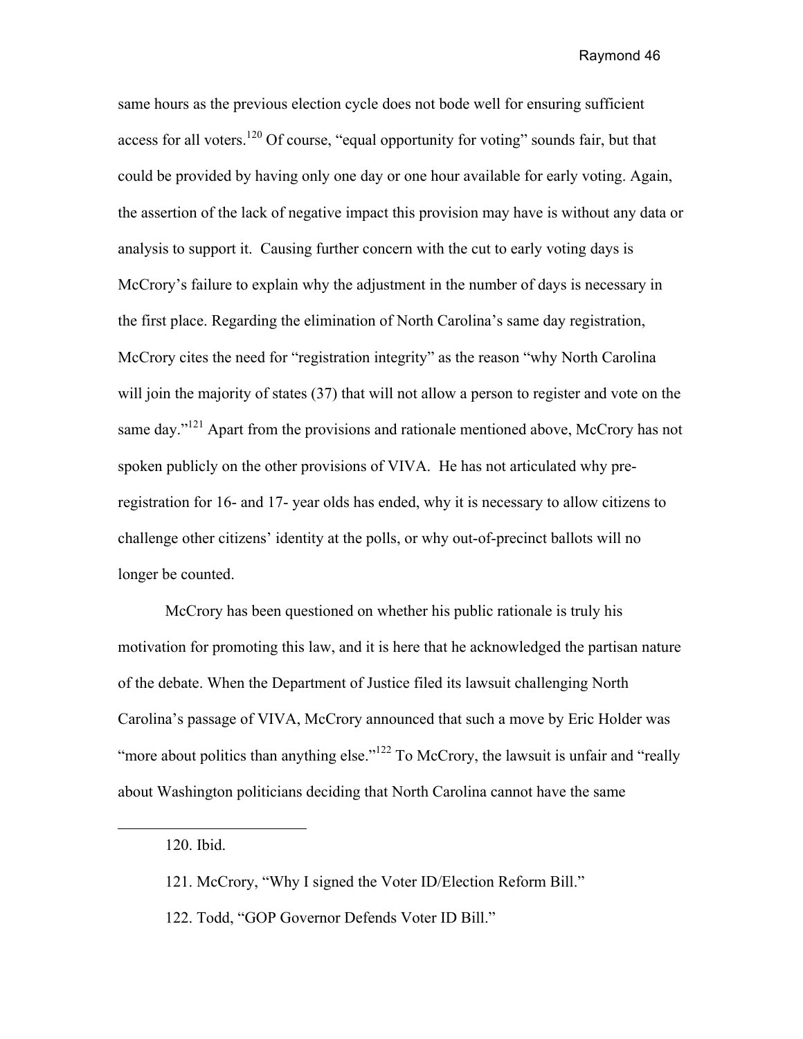same hours as the previous election cycle does not bode well for ensuring sufficient access for all voters.[120] Of course, "equal opportunity for voting" sounds fair, but that could be provided by having only one day or one hour available for early voting. Again, the assertion of the lack of negative impact this provision may have is without any data or analysis to support it. Causing further concern with the cut to early voting days is McCrory's failure to explain why the adjustment in the number of days is necessary in the first place. Regarding the elimination of North Carolina's same day registration, McCrory cites the need for "registration integrity" as the reason "why North Carolina will join the majority of states (37) that will not allow a person to register and vote on the same day."[121] Apart from the provisions and rationale mentioned above, McCrory has not spoken publicly on the other provisions of VIVA. He has not articulated why pre-registration for 16- and 17- year olds has ended, why it is necessary to allow citizens to challenge other citizens' identity at the polls, or why out-of-precinct ballots will no longer be counted.

McCrory has been questioned on whether his public rationale is truly his motivation for promoting this law, and it is here that he acknowledged the partisan nature of the debate. When the Department of Justice filed its lawsuit challenging North Carolina's passage of VIVA, McCrory announced that such a move by Eric Holder was "more about politics than anything else."[122] To McCrory, the lawsuit is unfair and "really about Washington politicians deciding that North Carolina cannot have the same

---

120. Ibid.

121. McCrory, "Why I signed the Voter ID/Election Reform Bill."

122. Todd, "GOP Governor Defends Voter ID Bill."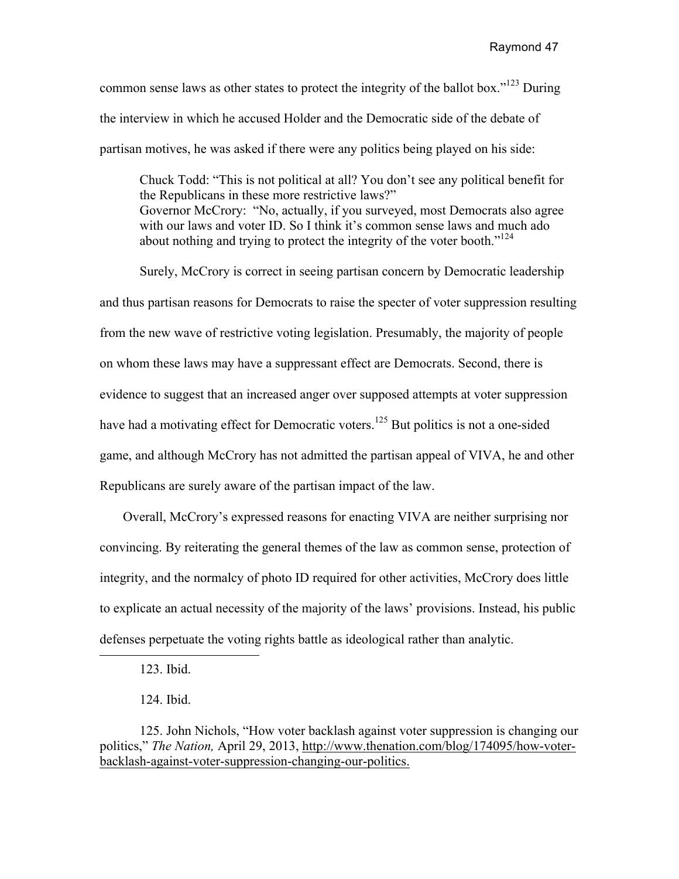common sense laws as other states to protect the integrity of the ballot box."[123] During the interview in which he accused Holder and the Democratic side of the debate of partisan motives, he was asked if there were any politics being played on his side:

> Chuck Todd: "This is not political at all? You don't see any political benefit for the Republicans in these more restrictive laws?"
> Governor McCrory: "No, actually, if you surveyed, most Democrats also agree with our laws and voter ID. So I think it's common sense laws and much ado about nothing and trying to protect the integrity of the voter booth."[124]

Surely, McCrory is correct in seeing partisan concern by Democratic leadership and thus partisan reasons for Democrats to raise the specter of voter suppression resulting from the new wave of restrictive voting legislation. Presumably, the majority of people on whom these laws may have a suppressant effect are Democrats. Second, there is evidence to suggest that an increased anger over supposed attempts at voter suppression have had a motivating effect for Democratic voters.[125] But politics is not a one-sided game, and although McCrory has not admitted the partisan appeal of VIVA, he and other Republicans are surely aware of the partisan impact of the law.

Overall, McCrory's expressed reasons for enacting VIVA are neither surprising nor convincing. By reiterating the general themes of the law as common sense, protection of integrity, and the normalcy of photo ID required for other activities, McCrory does little to explicate an actual necessity of the majority of the laws' provisions. Instead, his public defenses perpetuate the voting rights battle as ideological rather than analytic.

---

123. Ibid.

124. Ibid.

125. John Nichols, "How voter backlash against voter suppression is changing our politics," *The Nation,* April 29, 2013, http://www.thenation.com/blog/174095/how-voter-backlash-against-voter-suppression-changing-our-politics.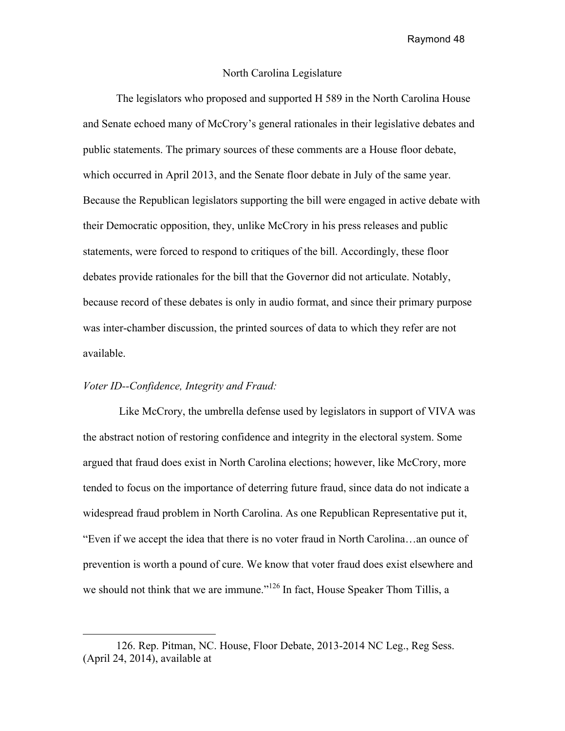## North Carolina Legislature

The legislators who proposed and supported H 589 in the North Carolina House and Senate echoed many of McCrory's general rationales in their legislative debates and public statements. The primary sources of these comments are a House floor debate, which occurred in April 2013, and the Senate floor debate in July of the same year. Because the Republican legislators supporting the bill were engaged in active debate with their Democratic opposition, they, unlike McCrory in his press releases and public statements, were forced to respond to critiques of the bill. Accordingly, these floor debates provide rationales for the bill that the Governor did not articulate. Notably, because record of these debates is only in audio format, and since their primary purpose was inter-chamber discussion, the printed sources of data to which they refer are not available.

*Voter ID--Confidence, Integrity and Fraud:*

Like McCrory, the umbrella defense used by legislators in support of VIVA was the abstract notion of restoring confidence and integrity in the electoral system. Some argued that fraud does exist in North Carolina elections; however, like McCrory, more tended to focus on the importance of deterring future fraud, since data do not indicate a widespread fraud problem in North Carolina. As one Republican Representative put it, "Even if we accept the idea that there is no voter fraud in North Carolina…an ounce of prevention is worth a pound of cure. We know that voter fraud does exist elsewhere and we should not think that we are immune."[126] In fact, House Speaker Thom Tillis, a

---

126. Rep. Pitman, NC. House, Floor Debate, 2013-2014 NC Leg., Reg Sess. (April 24, 2014), available at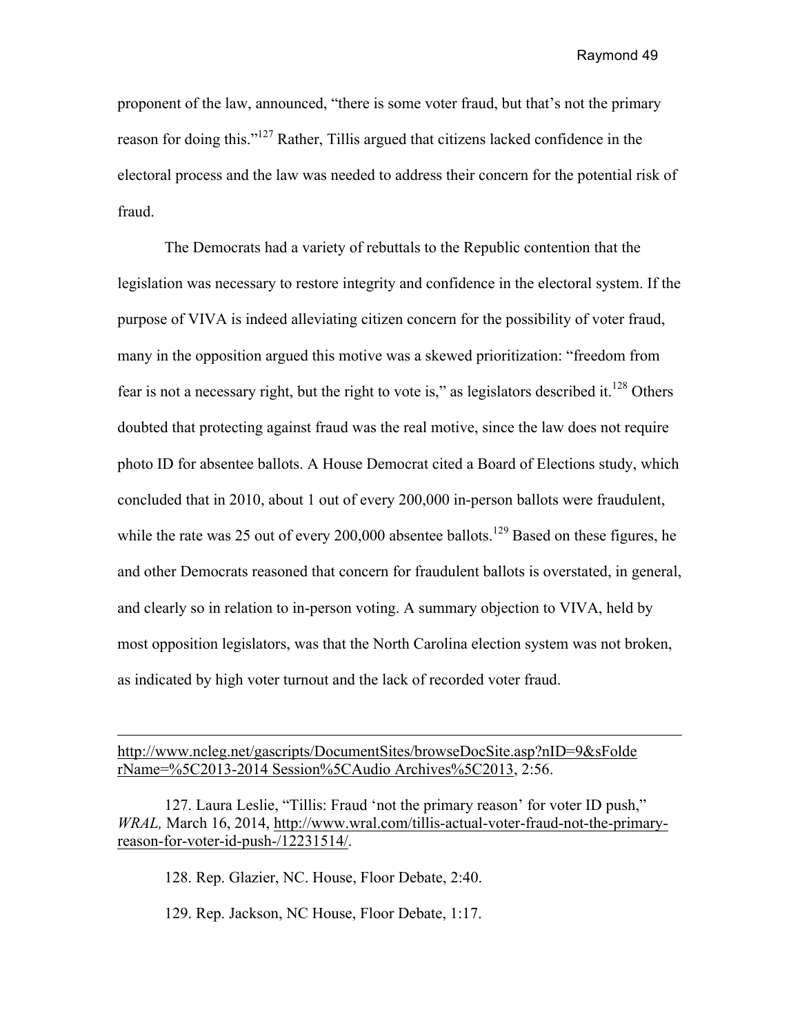proponent of the law, announced, "there is some voter fraud, but that's not the primary reason for doing this."[127] Rather, Tillis argued that citizens lacked confidence in the electoral process and the law was needed to address their concern for the potential risk of fraud.

The Democrats had a variety of rebuttals to the Republic contention that the legislation was necessary to restore integrity and confidence in the electoral system. If the purpose of VIVA is indeed alleviating citizen concern for the possibility of voter fraud, many in the opposition argued this motive was a skewed prioritization: "freedom from fear is not a necessary right, but the right to vote is," as legislators described it.[128] Others doubted that protecting against fraud was the real motive, since the law does not require photo ID for absentee ballots. A House Democrat cited a Board of Elections study, which concluded that in 2010, about 1 out of every 200,000 in-person ballots were fraudulent, while the rate was 25 out of every 200,000 absentee ballots.[129] Based on these figures, he and other Democrats reasoned that concern for fraudulent ballots is overstated, in general, and clearly so in relation to in-person voting. A summary objection to VIVA, held by most opposition legislators, was that the North Carolina election system was not broken, as indicated by high voter turnout and the lack of recorded voter fraud.

---

http://www.ncleg.net/gascripts/DocumentSites/browseDocSite.asp?nID=9&sFolderName=%5C2013-2014 Session%5CAudio Archives%5C2013, 2:56.

127. Laura Leslie, "Tillis: Fraud 'not the primary reason' for voter ID push," *WRAL,* March 16, 2014, http://www.wral.com/tillis-actual-voter-fraud-not-the-primary-reason-for-voter-id-push-/12231514/.

128. Rep. Glazier, NC. House, Floor Debate, 2:40.

129. Rep. Jackson, NC House, Floor Debate, 1:17.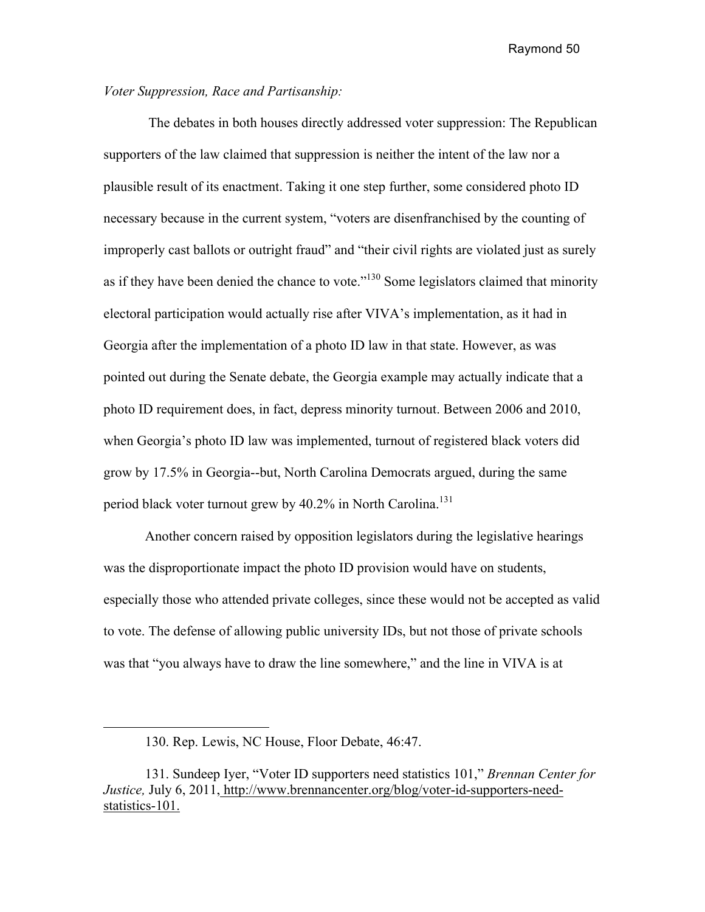*Voter Suppression, Race and Partisanship:*

The debates in both houses directly addressed voter suppression: The Republican supporters of the law claimed that suppression is neither the intent of the law nor a plausible result of its enactment. Taking it one step further, some considered photo ID necessary because in the current system, "voters are disenfranchised by the counting of improperly cast ballots or outright fraud" and "their civil rights are violated just as surely as if they have been denied the chance to vote."[130] Some legislators claimed that minority electoral participation would actually rise after VIVA's implementation, as it had in Georgia after the implementation of a photo ID law in that state. However, as was pointed out during the Senate debate, the Georgia example may actually indicate that a photo ID requirement does, in fact, depress minority turnout. Between 2006 and 2010, when Georgia's photo ID law was implemented, turnout of registered black voters did grow by 17.5% in Georgia--but, North Carolina Democrats argued, during the same period black voter turnout grew by 40.2% in North Carolina.[131]

Another concern raised by opposition legislators during the legislative hearings was the disproportionate impact the photo ID provision would have on students, especially those who attended private colleges, since these would not be accepted as valid to vote. The defense of allowing public university IDs, but not those of private schools was that "you always have to draw the line somewhere," and the line in VIVA is at

---

130. Rep. Lewis, NC House, Floor Debate, 46:47.

131. Sundeep Iyer, "Voter ID supporters need statistics 101," *Brennan Center for Justice,* July 6, 2011, http://www.brennancenter.org/blog/voter-id-supporters-need-statistics-101.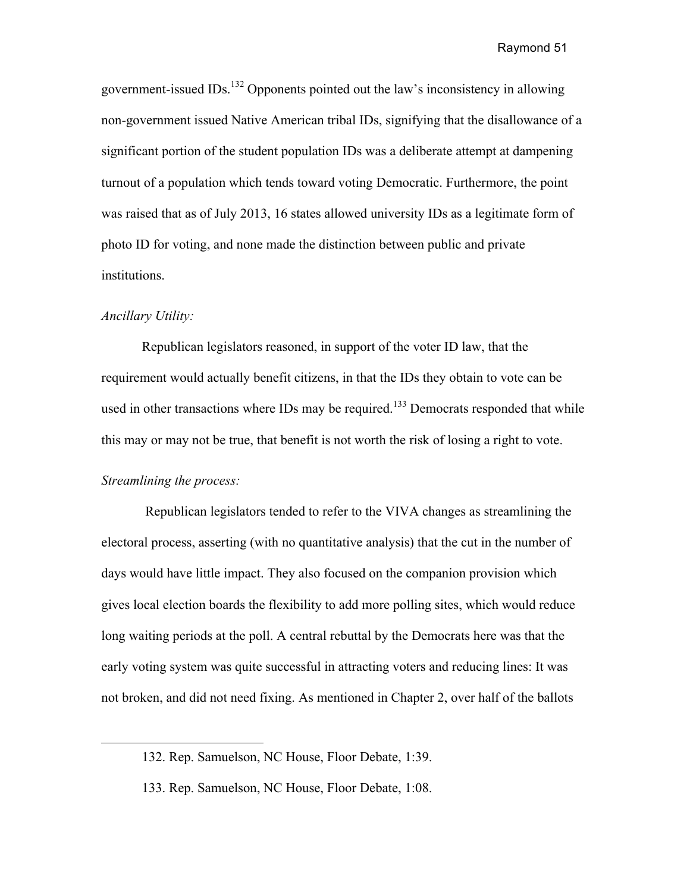government-issued IDs.[132] Opponents pointed out the law's inconsistency in allowing non-government issued Native American tribal IDs, signifying that the disallowance of a significant portion of the student population IDs was a deliberate attempt at dampening turnout of a population which tends toward voting Democratic. Furthermore, the point was raised that as of July 2013, 16 states allowed university IDs as a legitimate form of photo ID for voting, and none made the distinction between public and private institutions.

*Ancillary Utility:*

Republican legislators reasoned, in support of the voter ID law, that the requirement would actually benefit citizens, in that the IDs they obtain to vote can be used in other transactions where IDs may be required.[133] Democrats responded that while this may or may not be true, that benefit is not worth the risk of losing a right to vote.

*Streamlining the process:*

Republican legislators tended to refer to the VIVA changes as streamlining the electoral process, asserting (with no quantitative analysis) that the cut in the number of days would have little impact. They also focused on the companion provision which gives local election boards the flexibility to add more polling sites, which would reduce long waiting periods at the poll. A central rebuttal by the Democrats here was that the early voting system was quite successful in attracting voters and reducing lines: It was not broken, and did not need fixing. As mentioned in Chapter 2, over half of the ballots

---

132. Rep. Samuelson, NC House, Floor Debate, 1:39.

133. Rep. Samuelson, NC House, Floor Debate, 1:08.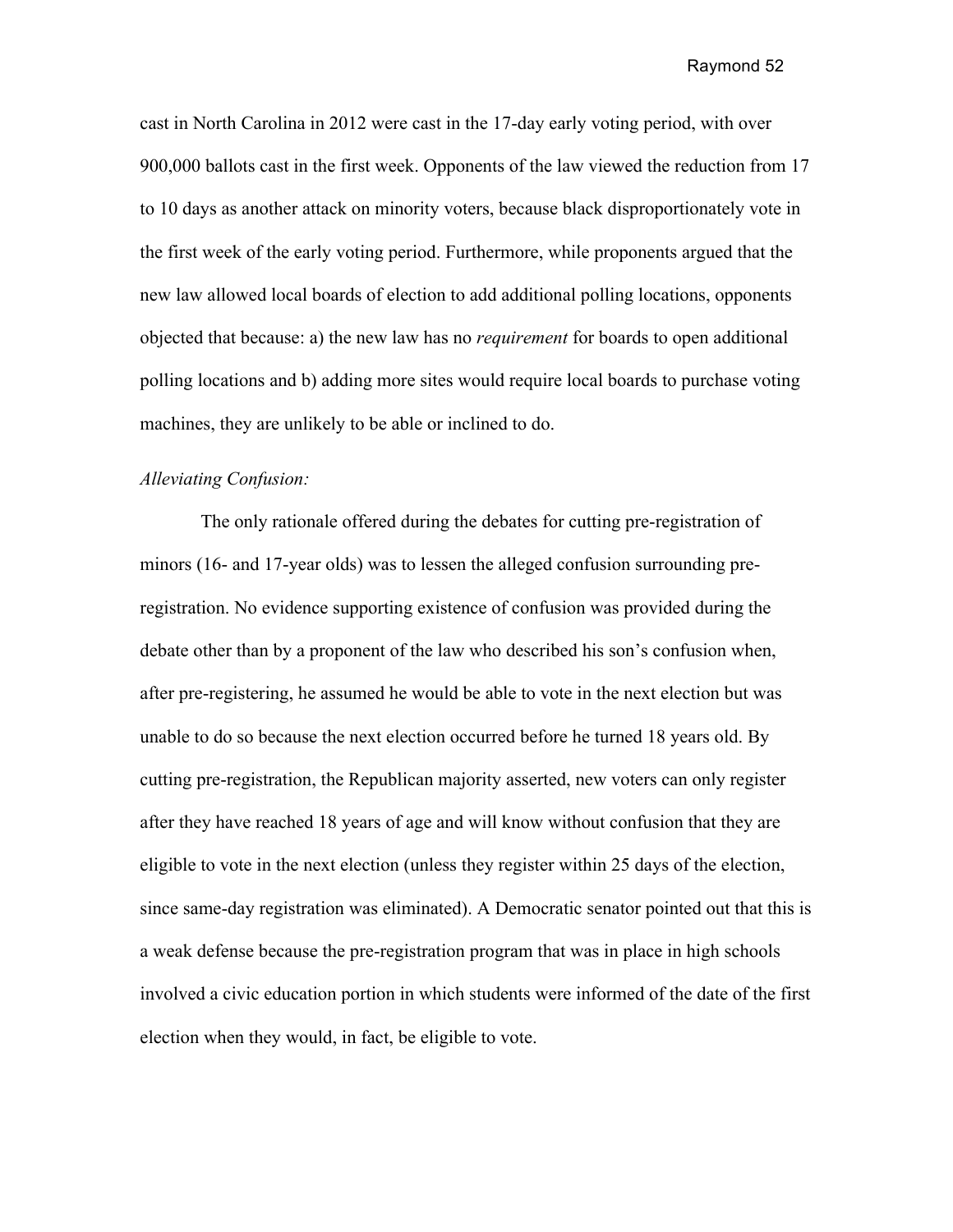cast in North Carolina in 2012 were cast in the 17-day early voting period, with over 900,000 ballots cast in the first week. Opponents of the law viewed the reduction from 17 to 10 days as another attack on minority voters, because black disproportionately vote in the first week of the early voting period. Furthermore, while proponents argued that the new law allowed local boards of election to add additional polling locations, opponents objected that because: a) the new law has no *requirement* for boards to open additional polling locations and b) adding more sites would require local boards to purchase voting machines, they are unlikely to be able or inclined to do.

*Alleviating Confusion:*

The only rationale offered during the debates for cutting pre-registration of minors (16- and 17-year olds) was to lessen the alleged confusion surrounding pre-registration. No evidence supporting existence of confusion was provided during the debate other than by a proponent of the law who described his son's confusion when, after pre-registering, he assumed he would be able to vote in the next election but was unable to do so because the next election occurred before he turned 18 years old. By cutting pre-registration, the Republican majority asserted, new voters can only register after they have reached 18 years of age and will know without confusion that they are eligible to vote in the next election (unless they register within 25 days of the election, since same-day registration was eliminated). A Democratic senator pointed out that this is a weak defense because the pre-registration program that was in place in high schools involved a civic education portion in which students were informed of the date of the first election when they would, in fact, be eligible to vote.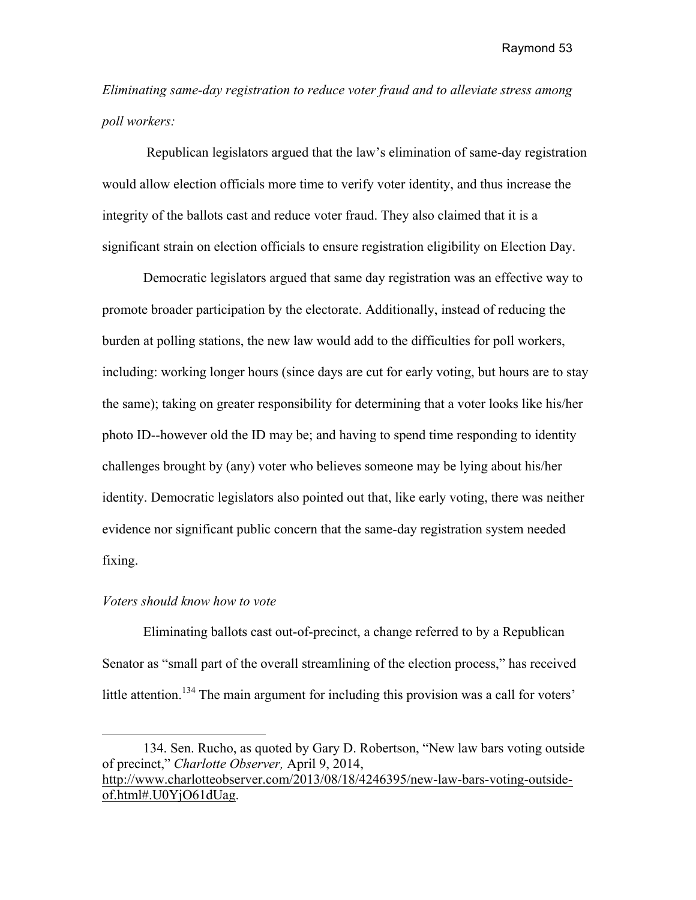*Eliminating same-day registration to reduce voter fraud and to alleviate stress among poll workers:*

Republican legislators argued that the law's elimination of same-day registration would allow election officials more time to verify voter identity, and thus increase the integrity of the ballots cast and reduce voter fraud. They also claimed that it is a significant strain on election officials to ensure registration eligibility on Election Day.

Democratic legislators argued that same day registration was an effective way to promote broader participation by the electorate. Additionally, instead of reducing the burden at polling stations, the new law would add to the difficulties for poll workers, including: working longer hours (since days are cut for early voting, but hours are to stay the same); taking on greater responsibility for determining that a voter looks like his/her photo ID--however old the ID may be; and having to spend time responding to identity challenges brought by (any) voter who believes someone may be lying about his/her identity. Democratic legislators also pointed out that, like early voting, there was neither evidence nor significant public concern that the same-day registration system needed fixing.

*Voters should know how to vote*

Eliminating ballots cast out-of-precinct, a change referred to by a Republican Senator as "small part of the overall streamlining of the election process," has received little attention.[134] The main argument for including this provision was a call for voters'

---

134. Sen. Rucho, as quoted by Gary D. Robertson, "New law bars voting outside of precinct," *Charlotte Observer,* April 9, 2014, http://www.charlotteobserver.com/2013/08/18/4246395/new-law-bars-voting-outside-of.html#.U0YjO61dUag.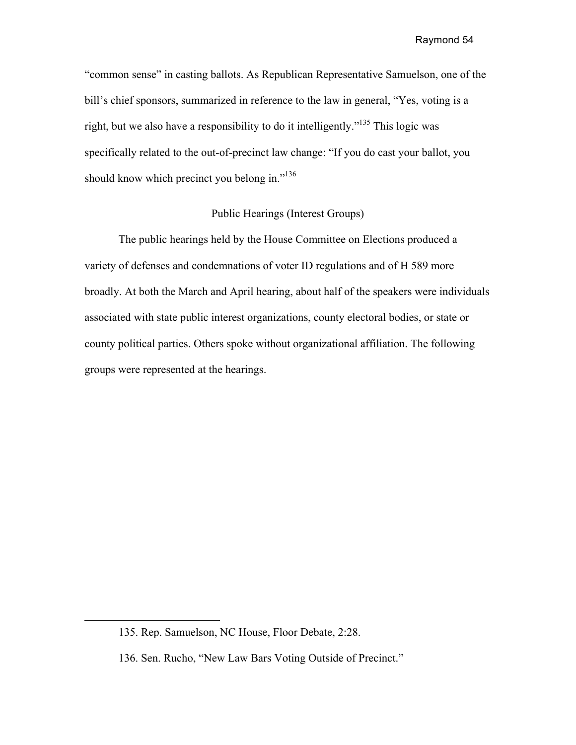"common sense" in casting ballots. As Republican Representative Samuelson, one of the bill's chief sponsors, summarized in reference to the law in general, "Yes, voting is a right, but we also have a responsibility to do it intelligently."[135] This logic was specifically related to the out-of-precinct law change: "If you do cast your ballot, you should know which precinct you belong in."[136]

## Public Hearings (Interest Groups)

The public hearings held by the House Committee on Elections produced a variety of defenses and condemnations of voter ID regulations and of H 589 more broadly. At both the March and April hearing, about half of the speakers were individuals associated with state public interest organizations, county electoral bodies, or state or county political parties. Others spoke without organizational affiliation. The following groups were represented at the hearings.

---

135. Rep. Samuelson, NC House, Floor Debate, 2:28.

136. Sen. Rucho, "New Law Bars Voting Outside of Precinct."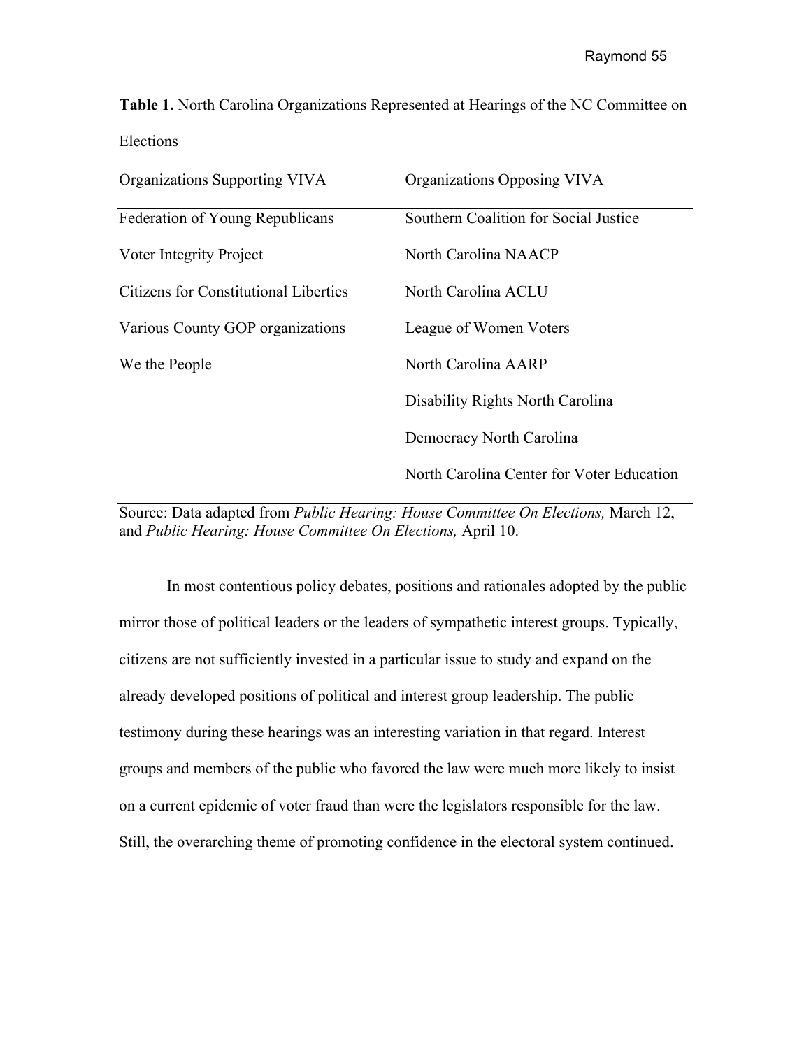**Table 1.** North Carolina Organizations Represented at Hearings of the NC Committee on Elections

| Organizations Supporting VIVA | Organizations Opposing VIVA |
|---|---|
| Federation of Young Republicans | Southern Coalition for Social Justice |
| Voter Integrity Project | North Carolina NAACP |
| Citizens for Constitutional Liberties | North Carolina ACLU |
| Various County GOP organizations | League of Women Voters |
| We the People | North Carolina AARP |
| | Disability Rights North Carolina |
| | Democracy North Carolina |
| | North Carolina Center for Voter Education |

Source: Data adapted from *Public Hearing: House Committee On Elections,* March 12, and *Public Hearing: House Committee On Elections,* April 10.

In most contentious policy debates, positions and rationales adopted by the public mirror those of political leaders or the leaders of sympathetic interest groups. Typically, citizens are not sufficiently invested in a particular issue to study and expand on the already developed positions of political and interest group leadership. The public testimony during these hearings was an interesting variation in that regard. Interest groups and members of the public who favored the law were much more likely to insist on a current epidemic of voter fraud than were the legislators responsible for the law. Still, the overarching theme of promoting confidence in the electoral system continued.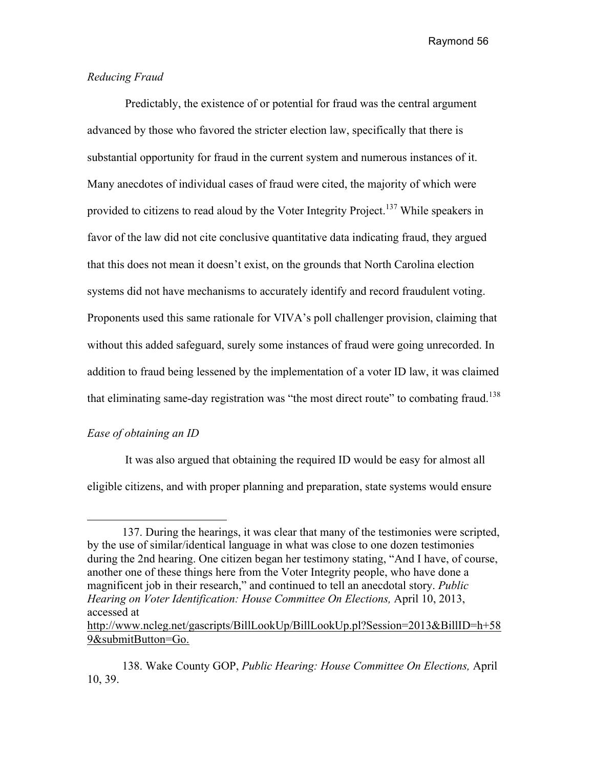*Reducing Fraud*

Predictably, the existence of or potential for fraud was the central argument advanced by those who favored the stricter election law, specifically that there is substantial opportunity for fraud in the current system and numerous instances of it. Many anecdotes of individual cases of fraud were cited, the majority of which were provided to citizens to read aloud by the Voter Integrity Project.[137] While speakers in favor of the law did not cite conclusive quantitative data indicating fraud, they argued that this does not mean it doesn't exist, on the grounds that North Carolina election systems did not have mechanisms to accurately identify and record fraudulent voting. Proponents used this same rationale for VIVA's poll challenger provision, claiming that without this added safeguard, surely some instances of fraud were going unrecorded. In addition to fraud being lessened by the implementation of a voter ID law, it was claimed that eliminating same-day registration was "the most direct route" to combating fraud.[138]

*Ease of obtaining an ID*

It was also argued that obtaining the required ID would be easy for almost all eligible citizens, and with proper planning and preparation, state systems would ensure

---

137. During the hearings, it was clear that many of the testimonies were scripted, by the use of similar/identical language in what was close to one dozen testimonies during the 2nd hearing. One citizen began her testimony stating, "And I have, of course, another one of these things here from the Voter Integrity people, who have done a magnificent job in their research," and continued to tell an anecdotal story. *Public Hearing on Voter Identification: House Committee On Elections,* April 10, 2013, accessed at http://www.ncleg.net/gascripts/BillLookUp/BillLookUp.pl?Session=2013&BillID=h+589&submitButton=Go.

138. Wake County GOP, *Public Hearing: House Committee On Elections,* April 10, 39.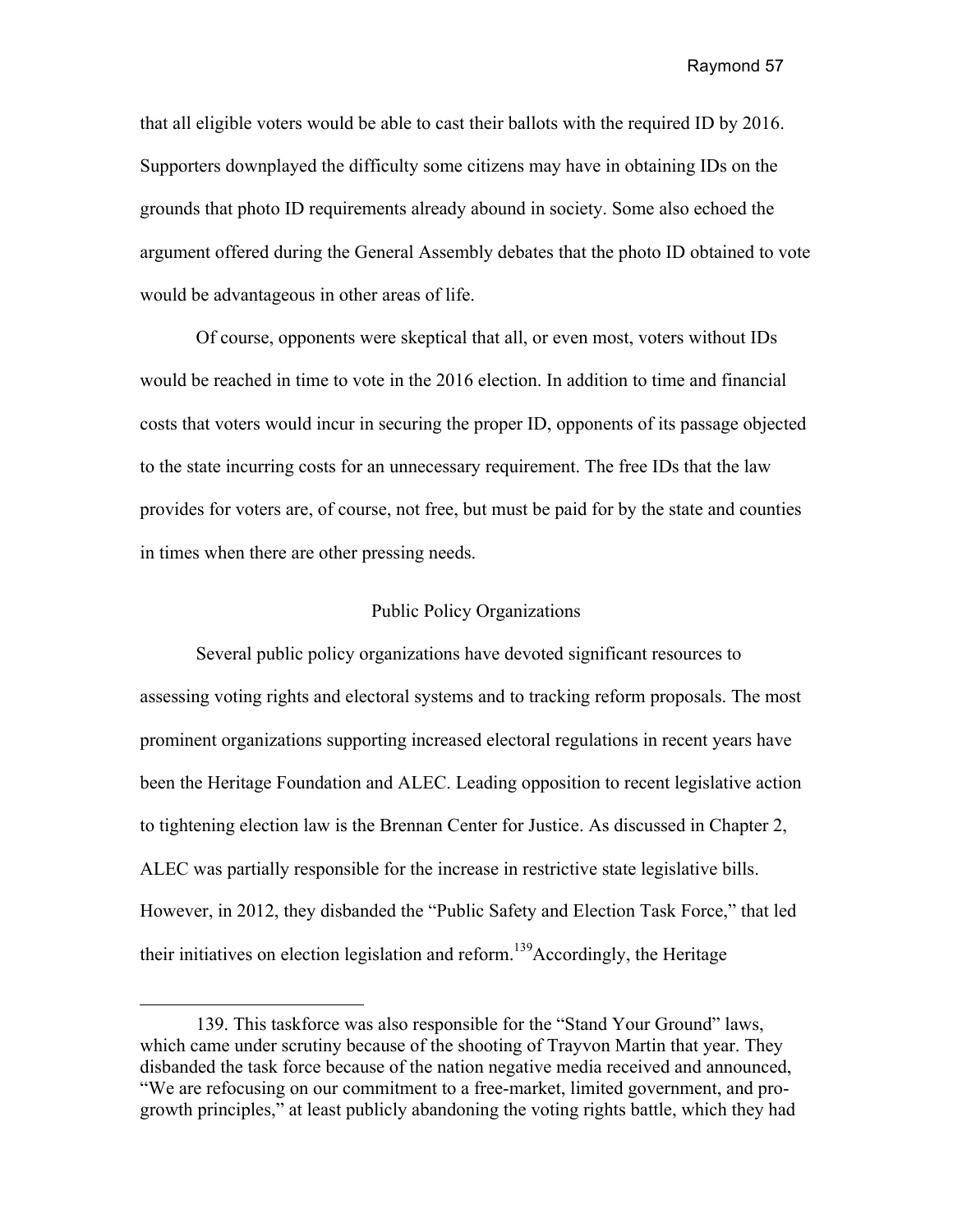that all eligible voters would be able to cast their ballots with the required ID by 2016. Supporters downplayed the difficulty some citizens may have in obtaining IDs on the grounds that photo ID requirements already abound in society. Some also echoed the argument offered during the General Assembly debates that the photo ID obtained to vote would be advantageous in other areas of life.

Of course, opponents were skeptical that all, or even most, voters without IDs would be reached in time to vote in the 2016 election. In addition to time and financial costs that voters would incur in securing the proper ID, opponents of its passage objected to the state incurring costs for an unnecessary requirement. The free IDs that the law provides for voters are, of course, not free, but must be paid for by the state and counties in times when there are other pressing needs.

## Public Policy Organizations

Several public policy organizations have devoted significant resources to assessing voting rights and electoral systems and to tracking reform proposals. The most prominent organizations supporting increased electoral regulations in recent years have been the Heritage Foundation and ALEC. Leading opposition to recent legislative action to tightening election law is the Brennan Center for Justice. As discussed in Chapter 2, ALEC was partially responsible for the increase in restrictive state legislative bills. However, in 2012, they disbanded the "Public Safety and Election Task Force," that led their initiatives on election legislation and reform.[139]Accordingly, the Heritage

---

139. This taskforce was also responsible for the "Stand Your Ground" laws, which came under scrutiny because of the shooting of Trayvon Martin that year. They disbanded the task force because of the nation negative media received and announced, "We are refocusing on our commitment to a free-market, limited government, and pro-growth principles," at least publicly abandoning the voting rights battle, which they had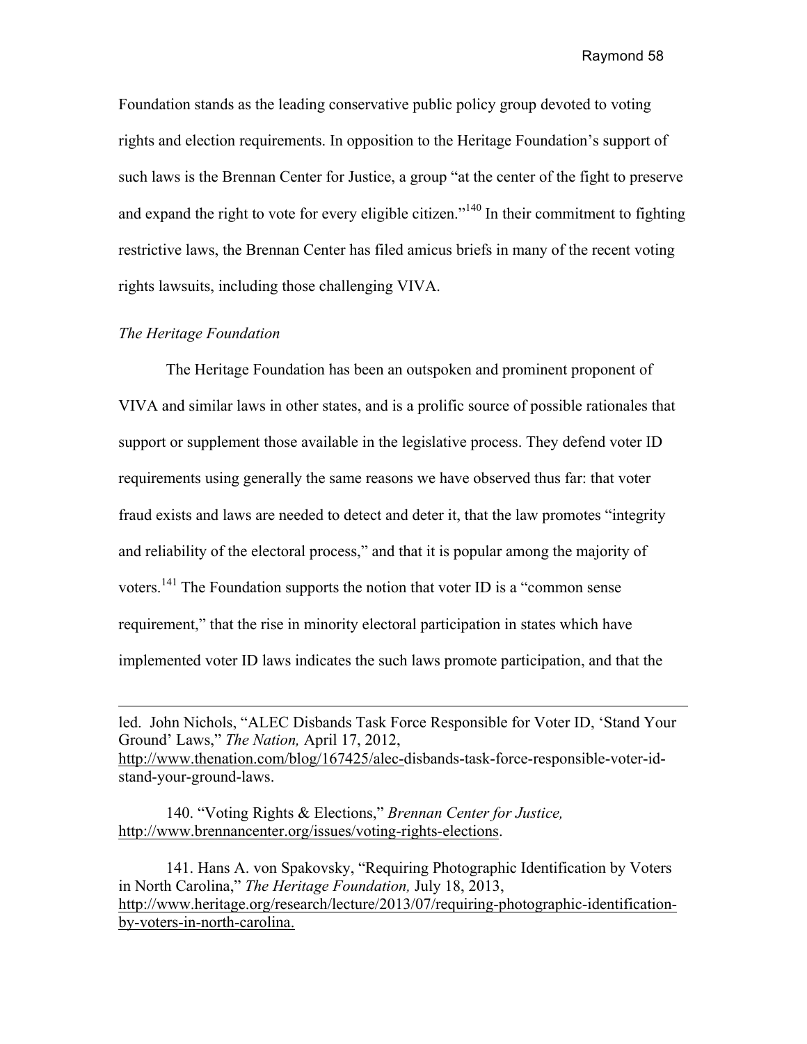Foundation stands as the leading conservative public policy group devoted to voting rights and election requirements. In opposition to the Heritage Foundation's support of such laws is the Brennan Center for Justice, a group "at the center of the fight to preserve and expand the right to vote for every eligible citizen."[140] In their commitment to fighting restrictive laws, the Brennan Center has filed amicus briefs in many of the recent voting rights lawsuits, including those challenging VIVA.

*The Heritage Foundation*

The Heritage Foundation has been an outspoken and prominent proponent of VIVA and similar laws in other states, and is a prolific source of possible rationales that support or supplement those available in the legislative process. They defend voter ID requirements using generally the same reasons we have observed thus far: that voter fraud exists and laws are needed to detect and deter it, that the law promotes "integrity and reliability of the electoral process," and that it is popular among the majority of voters.[141] The Foundation supports the notion that voter ID is a "common sense requirement," that the rise in minority electoral participation in states which have implemented voter ID laws indicates the such laws promote participation, and that the

---

led. John Nichols, "ALEC Disbands Task Force Responsible for Voter ID, 'Stand Your Ground' Laws," *The Nation,* April 17, 2012, http://www.thenation.com/blog/167425/alec-disbands-task-force-responsible-voter-id-stand-your-ground-laws.

140. "Voting Rights & Elections," *Brennan Center for Justice,* http://www.brennancenter.org/issues/voting-rights-elections.

141. Hans A. von Spakovsky, "Requiring Photographic Identification by Voters in North Carolina," *The Heritage Foundation,* July 18, 2013, http://www.heritage.org/research/lecture/2013/07/requiring-photographic-identification-by-voters-in-north-carolina.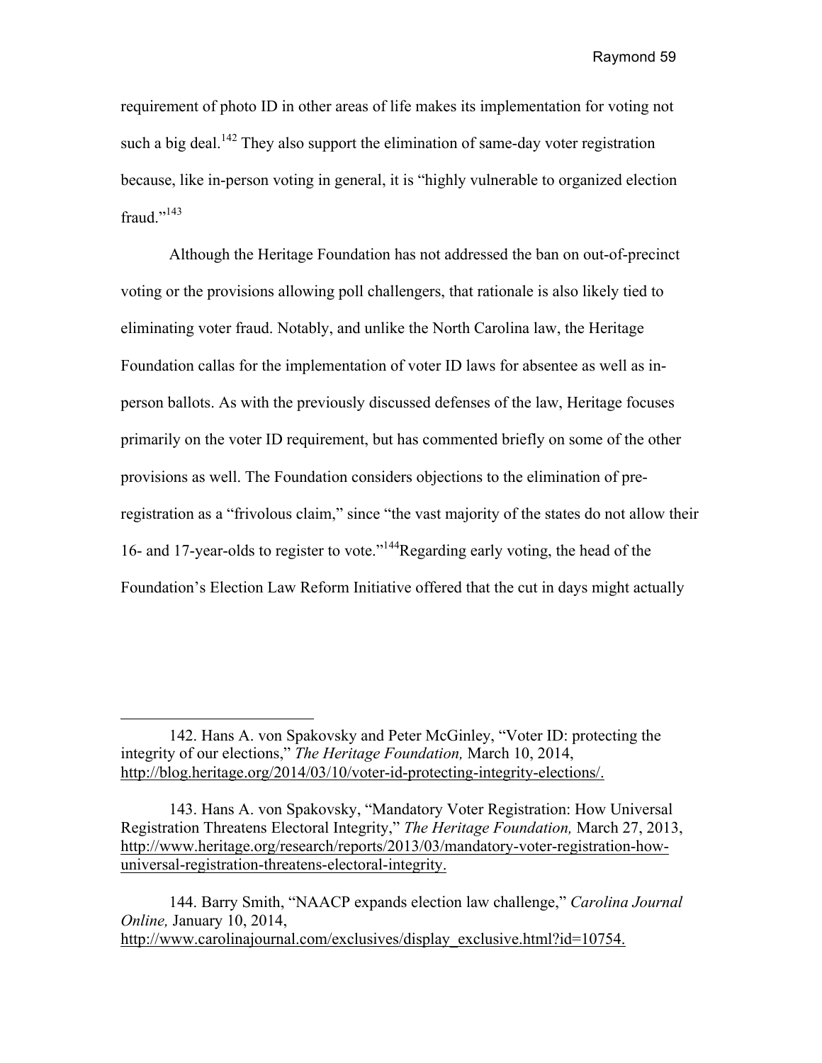requirement of photo ID in other areas of life makes its implementation for voting not such a big deal.[142] They also support the elimination of same-day voter registration because, like in-person voting in general, it is "highly vulnerable to organized election fraud."[143]

Although the Heritage Foundation has not addressed the ban on out-of-precinct voting or the provisions allowing poll challengers, that rationale is also likely tied to eliminating voter fraud. Notably, and unlike the North Carolina law, the Heritage Foundation callas for the implementation of voter ID laws for absentee as well as in-person ballots. As with the previously discussed defenses of the law, Heritage focuses primarily on the voter ID requirement, but has commented briefly on some of the other provisions as well. The Foundation considers objections to the elimination of pre-registration as a "frivolous claim," since "the vast majority of the states do not allow their 16- and 17-year-olds to register to vote."[144]Regarding early voting, the head of the Foundation's Election Law Reform Initiative offered that the cut in days might actually

---

142. Hans A. von Spakovsky and Peter McGinley, "Voter ID: protecting the integrity of our elections," *The Heritage Foundation,* March 10, 2014, http://blog.heritage.org/2014/03/10/voter-id-protecting-integrity-elections/.

143. Hans A. von Spakovsky, "Mandatory Voter Registration: How Universal Registration Threatens Electoral Integrity," *The Heritage Foundation,* March 27, 2013, http://www.heritage.org/research/reports/2013/03/mandatory-voter-registration-how-universal-registration-threatens-electoral-integrity.

144. Barry Smith, "NAACP expands election law challenge," *Carolina Journal Online,* January 10, 2014, http://www.carolinajournal.com/exclusives/display_exclusive.html?id=10754.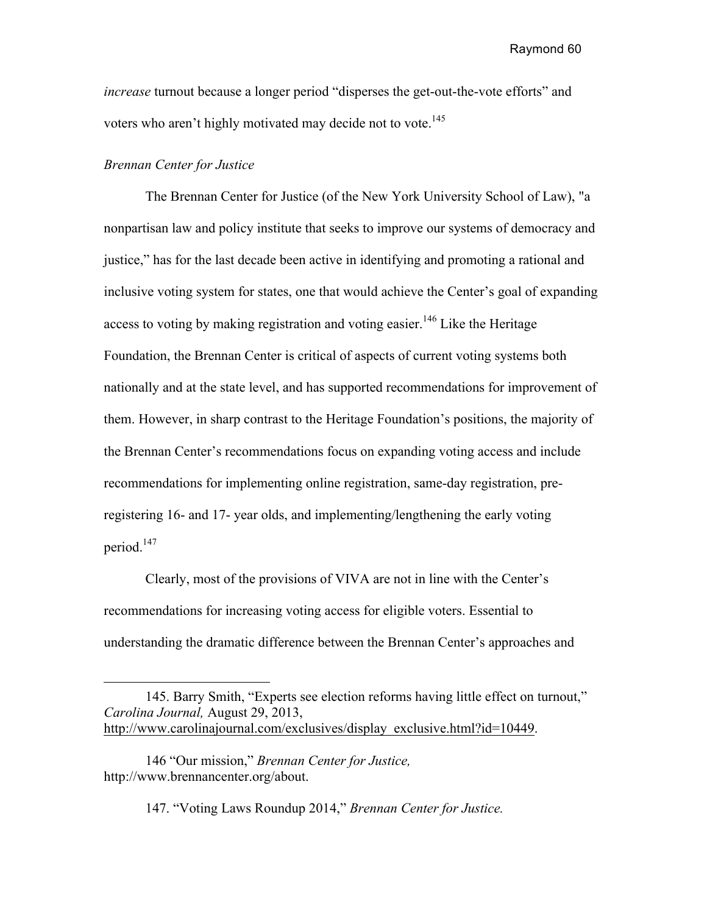*increase* turnout because a longer period "disperses the get-out-the-vote efforts" and voters who aren't highly motivated may decide not to vote.[145]

*Brennan Center for Justice*

The Brennan Center for Justice (of the New York University School of Law), "a nonpartisan law and policy institute that seeks to improve our systems of democracy and justice," has for the last decade been active in identifying and promoting a rational and inclusive voting system for states, one that would achieve the Center's goal of expanding access to voting by making registration and voting easier.[146] Like the Heritage Foundation, the Brennan Center is critical of aspects of current voting systems both nationally and at the state level, and has supported recommendations for improvement of them. However, in sharp contrast to the Heritage Foundation's positions, the majority of the Brennan Center's recommendations focus on expanding voting access and include recommendations for implementing online registration, same-day registration, pre-registering 16- and 17- year olds, and implementing/lengthening the early voting period.[147]

Clearly, most of the provisions of VIVA are not in line with the Center's recommendations for increasing voting access for eligible voters. Essential to understanding the dramatic difference between the Brennan Center's approaches and

---

145. Barry Smith, "Experts see election reforms having little effect on turnout," *Carolina Journal,* August 29, 2013, http://www.carolinajournal.com/exclusives/display_exclusive.html?id=10449.

146 "Our mission," *Brennan Center for Justice,* http://www.brennancenter.org/about.

147. "Voting Laws Roundup 2014," *Brennan Center for Justice.*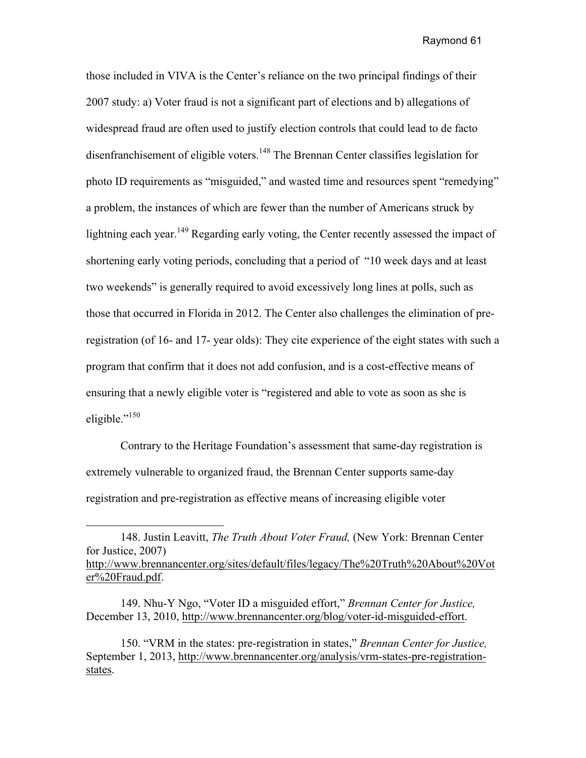those included in VIVA is the Center's reliance on the two principal findings of their 2007 study: a) Voter fraud is not a significant part of elections and b) allegations of widespread fraud are often used to justify election controls that could lead to de facto disenfranchisement of eligible voters.[148] The Brennan Center classifies legislation for photo ID requirements as "misguided," and wasted time and resources spent "remedying" a problem, the instances of which are fewer than the number of Americans struck by lightning each year.[149] Regarding early voting, the Center recently assessed the impact of shortening early voting periods, concluding that a period of "10 week days and at least two weekends" is generally required to avoid excessively long lines at polls, such as those that occurred in Florida in 2012. The Center also challenges the elimination of pre-registration (of 16- and 17- year olds): They cite experience of the eight states with such a program that confirm that it does not add confusion, and is a cost-effective means of ensuring that a newly eligible voter is "registered and able to vote as soon as she is eligible."[150]

Contrary to the Heritage Foundation's assessment that same-day registration is extremely vulnerable to organized fraud, the Brennan Center supports same-day registration and pre-registration as effective means of increasing eligible voter

---

148. Justin Leavitt, *The Truth About Voter Fraud,* (New York: Brennan Center for Justice, 2007) http://www.brennancenter.org/sites/default/files/legacy/The%20Truth%20About%20Voter%20Fraud.pdf.

149. Nhu-Y Ngo, "Voter ID a misguided effort," *Brennan Center for Justice,* December 13, 2010, http://www.brennancenter.org/blog/voter-id-misguided-effort.

150. "VRM in the states: pre-registration in states," *Brennan Center for Justice,* September 1, 2013, http://www.brennancenter.org/analysis/vrm-states-pre-registration-states.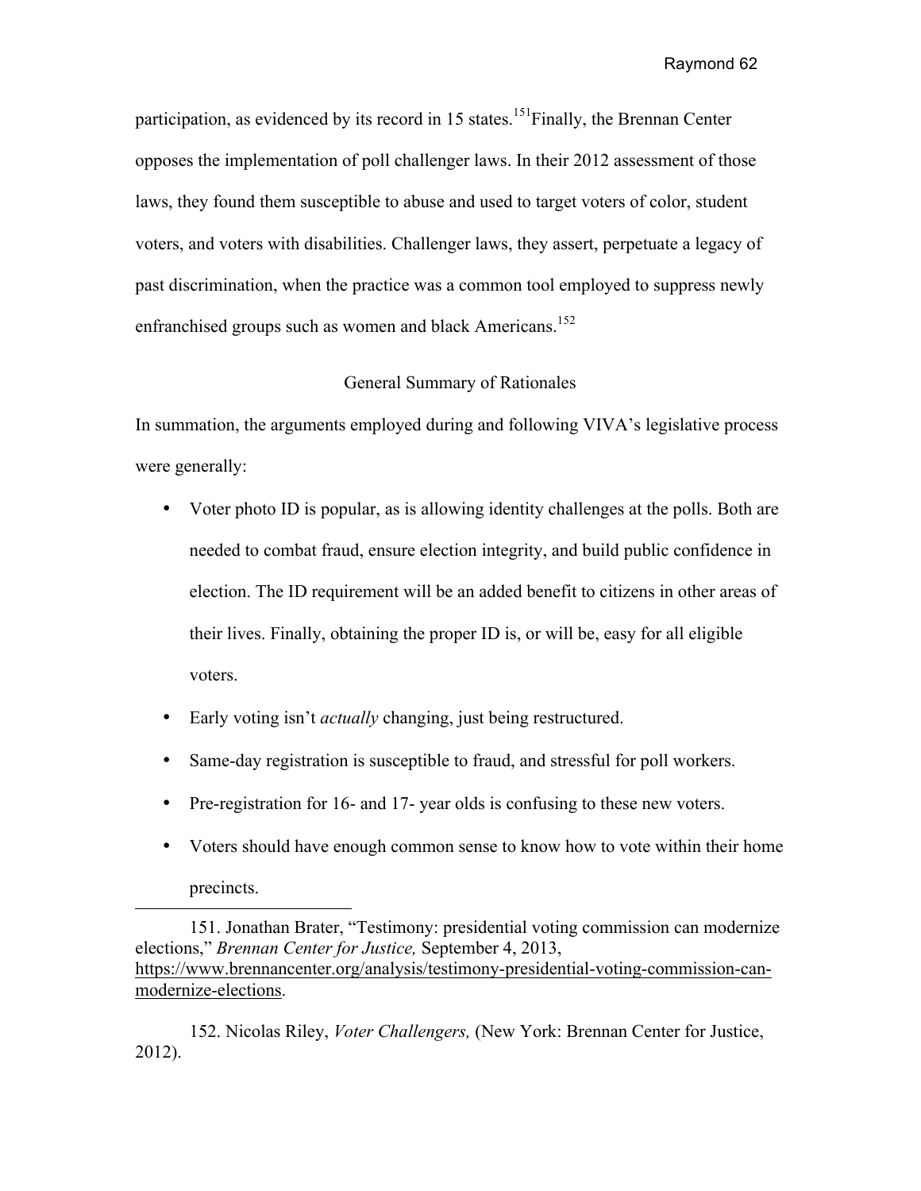participation, as evidenced by its record in 15 states.[151]Finally, the Brennan Center opposes the implementation of poll challenger laws. In their 2012 assessment of those laws, they found them susceptible to abuse and used to target voters of color, student voters, and voters with disabilities. Challenger laws, they assert, perpetuate a legacy of past discrimination, when the practice was a common tool employed to suppress newly enfranchised groups such as women and black Americans.[152]

## General Summary of Rationales

In summation, the arguments employed during and following VIVA's legislative process were generally:

- Voter photo ID is popular, as is allowing identity challenges at the polls. Both are needed to combat fraud, ensure election integrity, and build public confidence in election. The ID requirement will be an added benefit to citizens in other areas of their lives. Finally, obtaining the proper ID is, or will be, easy for all eligible voters.
- Early voting isn't *actually* changing, just being restructured.
- Same-day registration is susceptible to fraud, and stressful for poll workers.
- Pre-registration for 16- and 17- year olds is confusing to these new voters.
- Voters should have enough common sense to know how to vote within their home precincts.

---

151. Jonathan Brater, "Testimony: presidential voting commission can modernize elections," *Brennan Center for Justice,* September 4, 2013, https://www.brennancenter.org/analysis/testimony-presidential-voting-commission-can-modernize-elections.

152. Nicolas Riley, *Voter Challengers,* (New York: Brennan Center for Justice, 2012).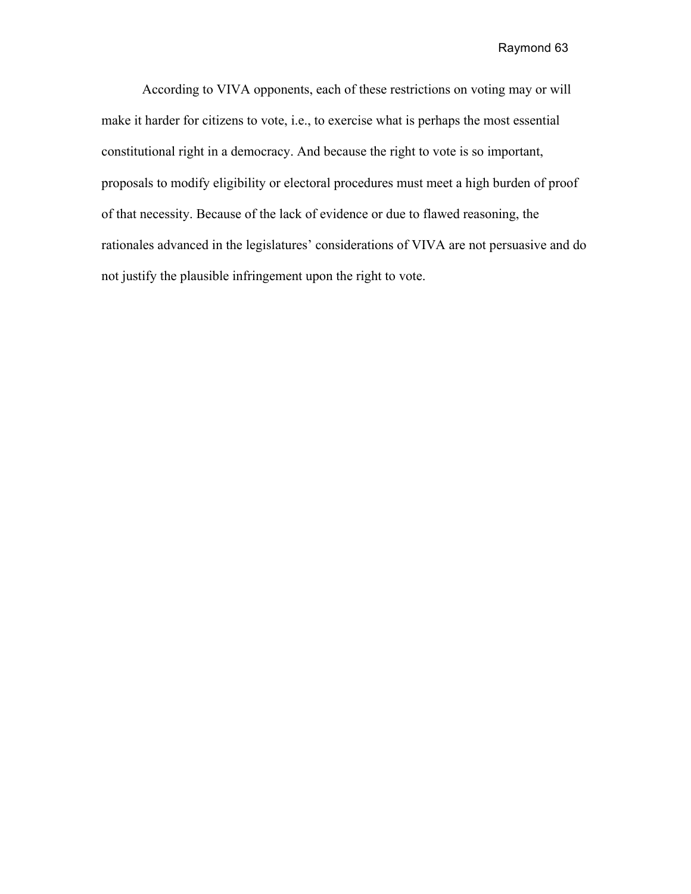According to VIVA opponents, each of these restrictions on voting may or will make it harder for citizens to vote, i.e., to exercise what is perhaps the most essential constitutional right in a democracy. And because the right to vote is so important, proposals to modify eligibility or electoral procedures must meet a high burden of proof of that necessity. Because of the lack of evidence or due to flawed reasoning, the rationales advanced in the legislatures' considerations of VIVA are not persuasive and do not justify the plausible infringement upon the right to vote.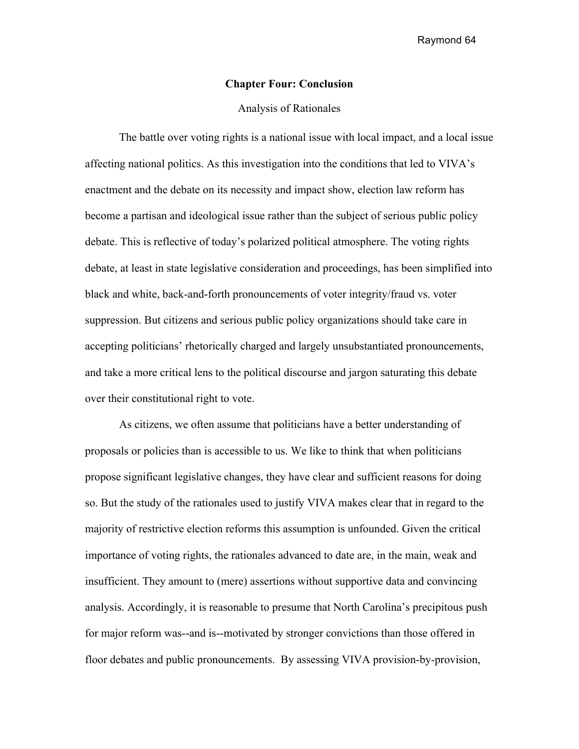# Chapter Four: Conclusion

## Analysis of Rationales

The battle over voting rights is a national issue with local impact, and a local issue affecting national politics. As this investigation into the conditions that led to VIVA's enactment and the debate on its necessity and impact show, election law reform has become a partisan and ideological issue rather than the subject of serious public policy debate. This is reflective of today's polarized political atmosphere. The voting rights debate, at least in state legislative consideration and proceedings, has been simplified into black and white, back-and-forth pronouncements of voter integrity/fraud vs. voter suppression. But citizens and serious public policy organizations should take care in accepting politicians' rhetorically charged and largely unsubstantiated pronouncements, and take a more critical lens to the political discourse and jargon saturating this debate over their constitutional right to vote.

As citizens, we often assume that politicians have a better understanding of proposals or policies than is accessible to us. We like to think that when politicians propose significant legislative changes, they have clear and sufficient reasons for doing so. But the study of the rationales used to justify VIVA makes clear that in regard to the majority of restrictive election reforms this assumption is unfounded. Given the critical importance of voting rights, the rationales advanced to date are, in the main, weak and insufficient. They amount to (mere) assertions without supportive data and convincing analysis. Accordingly, it is reasonable to presume that North Carolina's precipitous push for major reform was--and is--motivated by stronger convictions than those offered in floor debates and public pronouncements. By assessing VIVA provision-by-provision,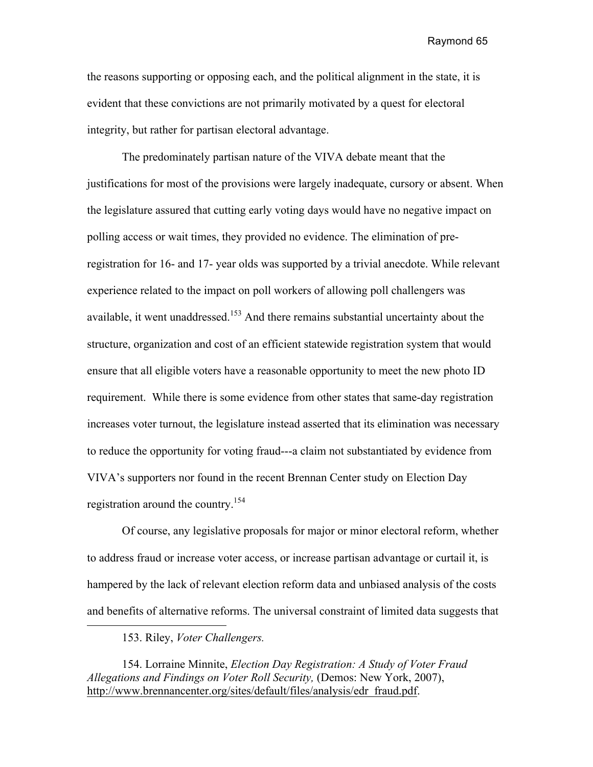the reasons supporting or opposing each, and the political alignment in the state, it is evident that these convictions are not primarily motivated by a quest for electoral integrity, but rather for partisan electoral advantage.

The predominately partisan nature of the VIVA debate meant that the justifications for most of the provisions were largely inadequate, cursory or absent. When the legislature assured that cutting early voting days would have no negative impact on polling access or wait times, they provided no evidence. The elimination of pre-registration for 16- and 17- year olds was supported by a trivial anecdote. While relevant experience related to the impact on poll workers of allowing poll challengers was available, it went unaddressed.[153] And there remains substantial uncertainty about the structure, organization and cost of an efficient statewide registration system that would ensure that all eligible voters have a reasonable opportunity to meet the new photo ID requirement. While there is some evidence from other states that same-day registration increases voter turnout, the legislature instead asserted that its elimination was necessary to reduce the opportunity for voting fraud---a claim not substantiated by evidence from VIVA's supporters nor found in the recent Brennan Center study on Election Day registration around the country.[154]

Of course, any legislative proposals for major or minor electoral reform, whether to address fraud or increase voter access, or increase partisan advantage or curtail it, is hampered by the lack of relevant election reform data and unbiased analysis of the costs and benefits of alternative reforms. The universal constraint of limited data suggests that

---

153. Riley, *Voter Challengers.*

154. Lorraine Minnite, *Election Day Registration: A Study of Voter Fraud Allegations and Findings on Voter Roll Security,* (Demos: New York, 2007), http://www.brennancenter.org/sites/default/files/analysis/edr_fraud.pdf.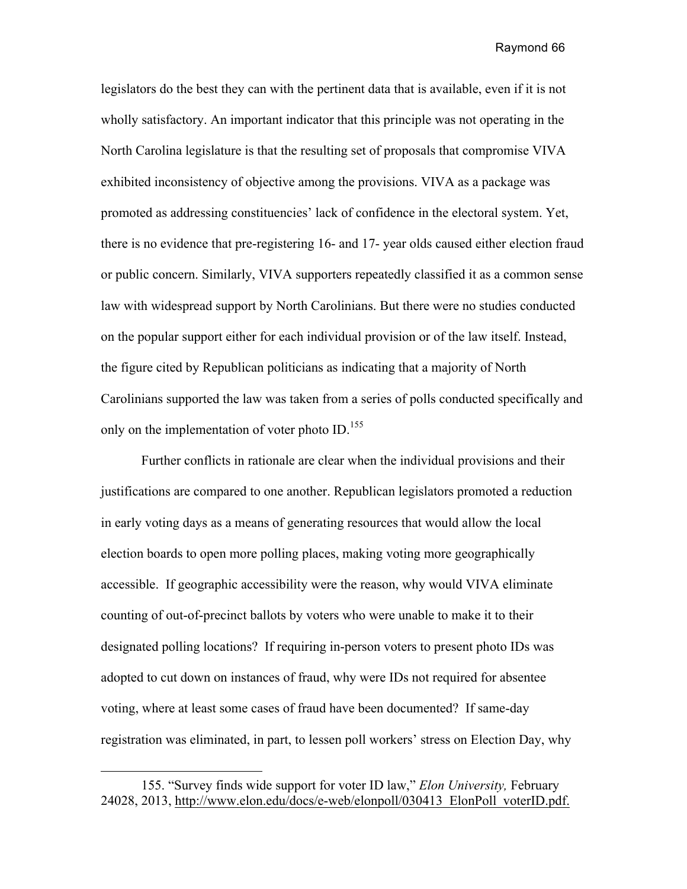legislators do the best they can with the pertinent data that is available, even if it is not wholly satisfactory. An important indicator that this principle was not operating in the North Carolina legislature is that the resulting set of proposals that compromise VIVA exhibited inconsistency of objective among the provisions. VIVA as a package was promoted as addressing constituencies' lack of confidence in the electoral system. Yet, there is no evidence that pre-registering 16- and 17- year olds caused either election fraud or public concern. Similarly, VIVA supporters repeatedly classified it as a common sense law with widespread support by North Carolinians. But there were no studies conducted on the popular support either for each individual provision or of the law itself. Instead, the figure cited by Republican politicians as indicating that a majority of North Carolinians supported the law was taken from a series of polls conducted specifically and only on the implementation of voter photo ID.[155]

Further conflicts in rationale are clear when the individual provisions and their justifications are compared to one another. Republican legislators promoted a reduction in early voting days as a means of generating resources that would allow the local election boards to open more polling places, making voting more geographically accessible. If geographic accessibility were the reason, why would VIVA eliminate counting of out-of-precinct ballots by voters who were unable to make it to their designated polling locations? If requiring in-person voters to present photo IDs was adopted to cut down on instances of fraud, why were IDs not required for absentee voting, where at least some cases of fraud have been documented? If same-day registration was eliminated, in part, to lessen poll workers' stress on Election Day, why

---

155. "Survey finds wide support for voter ID law," *Elon University,* February 24028, 2013, http://www.elon.edu/docs/e-web/elonpoll/030413_ElonPoll_voterID.pdf.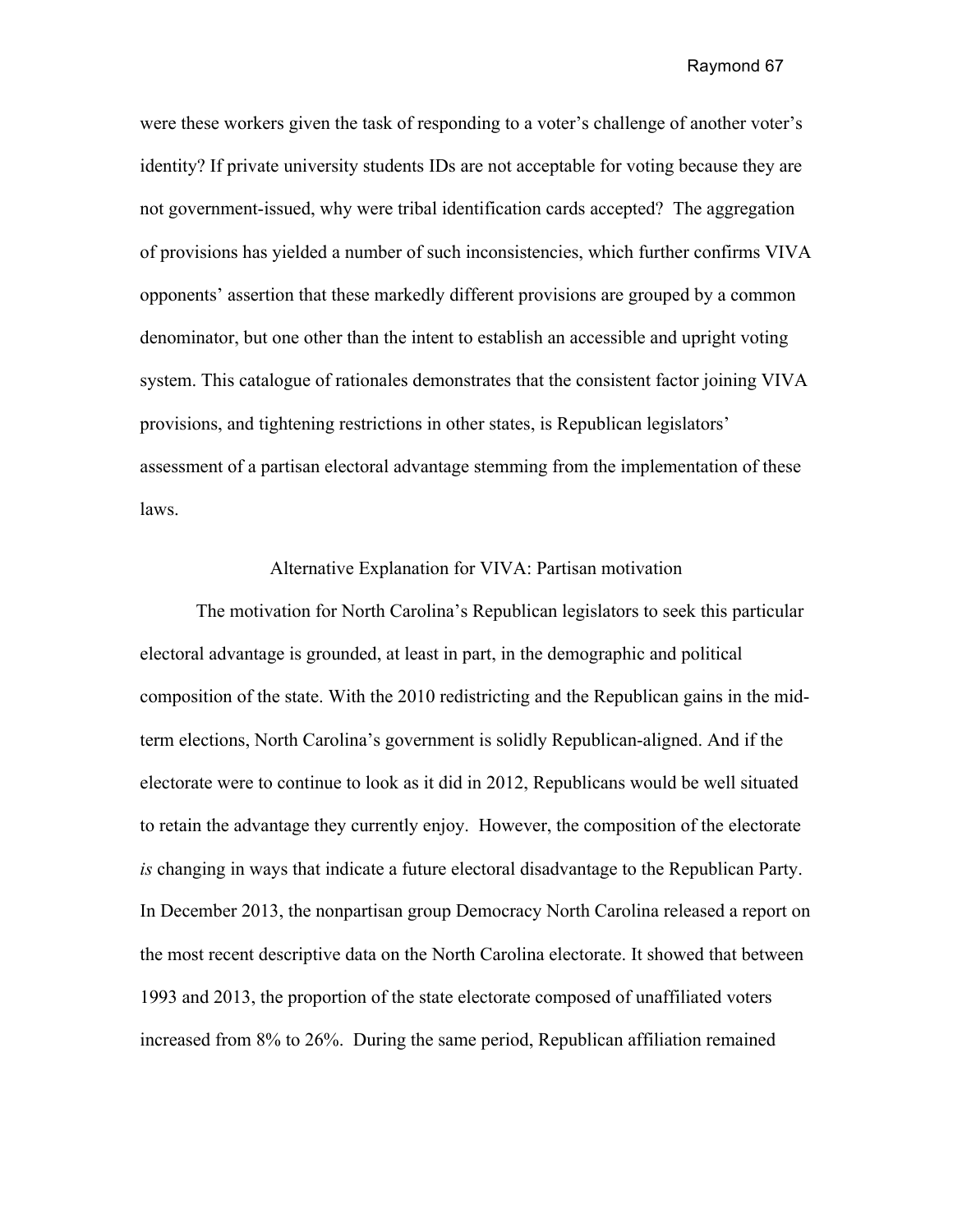were these workers given the task of responding to a voter's challenge of another voter's identity? If private university students IDs are not acceptable for voting because they are not government-issued, why were tribal identification cards accepted? The aggregation of provisions has yielded a number of such inconsistencies, which further confirms VIVA opponents' assertion that these markedly different provisions are grouped by a common denominator, but one other than the intent to establish an accessible and upright voting system. This catalogue of rationales demonstrates that the consistent factor joining VIVA provisions, and tightening restrictions in other states, is Republican legislators' assessment of a partisan electoral advantage stemming from the implementation of these laws.

## Alternative Explanation for VIVA: Partisan motivation

The motivation for North Carolina's Republican legislators to seek this particular electoral advantage is grounded, at least in part, in the demographic and political composition of the state. With the 2010 redistricting and the Republican gains in the mid-term elections, North Carolina's government is solidly Republican-aligned. And if the electorate were to continue to look as it did in 2012, Republicans would be well situated to retain the advantage they currently enjoy. However, the composition of the electorate *is* changing in ways that indicate a future electoral disadvantage to the Republican Party. In December 2013, the nonpartisan group Democracy North Carolina released a report on the most recent descriptive data on the North Carolina electorate. It showed that between 1993 and 2013, the proportion of the state electorate composed of unaffiliated voters increased from 8% to 26%. During the same period, Republican affiliation remained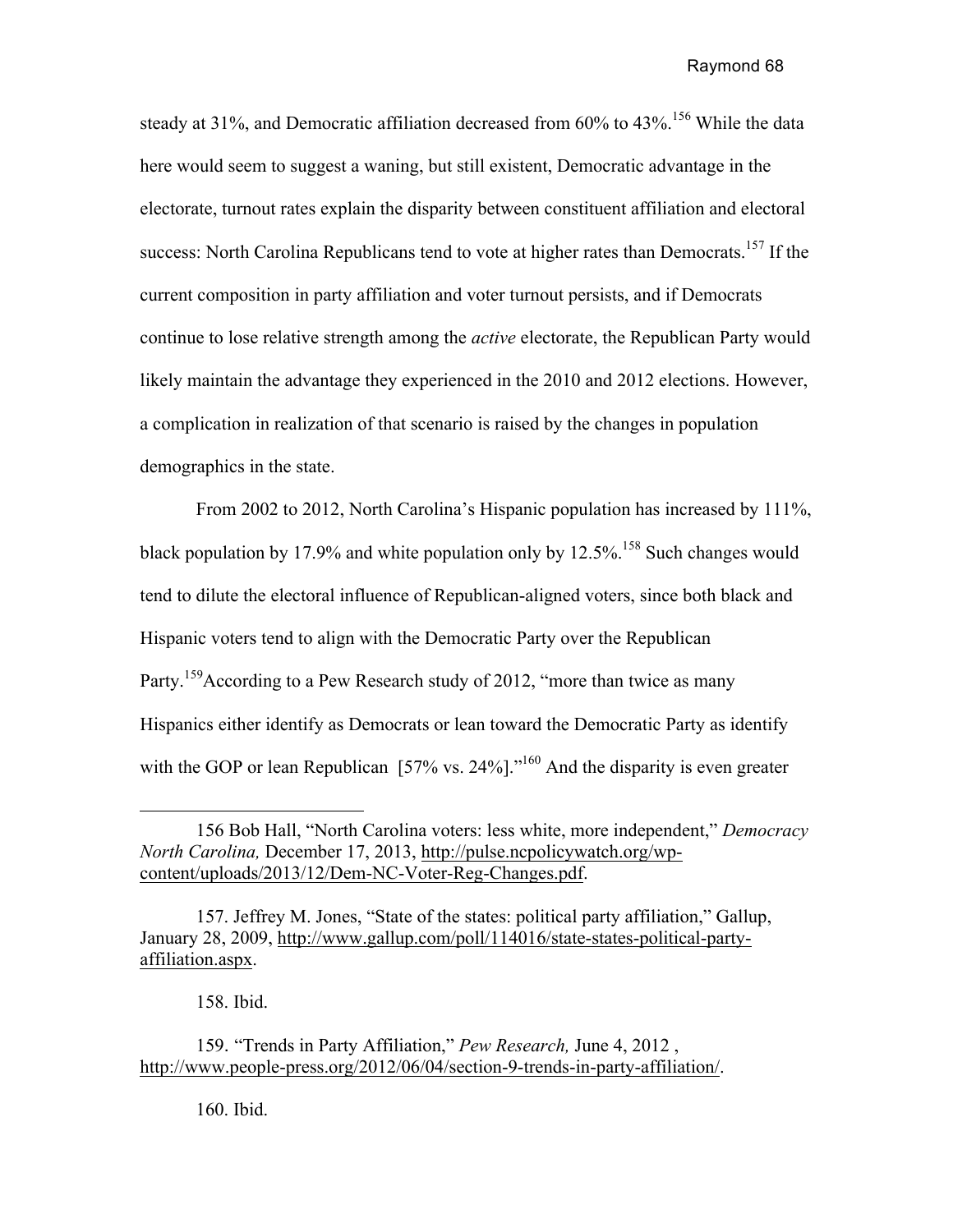steady at 31%, and Democratic affiliation decreased from 60% to 43%.[156] While the data here would seem to suggest a waning, but still existent, Democratic advantage in the electorate, turnout rates explain the disparity between constituent affiliation and electoral success: North Carolina Republicans tend to vote at higher rates than Democrats.[157] If the current composition in party affiliation and voter turnout persists, and if Democrats continue to lose relative strength among the *active* electorate, the Republican Party would likely maintain the advantage they experienced in the 2010 and 2012 elections. However, a complication in realization of that scenario is raised by the changes in population demographics in the state.

From 2002 to 2012, North Carolina's Hispanic population has increased by 111%, black population by 17.9% and white population only by 12.5%.[158] Such changes would tend to dilute the electoral influence of Republican-aligned voters, since both black and Hispanic voters tend to align with the Democratic Party over the Republican Party.[159]According to a Pew Research study of 2012, "more than twice as many Hispanics either identify as Democrats or lean toward the Democratic Party as identify with the GOP or lean Republican [57% vs. 24%]."[160] And the disparity is even greater

---

156 Bob Hall, "North Carolina voters: less white, more independent," *Democracy North Carolina,* December 17, 2013, http://pulse.ncpolicywatch.org/wp-content/uploads/2013/12/Dem-NC-Voter-Reg-Changes.pdf.

157. Jeffrey M. Jones, "State of the states: political party affiliation," Gallup, January 28, 2009, http://www.gallup.com/poll/114016/state-states-political-party-affiliation.aspx.

158. Ibid.

159. "Trends in Party Affiliation," *Pew Research,* June 4, 2012 , http://www.people-press.org/2012/06/04/section-9-trends-in-party-affiliation/.

160. Ibid.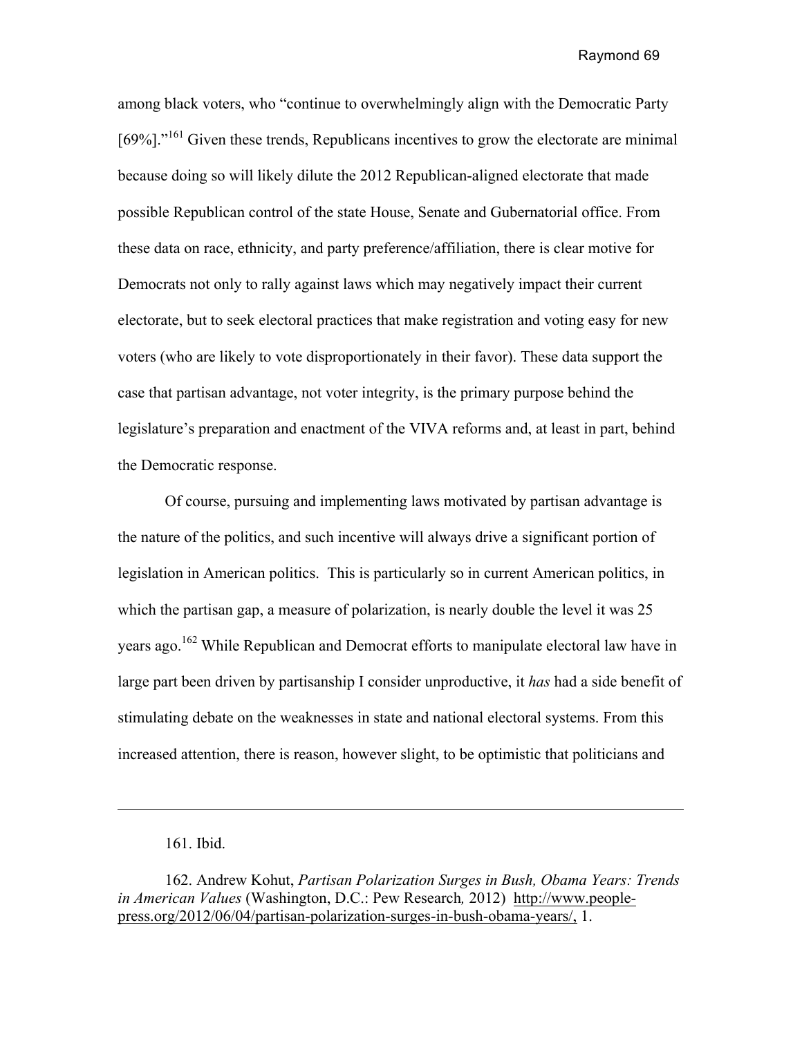among black voters, who "continue to overwhelmingly align with the Democratic Party [69%]."[161] Given these trends, Republicans incentives to grow the electorate are minimal because doing so will likely dilute the 2012 Republican-aligned electorate that made possible Republican control of the state House, Senate and Gubernatorial office. From these data on race, ethnicity, and party preference/affiliation, there is clear motive for Democrats not only to rally against laws which may negatively impact their current electorate, but to seek electoral practices that make registration and voting easy for new voters (who are likely to vote disproportionately in their favor). These data support the case that partisan advantage, not voter integrity, is the primary purpose behind the legislature's preparation and enactment of the VIVA reforms and, at least in part, behind the Democratic response.

Of course, pursuing and implementing laws motivated by partisan advantage is the nature of the politics, and such incentive will always drive a significant portion of legislation in American politics. This is particularly so in current American politics, in which the partisan gap, a measure of polarization, is nearly double the level it was 25 years ago.[162] While Republican and Democrat efforts to manipulate electoral law have in large part been driven by partisanship I consider unproductive, it *has* had a side benefit of stimulating debate on the weaknesses in state and national electoral systems. From this increased attention, there is reason, however slight, to be optimistic that politicians and

---

161. Ibid.

162. Andrew Kohut, *Partisan Polarization Surges in Bush, Obama Years: Trends in American Values* (Washington, D.C.: Pew Research*,* 2012) http://www.people-press.org/2012/06/04/partisan-polarization-surges-in-bush-obama-years/, 1.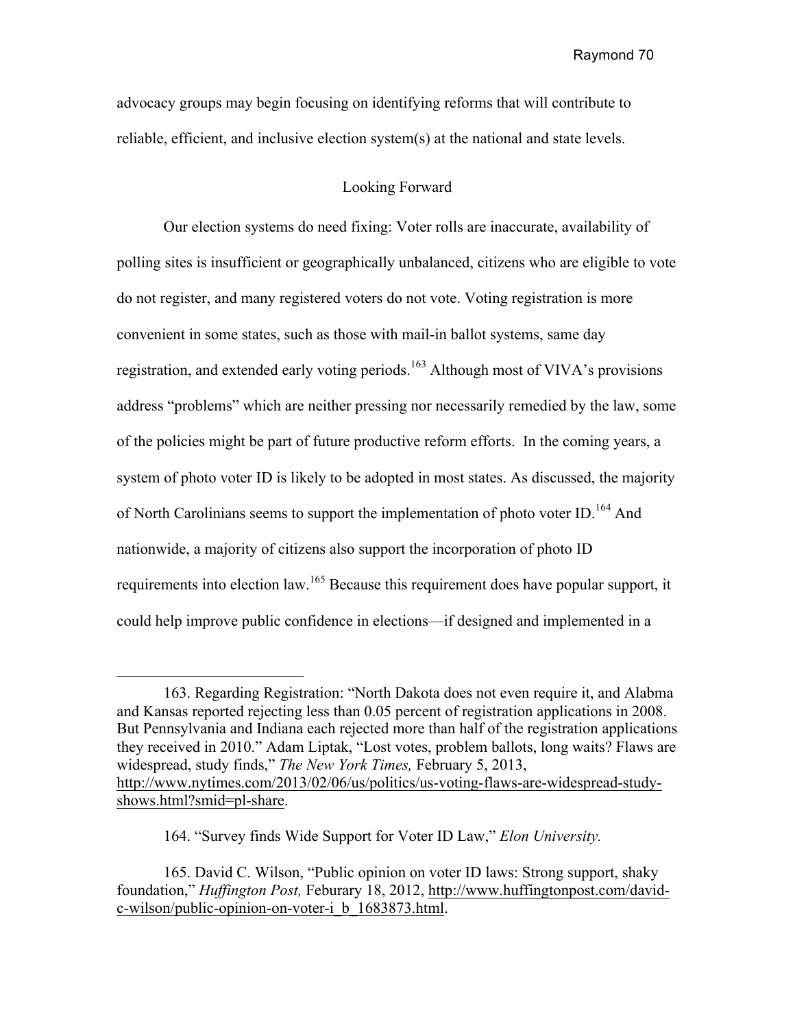advocacy groups may begin focusing on identifying reforms that will contribute to reliable, efficient, and inclusive election system(s) at the national and state levels.

## Looking Forward

Our election systems do need fixing: Voter rolls are inaccurate, availability of polling sites is insufficient or geographically unbalanced, citizens who are eligible to vote do not register, and many registered voters do not vote. Voting registration is more convenient in some states, such as those with mail-in ballot systems, same day registration, and extended early voting periods.[163] Although most of VIVA's provisions address "problems" which are neither pressing nor necessarily remedied by the law, some of the policies might be part of future productive reform efforts. In the coming years, a system of photo voter ID is likely to be adopted in most states. As discussed, the majority of North Carolinians seems to support the implementation of photo voter ID.[164] And nationwide, a majority of citizens also support the incorporation of photo ID requirements into election law.[165] Because this requirement does have popular support, it could help improve public confidence in elections—if designed and implemented in a

---

163. Regarding Registration: "North Dakota does not even require it, and Alabma and Kansas reported rejecting less than 0.05 percent of registration applications in 2008. But Pennsylvania and Indiana each rejected more than half of the registration applications they received in 2010." Adam Liptak, "Lost votes, problem ballots, long waits? Flaws are widespread, study finds," *The New York Times,* February 5, 2013, http://www.nytimes.com/2013/02/06/us/politics/us-voting-flaws-are-widespread-study-shows.html?smid=pl-share.

164. "Survey finds Wide Support for Voter ID Law," *Elon University.*

165. David C. Wilson, "Public opinion on voter ID laws: Strong support, shaky foundation," *Huffington Post,* Feburary 18, 2012, http://www.huffingtonpost.com/david-c-wilson/public-opinion-on-voter-i_b_1683873.html.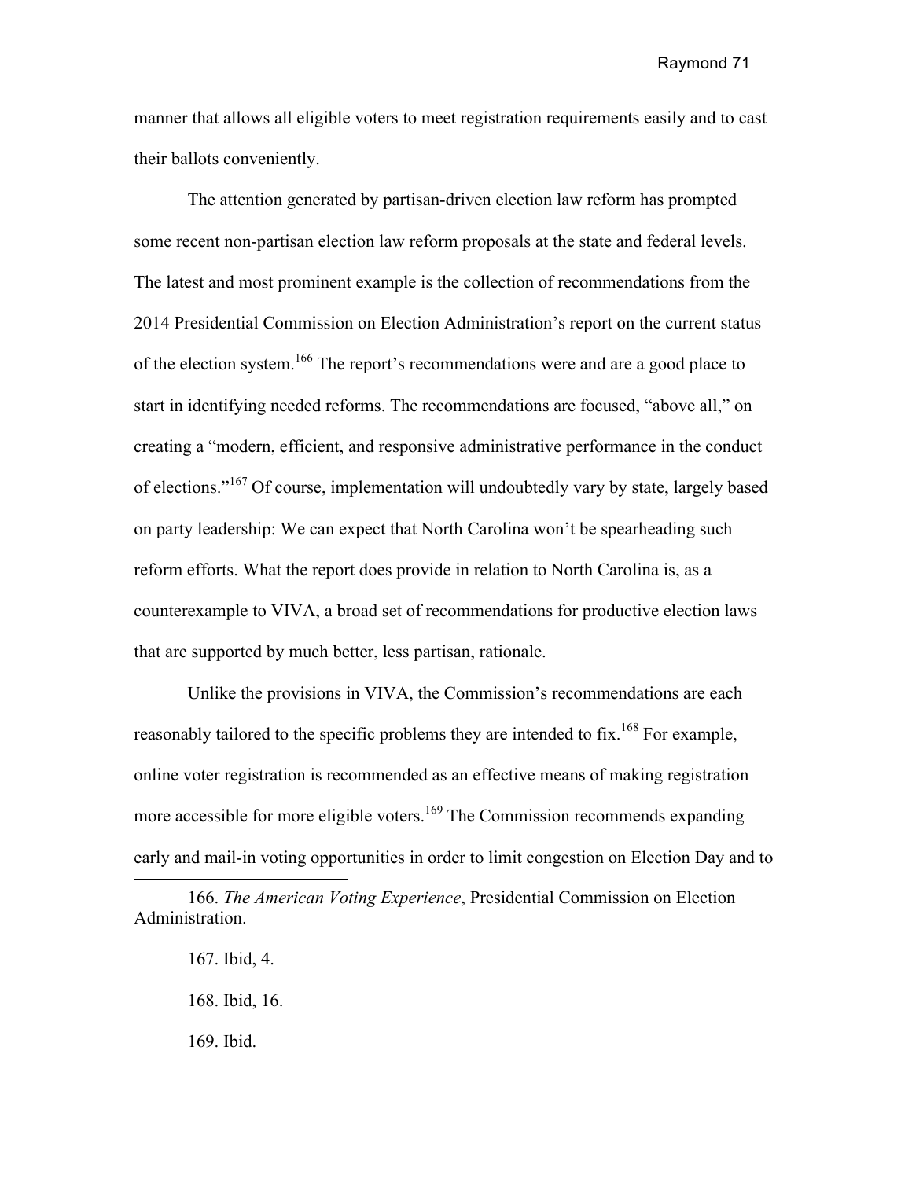manner that allows all eligible voters to meet registration requirements easily and to cast their ballots conveniently.

The attention generated by partisan-driven election law reform has prompted some recent non-partisan election law reform proposals at the state and federal levels. The latest and most prominent example is the collection of recommendations from the 2014 Presidential Commission on Election Administration's report on the current status of the election system.[166] The report's recommendations were and are a good place to start in identifying needed reforms. The recommendations are focused, "above all," on creating a "modern, efficient, and responsive administrative performance in the conduct of elections."[167] Of course, implementation will undoubtedly vary by state, largely based on party leadership: We can expect that North Carolina won't be spearheading such reform efforts. What the report does provide in relation to North Carolina is, as a counterexample to VIVA, a broad set of recommendations for productive election laws that are supported by much better, less partisan, rationale.

Unlike the provisions in VIVA, the Commission's recommendations are each reasonably tailored to the specific problems they are intended to fix.[168] For example, online voter registration is recommended as an effective means of making registration more accessible for more eligible voters.[169] The Commission recommends expanding early and mail-in voting opportunities in order to limit congestion on Election Day and to

---

166. *The American Voting Experience*, Presidential Commission on Election Administration.

167. Ibid, 4.

168. Ibid, 16.

169. Ibid.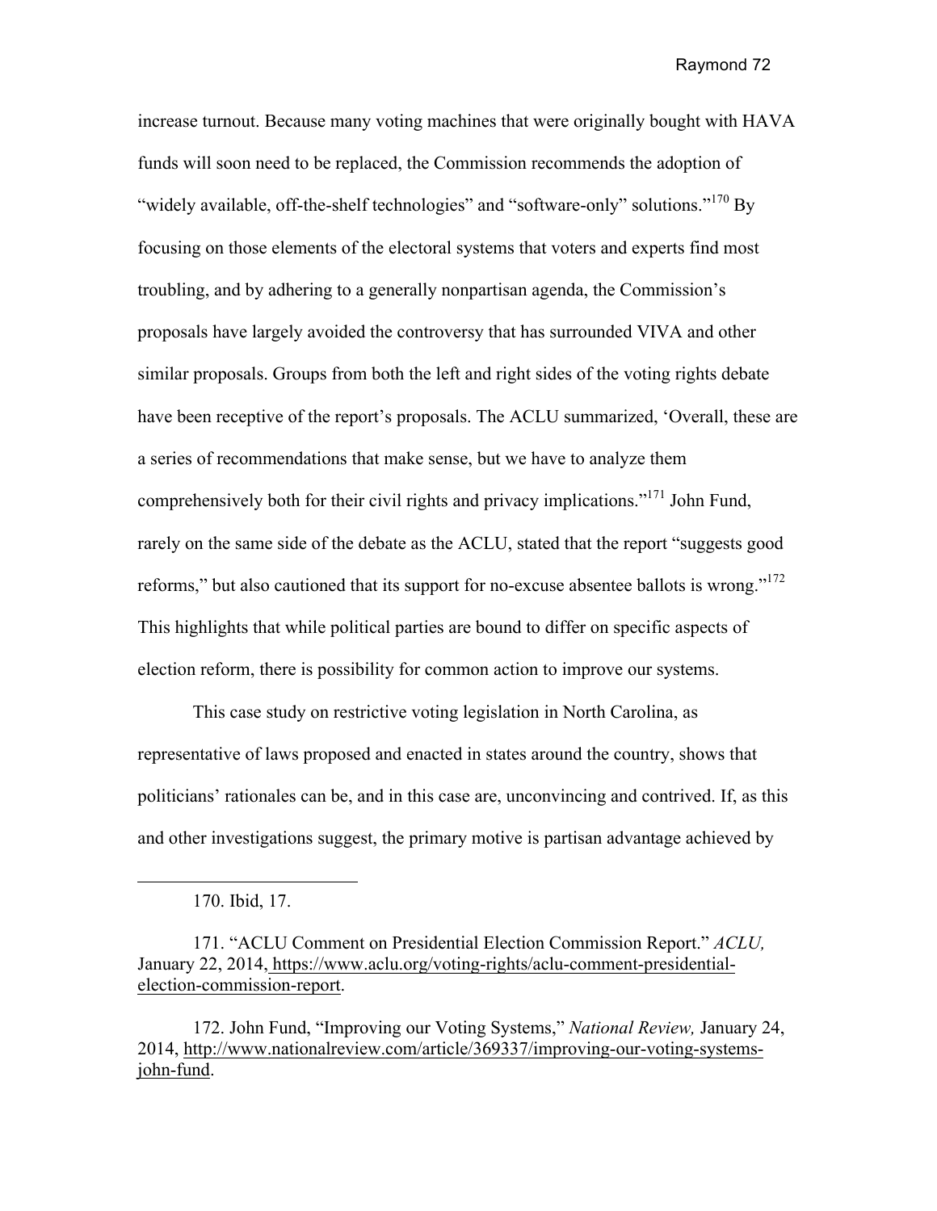increase turnout. Because many voting machines that were originally bought with HAVA funds will soon need to be replaced, the Commission recommends the adoption of "widely available, off-the-shelf technologies" and "software-only" solutions."[170] By focusing on those elements of the electoral systems that voters and experts find most troubling, and by adhering to a generally nonpartisan agenda, the Commission's proposals have largely avoided the controversy that has surrounded VIVA and other similar proposals. Groups from both the left and right sides of the voting rights debate have been receptive of the report's proposals. The ACLU summarized, 'Overall, these are a series of recommendations that make sense, but we have to analyze them comprehensively both for their civil rights and privacy implications."[171] John Fund, rarely on the same side of the debate as the ACLU, stated that the report "suggests good reforms," but also cautioned that its support for no-excuse absentee ballots is wrong."[172] This highlights that while political parties are bound to differ on specific aspects of election reform, there is possibility for common action to improve our systems.

This case study on restrictive voting legislation in North Carolina, as representative of laws proposed and enacted in states around the country, shows that politicians' rationales can be, and in this case are, unconvincing and contrived. If, as this and other investigations suggest, the primary motive is partisan advantage achieved by

---

170. Ibid, 17.

171. "ACLU Comment on Presidential Election Commission Report." *ACLU,* January 22, 2014, https://www.aclu.org/voting-rights/aclu-comment-presidential-election-commission-report.

172. John Fund, "Improving our Voting Systems," *National Review,* January 24, 2014, http://www.nationalreview.com/article/369337/improving-our-voting-systems-john-fund.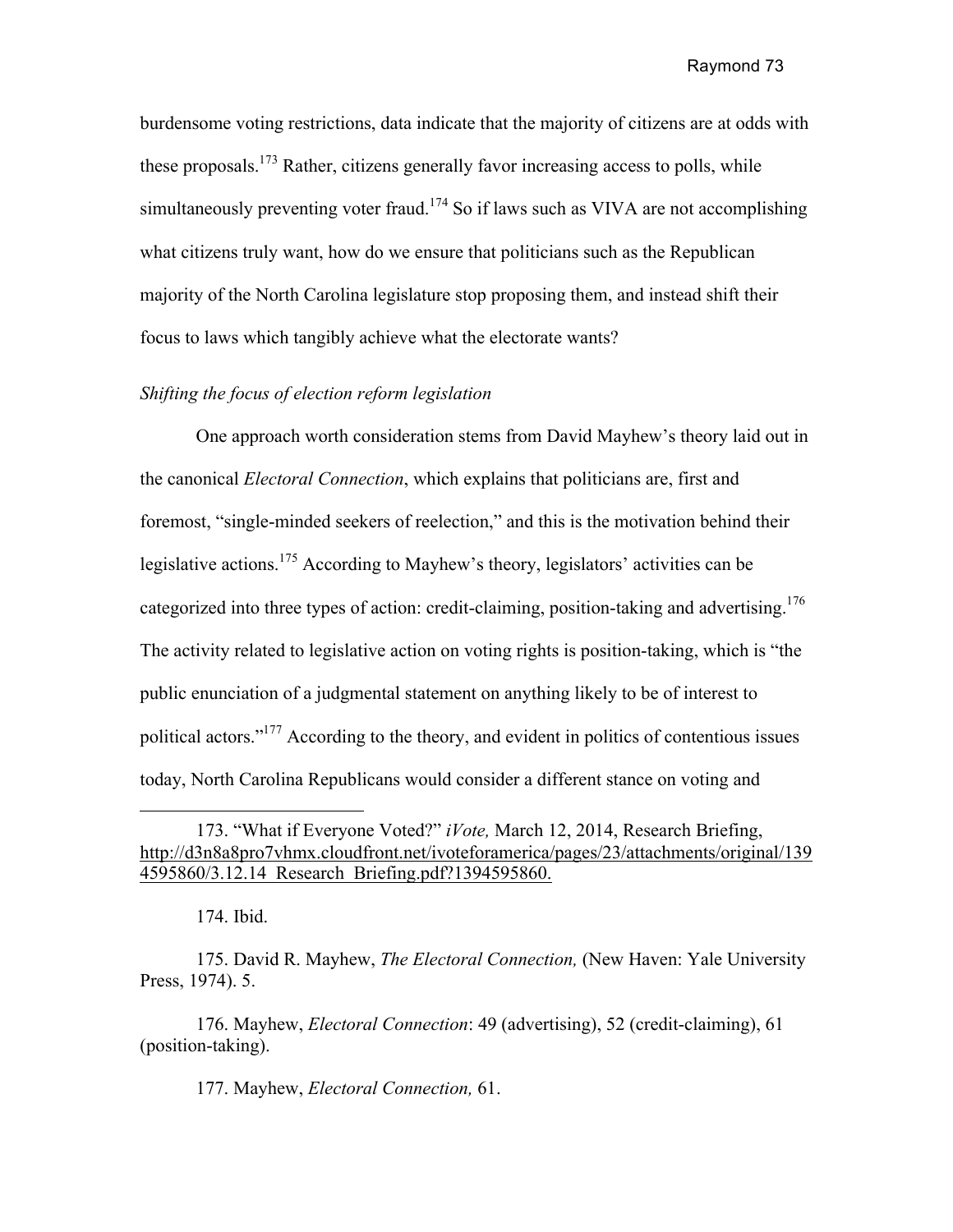burdensome voting restrictions, data indicate that the majority of citizens are at odds with these proposals.[173] Rather, citizens generally favor increasing access to polls, while simultaneously preventing voter fraud.[174] So if laws such as VIVA are not accomplishing what citizens truly want, how do we ensure that politicians such as the Republican majority of the North Carolina legislature stop proposing them, and instead shift their focus to laws which tangibly achieve what the electorate wants?

*Shifting the focus of election reform legislation*

One approach worth consideration stems from David Mayhew's theory laid out in the canonical *Electoral Connection*, which explains that politicians are, first and foremost, "single-minded seekers of reelection," and this is the motivation behind their legislative actions.[175] According to Mayhew's theory, legislators' activities can be categorized into three types of action: credit-claiming, position-taking and advertising.[176] The activity related to legislative action on voting rights is position-taking, which is "the public enunciation of a judgmental statement on anything likely to be of interest to political actors."[177] According to the theory, and evident in politics of contentious issues today, North Carolina Republicans would consider a different stance on voting and

---

173. "What if Everyone Voted?" *iVote,* March 12, 2014, Research Briefing, http://d3n8a8pro7vhmx.cloudfront.net/ivoteforamerica/pages/23/attachments/original/1394595860/3.12.14_Research_Briefing.pdf?1394595860.

174. Ibid.

175. David R. Mayhew, *The Electoral Connection,* (New Haven: Yale University Press, 1974). 5.

176. Mayhew, *Electoral Connection*: 49 (advertising), 52 (credit-claiming), 61 (position-taking).

177. Mayhew, *Electoral Connection,* 61.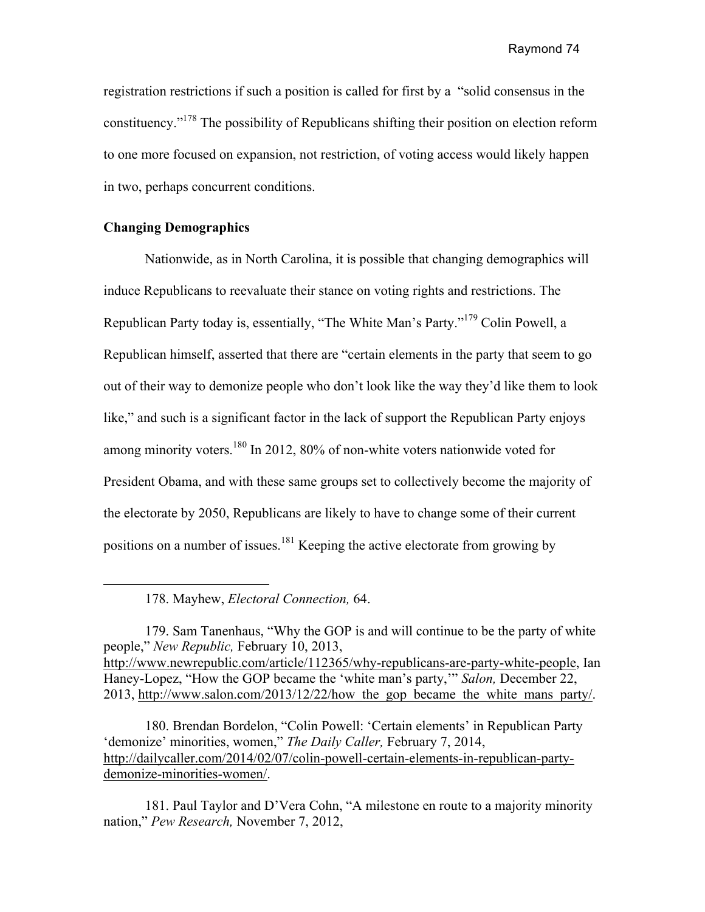registration restrictions if such a position is called for first by a "solid consensus in the constituency."[178] The possibility of Republicans shifting their position on election reform to one more focused on expansion, not restriction, of voting access would likely happen in two, perhaps concurrent conditions.

**Changing Demographics**

Nationwide, as in North Carolina, it is possible that changing demographics will induce Republicans to reevaluate their stance on voting rights and restrictions. The Republican Party today is, essentially, "The White Man's Party."[179] Colin Powell, a Republican himself, asserted that there are "certain elements in the party that seem to go out of their way to demonize people who don't look like the way they'd like them to look like," and such is a significant factor in the lack of support the Republican Party enjoys among minority voters.[180] In 2012, 80% of non-white voters nationwide voted for President Obama, and with these same groups set to collectively become the majority of the electorate by 2050, Republicans are likely to have to change some of their current positions on a number of issues.[181] Keeping the active electorate from growing by

---

178. Mayhew, *Electoral Connection,* 64.

179. Sam Tanenhaus, "Why the GOP is and will continue to be the party of white people," *New Republic,* February 10, 2013, http://www.newrepublic.com/article/112365/why-republicans-are-party-white-people, Ian Haney-Lopez, "How the GOP became the 'white man's party,'" *Salon,* December 22, 2013, http://www.salon.com/2013/12/22/how_the_gop_became_the_white_mans_party/.

180. Brendan Bordelon, "Colin Powell: 'Certain elements' in Republican Party 'demonize' minorities, women," *The Daily Caller,* February 7, 2014, http://dailycaller.com/2014/02/07/colin-powell-certain-elements-in-republican-party-demonize-minorities-women/.

181. Paul Taylor and D'Vera Cohn, "A milestone en route to a majority minority nation," *Pew Research,* November 7, 2012,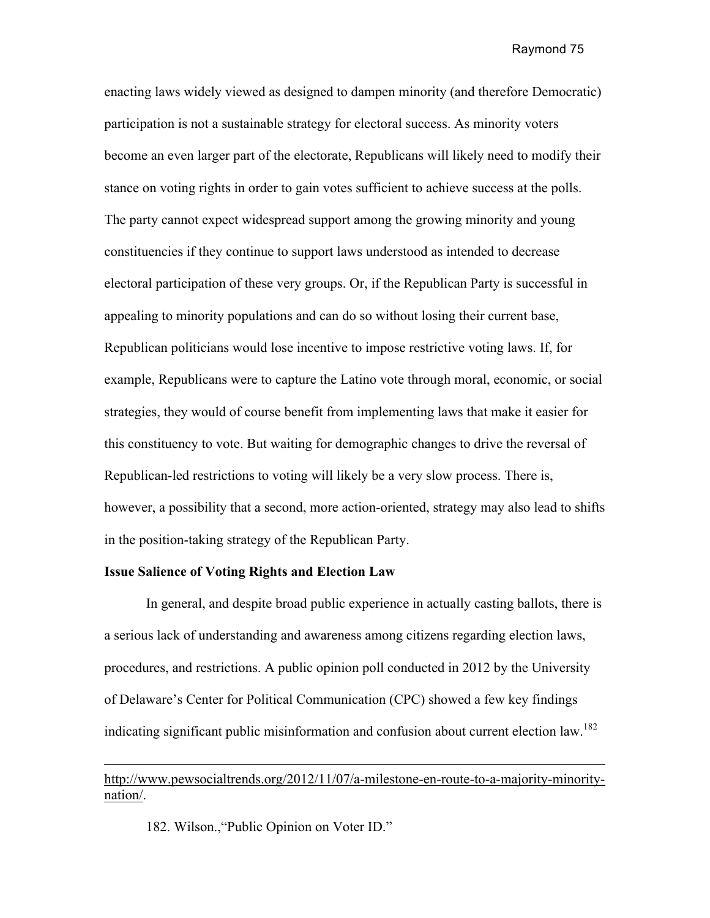enacting laws widely viewed as designed to dampen minority (and therefore Democratic) participation is not a sustainable strategy for electoral success. As minority voters become an even larger part of the electorate, Republicans will likely need to modify their stance on voting rights in order to gain votes sufficient to achieve success at the polls. The party cannot expect widespread support among the growing minority and young constituencies if they continue to support laws understood as intended to decrease electoral participation of these very groups. Or, if the Republican Party is successful in appealing to minority populations and can do so without losing their current base, Republican politicians would lose incentive to impose restrictive voting laws. If, for example, Republicans were to capture the Latino vote through moral, economic, or social strategies, they would of course benefit from implementing laws that make it easier for this constituency to vote. But waiting for demographic changes to drive the reversal of Republican-led restrictions to voting will likely be a very slow process. There is, however, a possibility that a second, more action-oriented, strategy may also lead to shifts in the position-taking strategy of the Republican Party.

**Issue Salience of Voting Rights and Election Law**

In general, and despite broad public experience in actually casting ballots, there is a serious lack of understanding and awareness among citizens regarding election laws, procedures, and restrictions. A public opinion poll conducted in 2012 by the University of Delaware's Center for Political Communication (CPC) showed a few key findings indicating significant public misinformation and confusion about current election law.[182]

---

http://www.pewsocialtrends.org/2012/11/07/a-milestone-en-route-to-a-majority-minority-nation/.

182. Wilson.,"Public Opinion on Voter ID."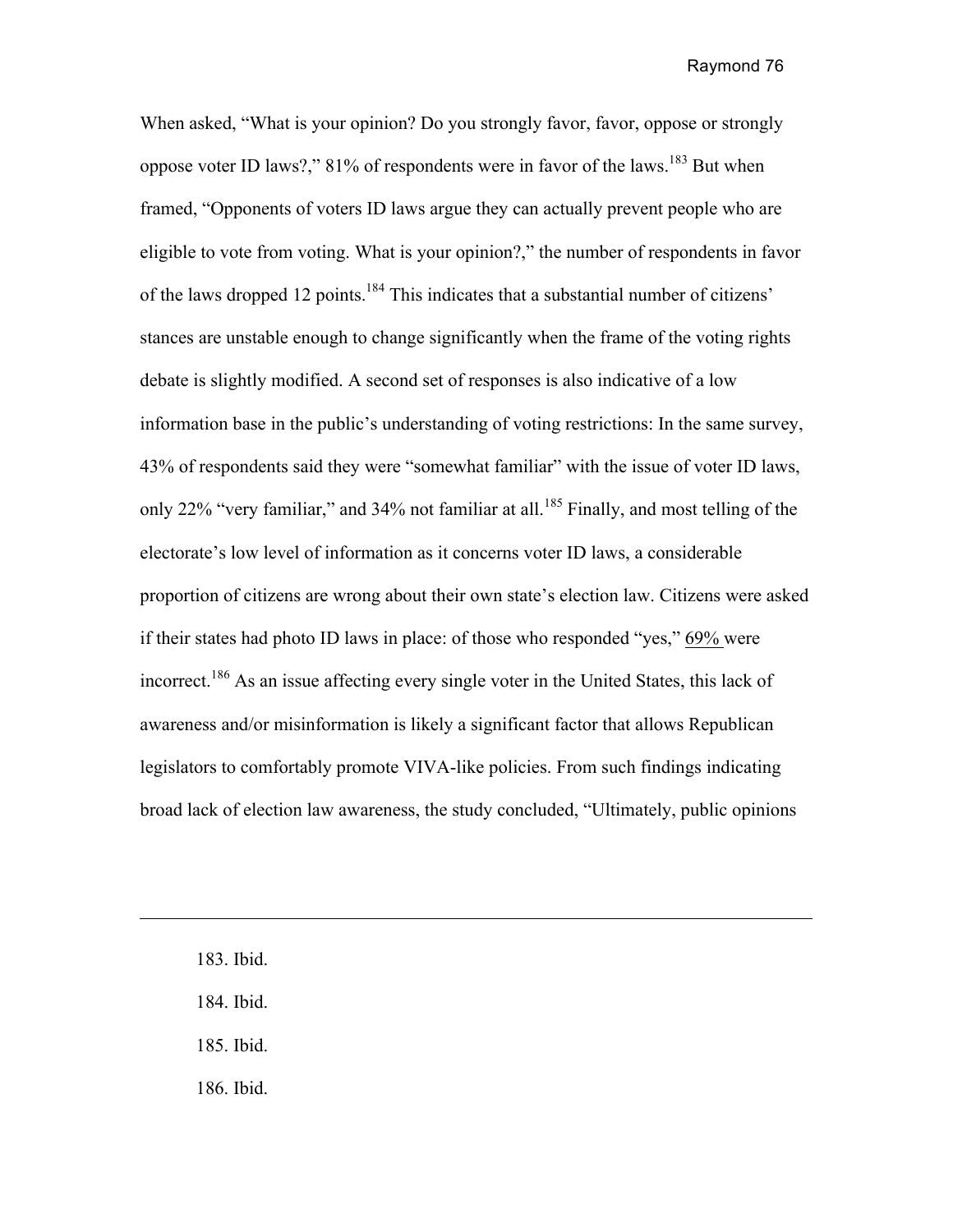When asked, "What is your opinion? Do you strongly favor, favor, oppose or strongly oppose voter ID laws?," 81% of respondents were in favor of the laws.[183] But when framed, "Opponents of voters ID laws argue they can actually prevent people who are eligible to vote from voting. What is your opinion?," the number of respondents in favor of the laws dropped 12 points.[184] This indicates that a substantial number of citizens' stances are unstable enough to change significantly when the frame of the voting rights debate is slightly modified. A second set of responses is also indicative of a low information base in the public's understanding of voting restrictions: In the same survey, 43% of respondents said they were "somewhat familiar" with the issue of voter ID laws, only 22% "very familiar," and 34% not familiar at all.[185] Finally, and most telling of the electorate's low level of information as it concerns voter ID laws, a considerable proportion of citizens are wrong about their own state's election law. Citizens were asked if their states had photo ID laws in place: of those who responded "yes," 69% were incorrect.[186] As an issue affecting every single voter in the United States, this lack of awareness and/or misinformation is likely a significant factor that allows Republican legislators to comfortably promote VIVA-like policies. From such findings indicating broad lack of election law awareness, the study concluded, "Ultimately, public opinions

---

183. Ibid.

184. Ibid.

185. Ibid.

186. Ibid.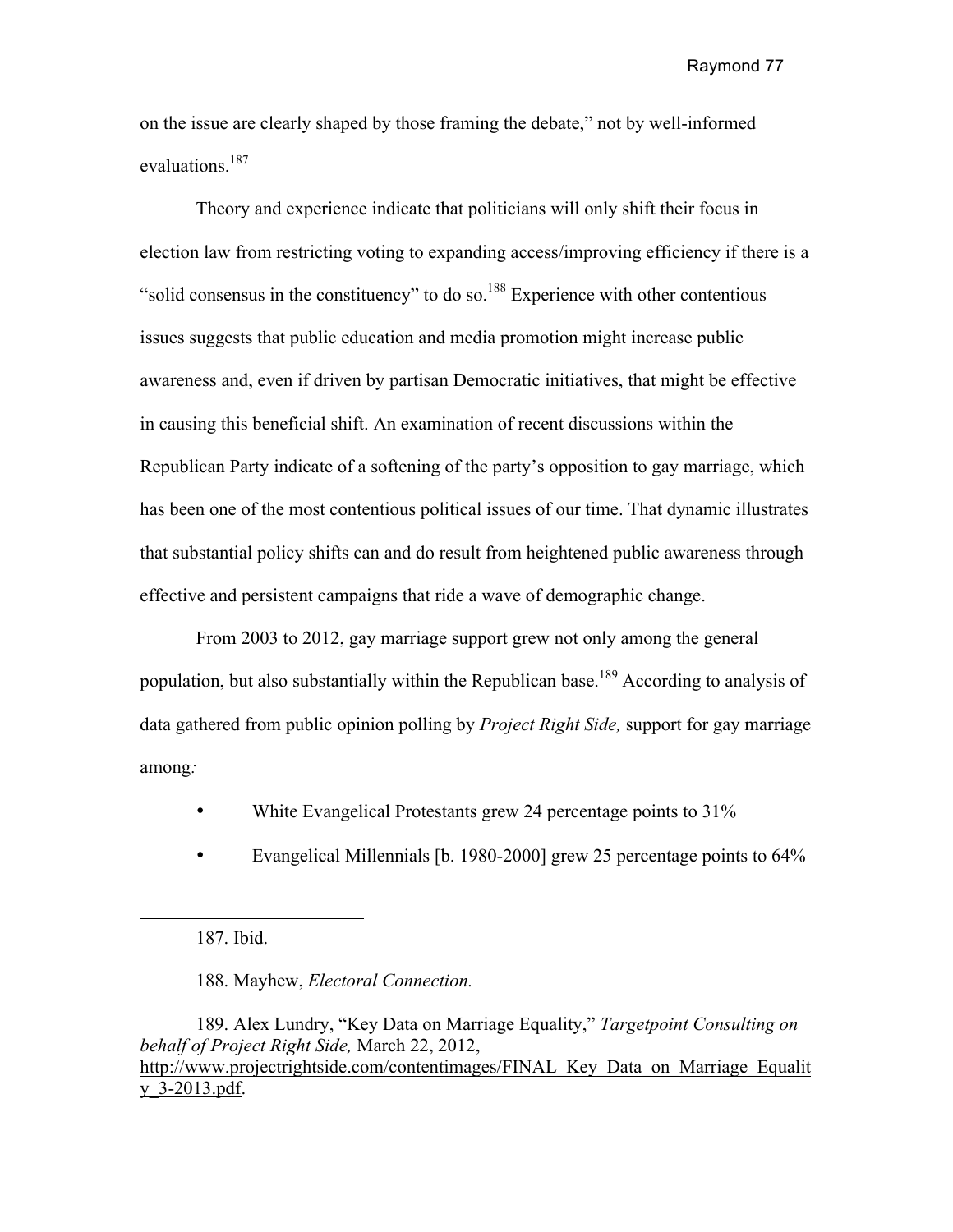on the issue are clearly shaped by those framing the debate," not by well-informed evaluations.[187]

Theory and experience indicate that politicians will only shift their focus in election law from restricting voting to expanding access/improving efficiency if there is a "solid consensus in the constituency" to do so.[188] Experience with other contentious issues suggests that public education and media promotion might increase public awareness and, even if driven by partisan Democratic initiatives, that might be effective in causing this beneficial shift. An examination of recent discussions within the Republican Party indicate of a softening of the party's opposition to gay marriage, which has been one of the most contentious political issues of our time. That dynamic illustrates that substantial policy shifts can and do result from heightened public awareness through effective and persistent campaigns that ride a wave of demographic change.

From 2003 to 2012, gay marriage support grew not only among the general population, but also substantially within the Republican base.[189] According to analysis of data gathered from public opinion polling by *Project Right Side,* support for gay marriage among*:*

- White Evangelical Protestants grew 24 percentage points to 31%
- Evangelical Millennials [b. 1980-2000] grew 25 percentage points to 64%

---

187. Ibid.

188. Mayhew, *Electoral Connection.*

189. Alex Lundry, "Key Data on Marriage Equality," *Targetpoint Consulting on behalf of Project Right Side,* March 22, 2012, http://www.projectrightside.com/contentimages/FINAL_Key_Data_on_Marriage_Equality_3-2013.pdf.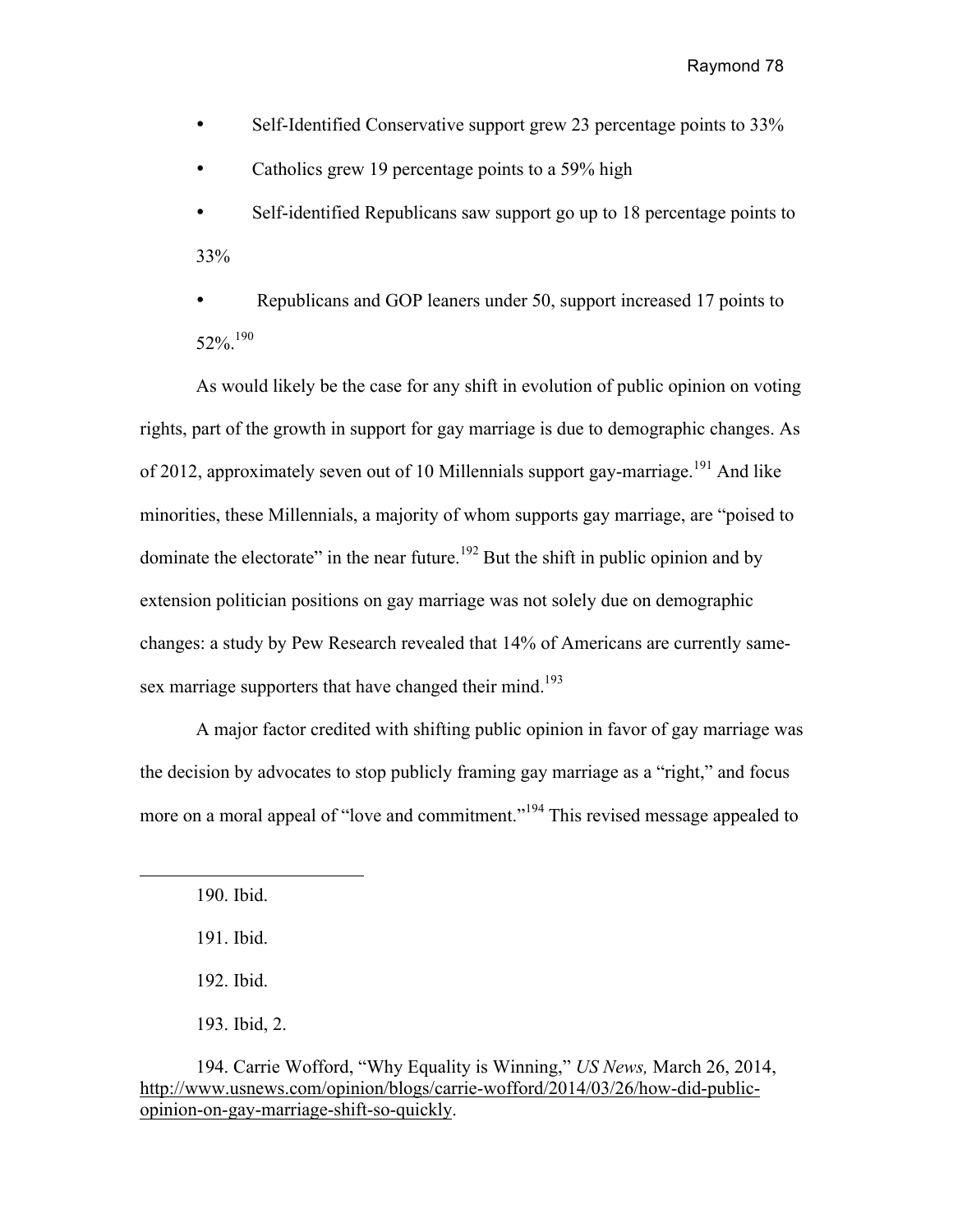- Self-Identified Conservative support grew 23 percentage points to 33%
- Catholics grew 19 percentage points to a 59% high
- Self-identified Republicans saw support go up to 18 percentage points to 33%
- Republicans and GOP leaners under 50, support increased 17 points to 52%.[190]

As would likely be the case for any shift in evolution of public opinion on voting rights, part of the growth in support for gay marriage is due to demographic changes. As of 2012, approximately seven out of 10 Millennials support gay-marriage.[191] And like minorities, these Millennials, a majority of whom supports gay marriage, are "poised to dominate the electorate" in the near future.[192] But the shift in public opinion and by extension politician positions on gay marriage was not solely due on demographic changes: a study by Pew Research revealed that 14% of Americans are currently same-sex marriage supporters that have changed their mind.[193]

A major factor credited with shifting public opinion in favor of gay marriage was the decision by advocates to stop publicly framing gay marriage as a "right," and focus more on a moral appeal of "love and commitment."[194] This revised message appealed to

---

190. Ibid.

191. Ibid.

192. Ibid.

193. Ibid, 2.

194. Carrie Wofford, "Why Equality is Winning," *US News,* March 26, 2014, http://www.usnews.com/opinion/blogs/carrie-wofford/2014/03/26/how-did-public-opinion-on-gay-marriage-shift-so-quickly.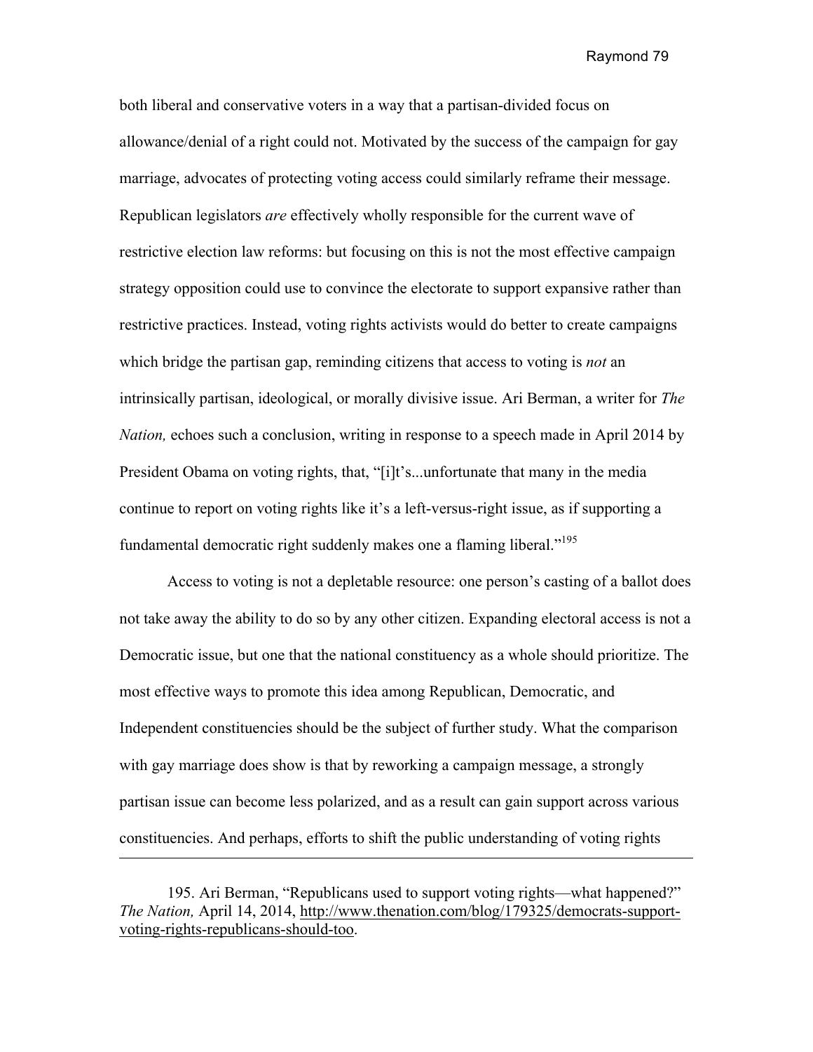both liberal and conservative voters in a way that a partisan-divided focus on allowance/denial of a right could not. Motivated by the success of the campaign for gay marriage, advocates of protecting voting access could similarly reframe their message. Republican legislators *are* effectively wholly responsible for the current wave of restrictive election law reforms: but focusing on this is not the most effective campaign strategy opposition could use to convince the electorate to support expansive rather than restrictive practices. Instead, voting rights activists would do better to create campaigns which bridge the partisan gap, reminding citizens that access to voting is *not* an intrinsically partisan, ideological, or morally divisive issue. Ari Berman, a writer for *The Nation,* echoes such a conclusion, writing in response to a speech made in April 2014 by President Obama on voting rights, that, "[i]t's...unfortunate that many in the media continue to report on voting rights like it's a left-versus-right issue, as if supporting a fundamental democratic right suddenly makes one a flaming liberal."[195]

Access to voting is not a depletable resource: one person's casting of a ballot does not take away the ability to do so by any other citizen. Expanding electoral access is not a Democratic issue, but one that the national constituency as a whole should prioritize. The most effective ways to promote this idea among Republican, Democratic, and Independent constituencies should be the subject of further study. What the comparison with gay marriage does show is that by reworking a campaign message, a strongly partisan issue can become less polarized, and as a result can gain support across various constituencies. And perhaps, efforts to shift the public understanding of voting rights

---

195. Ari Berman, "Republicans used to support voting rights—what happened?" *The Nation,* April 14, 2014, http://www.thenation.com/blog/179325/democrats-support-voting-rights-republicans-should-too.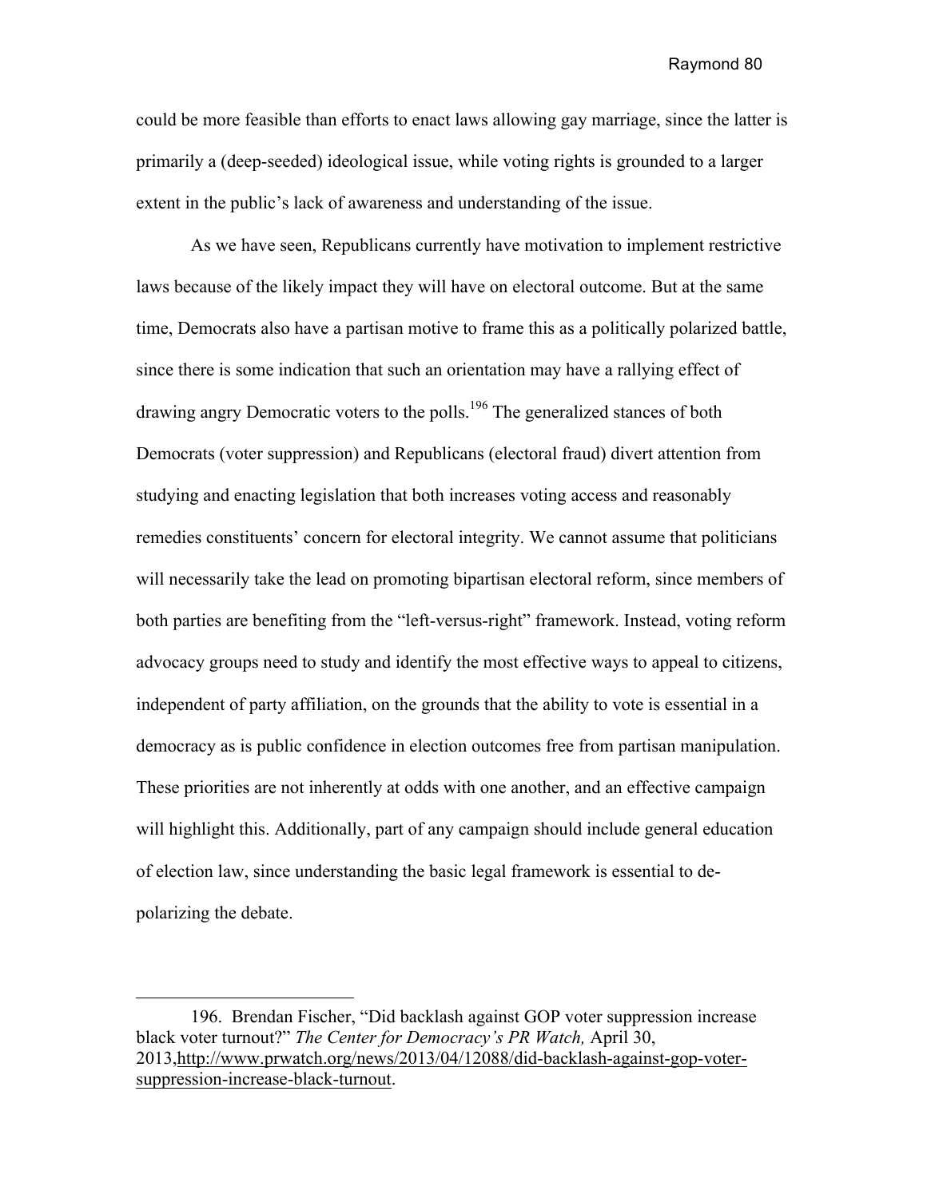could be more feasible than efforts to enact laws allowing gay marriage, since the latter is primarily a (deep-seeded) ideological issue, while voting rights is grounded to a larger extent in the public's lack of awareness and understanding of the issue.

As we have seen, Republicans currently have motivation to implement restrictive laws because of the likely impact they will have on electoral outcome. But at the same time, Democrats also have a partisan motive to frame this as a politically polarized battle, since there is some indication that such an orientation may have a rallying effect of drawing angry Democratic voters to the polls.[196] The generalized stances of both Democrats (voter suppression) and Republicans (electoral fraud) divert attention from studying and enacting legislation that both increases voting access and reasonably remedies constituents' concern for electoral integrity. We cannot assume that politicians will necessarily take the lead on promoting bipartisan electoral reform, since members of both parties are benefiting from the "left-versus-right" framework. Instead, voting reform advocacy groups need to study and identify the most effective ways to appeal to citizens, independent of party affiliation, on the grounds that the ability to vote is essential in a democracy as is public confidence in election outcomes free from partisan manipulation. These priorities are not inherently at odds with one another, and an effective campaign will highlight this. Additionally, part of any campaign should include general education of election law, since understanding the basic legal framework is essential to de-polarizing the debate.

---

196. Brendan Fischer, "Did backlash against GOP voter suppression increase black voter turnout?" *The Center for Democracy's PR Watch,* April 30, 2013,http://www.prwatch.org/news/2013/04/12088/did-backlash-against-gop-voter-suppression-increase-black-turnout.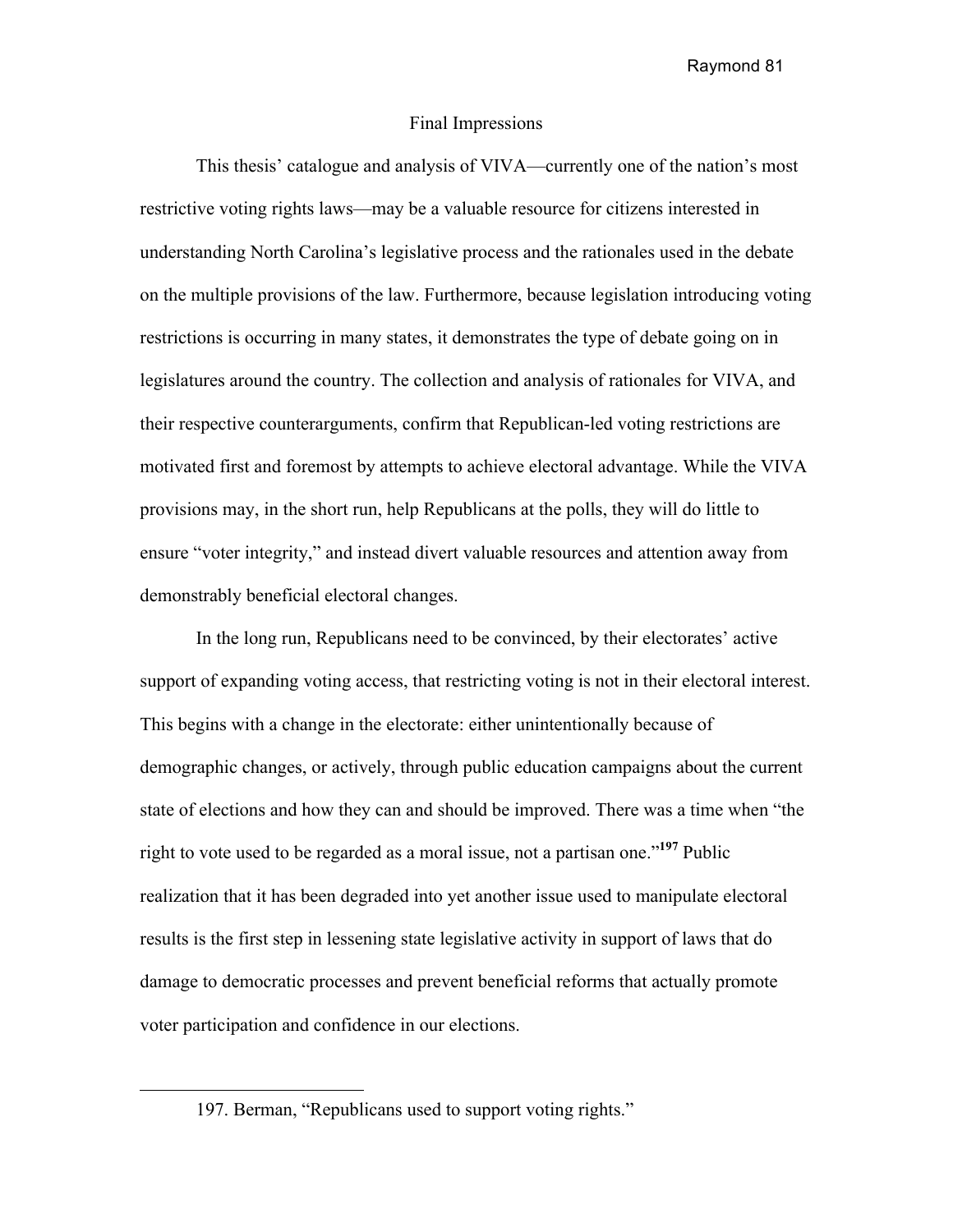## Final Impressions

This thesis' catalogue and analysis of VIVA—currently one of the nation's most restrictive voting rights laws—may be a valuable resource for citizens interested in understanding North Carolina's legislative process and the rationales used in the debate on the multiple provisions of the law. Furthermore, because legislation introducing voting restrictions is occurring in many states, it demonstrates the type of debate going on in legislatures around the country. The collection and analysis of rationales for VIVA, and their respective counterarguments, confirm that Republican-led voting restrictions are motivated first and foremost by attempts to achieve electoral advantage. While the VIVA provisions may, in the short run, help Republicans at the polls, they will do little to ensure "voter integrity," and instead divert valuable resources and attention away from demonstrably beneficial electoral changes.

In the long run, Republicans need to be convinced, by their electorates' active support of expanding voting access, that restricting voting is not in their electoral interest. This begins with a change in the electorate: either unintentionally because of demographic changes, or actively, through public education campaigns about the current state of elections and how they can and should be improved. There was a time when "the right to vote used to be regarded as a moral issue, not a partisan one."[197] Public realization that it has been degraded into yet another issue used to manipulate electoral results is the first step in lessening state legislative activity in support of laws that do damage to democratic processes and prevent beneficial reforms that actually promote voter participation and confidence in our elections.

---

197. Berman, "Republicans used to support voting rights."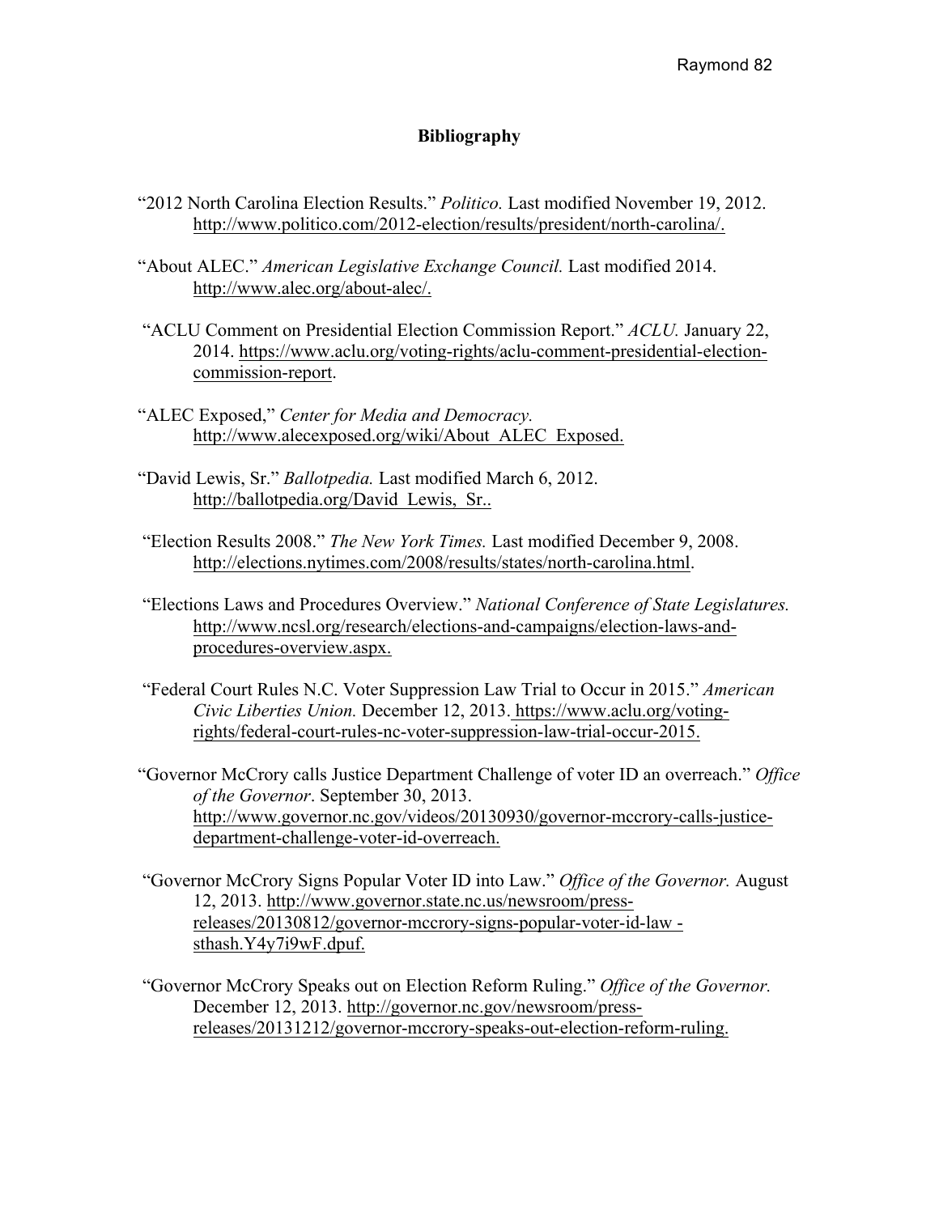# Bibliography

"2012 North Carolina Election Results." *Politico.* Last modified November 19, 2012. http://www.politico.com/2012-election/results/president/north-carolina/.

"About ALEC." *American Legislative Exchange Council.* Last modified 2014. http://www.alec.org/about-alec/.

"ACLU Comment on Presidential Election Commission Report." *ACLU.* January 22, 2014. https://www.aclu.org/voting-rights/aclu-comment-presidential-election-commission-report.

"ALEC Exposed," *Center for Media and Democracy.* http://www.alecexposed.org/wiki/About_ALEC_Exposed.

"David Lewis, Sr." *Ballotpedia.* Last modified March 6, 2012. http://ballotpedia.org/David_Lewis,_Sr..

"Election Results 2008." *The New York Times.* Last modified December 9, 2008. http://elections.nytimes.com/2008/results/states/north-carolina.html.

"Elections Laws and Procedures Overview." *National Conference of State Legislatures.* http://www.ncsl.org/research/elections-and-campaigns/election-laws-and-procedures-overview.aspx.

"Federal Court Rules N.C. Voter Suppression Law Trial to Occur in 2015." *American Civic Liberties Union.* December 12, 2013. https://www.aclu.org/voting-rights/federal-court-rules-nc-voter-suppression-law-trial-occur-2015.

"Governor McCrory calls Justice Department Challenge of voter ID an overreach." *Office of the Governor*. September 30, 2013. http://www.governor.nc.gov/videos/20130930/governor-mccrory-calls-justice-department-challenge-voter-id-overreach.

"Governor McCrory Signs Popular Voter ID into Law." *Office of the Governor.* August 12, 2013. http://www.governor.state.nc.us/newsroom/press-releases/20130812/governor-mccrory-signs-popular-voter-id-law - sthash.Y4y7i9wF.dpuf.

"Governor McCrory Speaks out on Election Reform Ruling." *Office of the Governor.* December 12, 2013. http://governor.nc.gov/newsroom/press-releases/20131212/governor-mccrory-speaks-out-election-reform-ruling.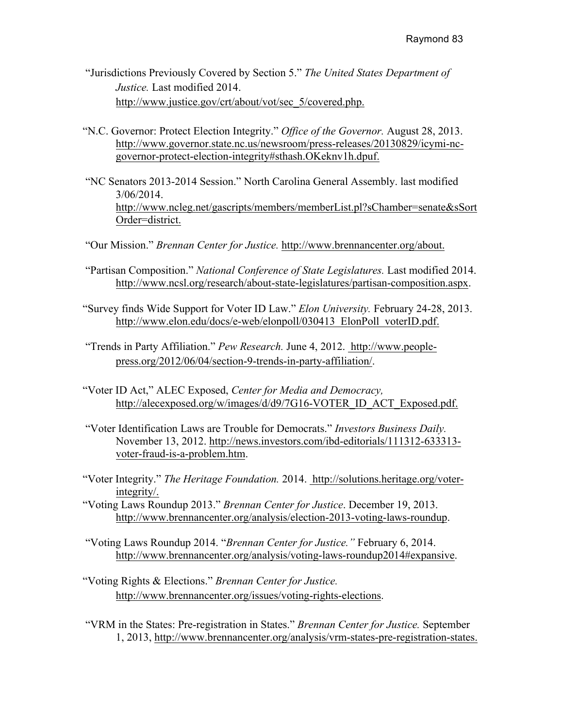"Jurisdictions Previously Covered by Section 5." *The United States Department of Justice.* Last modified 2014. http://www.justice.gov/crt/about/vot/sec_5/covered.php.

"N.C. Governor: Protect Election Integrity." *Office of the Governor.* August 28, 2013. http://www.governor.state.nc.us/newsroom/press-releases/20130829/icymi-nc-governor-protect-election-integrity#sthash.OKeknv1h.dpuf.

"NC Senators 2013-2014 Session." North Carolina General Assembly. last modified 3/06/2014. http://www.ncleg.net/gascripts/members/memberList.pl?sChamber=senate&sSortOrder=district.

"Our Mission." *Brennan Center for Justice.* http://www.brennancenter.org/about.

"Partisan Composition." *National Conference of State Legislatures.* Last modified 2014. http://www.ncsl.org/research/about-state-legislatures/partisan-composition.aspx.

"Survey finds Wide Support for Voter ID Law." *Elon University.* February 24-28, 2013. http://www.elon.edu/docs/e-web/elonpoll/030413_ElonPoll_voterID.pdf.

"Trends in Party Affiliation." *Pew Research.* June 4, 2012. http://www.people-press.org/2012/06/04/section-9-trends-in-party-affiliation/.

"Voter ID Act," ALEC Exposed, *Center for Media and Democracy,* http://alecexposed.org/w/images/d/d9/7G16-VOTER_ID_ACT_Exposed.pdf.

"Voter Identification Laws are Trouble for Democrats." *Investors Business Daily.* November 13, 2012. http://news.investors.com/ibd-editorials/111312-633313-voter-fraud-is-a-problem.htm.

"Voter Integrity." *The Heritage Foundation.* 2014. http://solutions.heritage.org/voter-integrity/.

"Voting Laws Roundup 2013." *Brennan Center for Justice*. December 19, 2013. http://www.brennancenter.org/analysis/election-2013-voting-laws-roundup.

"Voting Laws Roundup 2014. "*Brennan Center for Justice."* February 6, 2014. http://www.brennancenter.org/analysis/voting-laws-roundup2014#expansive.

"Voting Rights & Elections." *Brennan Center for Justice.* http://www.brennancenter.org/issues/voting-rights-elections.

"VRM in the States: Pre-registration in States." *Brennan Center for Justice.* September 1, 2013, http://www.brennancenter.org/analysis/vrm-states-pre-registration-states.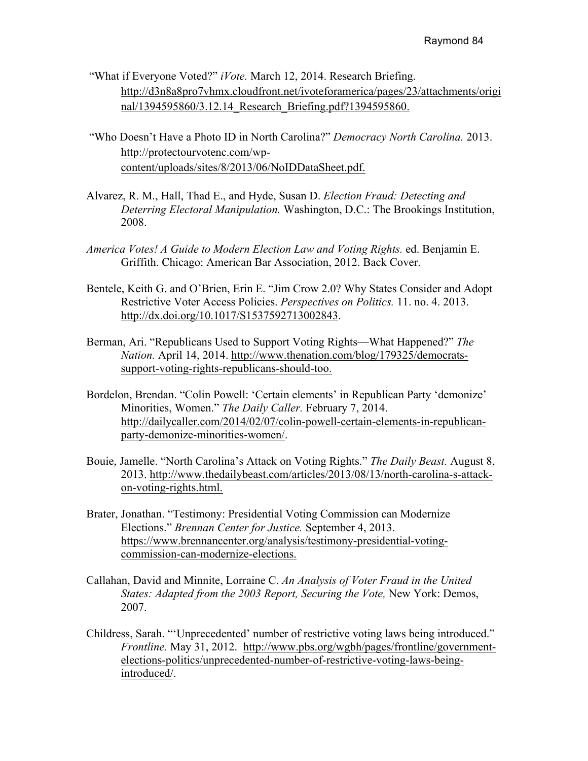"What if Everyone Voted?" *iVote.* March 12, 2014. Research Briefing. http://d3n8a8pro7vhmx.cloudfront.net/ivoteforamerica/pages/23/attachments/original/1394595860/3.12.14_Research_Briefing.pdf?1394595860.

"Who Doesn't Have a Photo ID in North Carolina?" *Democracy North Carolina.* 2013. http://protectourvotenc.com/wp-content/uploads/sites/8/2013/06/NoIDDataSheet.pdf.

Alvarez, R. M., Hall, Thad E., and Hyde, Susan D. *Election Fraud: Detecting and Deterring Electoral Manipulation.* Washington, D.C.: The Brookings Institution, 2008.

*America Votes! A Guide to Modern Election Law and Voting Rights.* ed. Benjamin E. Griffith. Chicago: American Bar Association, 2012. Back Cover.

Bentele, Keith G. and O'Brien, Erin E. "Jim Crow 2.0? Why States Consider and Adopt Restrictive Voter Access Policies. *Perspectives on Politics.* 11. no. 4. 2013. http://dx.doi.org/10.1017/S1537592713002843.

Berman, Ari. "Republicans Used to Support Voting Rights—What Happened?" *The Nation.* April 14, 2014. http://www.thenation.com/blog/179325/democrats-support-voting-rights-republicans-should-too.

Bordelon, Brendan. "Colin Powell: 'Certain elements' in Republican Party 'demonize' Minorities, Women." *The Daily Caller.* February 7, 2014. http://dailycaller.com/2014/02/07/colin-powell-certain-elements-in-republican-party-demonize-minorities-women/.

Bouie, Jamelle. "North Carolina's Attack on Voting Rights." *The Daily Beast.* August 8, 2013. http://www.thedailybeast.com/articles/2013/08/13/north-carolina-s-attack-on-voting-rights.html.

Brater, Jonathan. "Testimony: Presidential Voting Commission can Modernize Elections." *Brennan Center for Justice.* September 4, 2013. https://www.brennancenter.org/analysis/testimony-presidential-voting-commission-can-modernize-elections.

Callahan, David and Minnite, Lorraine C. *An Analysis of Voter Fraud in the United States: Adapted from the 2003 Report, Securing the Vote,* New York: Demos, 2007.

Childress, Sarah. "'Unprecedented' number of restrictive voting laws being introduced." *Frontline.* May 31, 2012. http://www.pbs.org/wgbh/pages/frontline/government-elections-politics/unprecedented-number-of-restrictive-voting-laws-being-introduced/.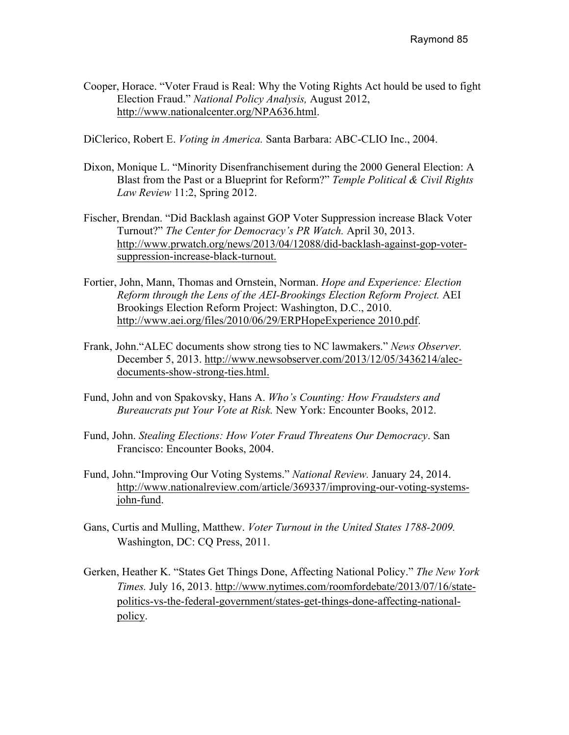Cooper, Horace. “Voter Fraud is Real: Why the Voting Rights Act hould be used to fight Election Fraud.” *National Policy Analysis,* August 2012, http://www.nationalcenter.org/NPA636.html.

DiClerico, Robert E. *Voting in America.* Santa Barbara: ABC-CLIO Inc., 2004.

Dixon, Monique L. “Minority Disenfranchisement during the 2000 General Election: A Blast from the Past or a Blueprint for Reform?” *Temple Political & Civil Rights Law Review* 11:2, Spring 2012.

Fischer, Brendan. “Did Backlash against GOP Voter Suppression increase Black Voter Turnout?” *The Center for Democracy’s PR Watch.* April 30, 2013. http://www.prwatch.org/news/2013/04/12088/did-backlash-against-gop-voter-suppression-increase-black-turnout.

Fortier, John, Mann, Thomas and Ornstein, Norman. *Hope and Experience: Election Reform through the Lens of the AEI-Brookings Election Reform Project.* AEI Brookings Election Reform Project: Washington, D.C., 2010. http://www.aei.org/files/2010/06/29/ERPHopeExperience 2010.pdf.

Frank, John.“ALEC documents show strong ties to NC lawmakers.” *News Observer.* December 5, 2013. http://www.newsobserver.com/2013/12/05/3436214/alec-documents-show-strong-ties.html.

Fund, John and von Spakovsky, Hans A. *Who’s Counting: How Fraudsters and Bureaucrats put Your Vote at Risk.* New York: Encounter Books, 2012.

Fund, John. *Stealing Elections: How Voter Fraud Threatens Our Democracy*. San Francisco: Encounter Books, 2004.

Fund, John.“Improving Our Voting Systems.” *National Review.* January 24, 2014. http://www.nationalreview.com/article/369337/improving-our-voting-systems-john-fund.

Gans, Curtis and Mulling, Matthew. *Voter Turnout in the United States 1788-2009.* Washington, DC: CQ Press, 2011.

Gerken, Heather K. “States Get Things Done, Affecting National Policy.” *The New York Times.* July 16, 2013. http://www.nytimes.com/roomfordebate/2013/07/16/state-politics-vs-the-federal-government/states-get-things-done-affecting-national-policy.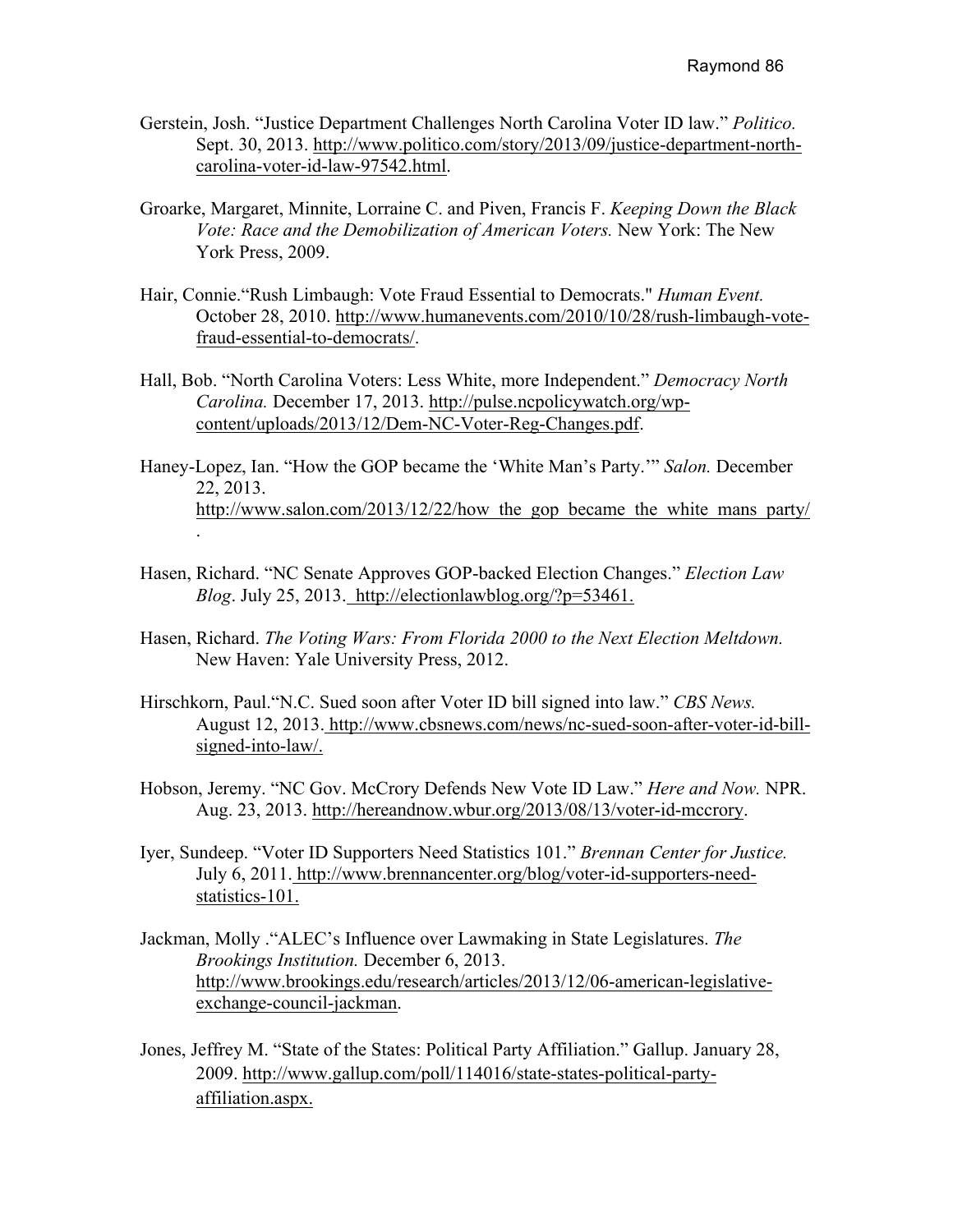Gerstein, Josh. "Justice Department Challenges North Carolina Voter ID law." *Politico.* Sept. 30, 2013. http://www.politico.com/story/2013/09/justice-department-north-carolina-voter-id-law-97542.html.

Groarke, Margaret, Minnite, Lorraine C. and Piven, Francis F. *Keeping Down the Black Vote: Race and the Demobilization of American Voters.* New York: The New York Press, 2009.

Hair, Connie."Rush Limbaugh: Vote Fraud Essential to Democrats." *Human Event.* October 28, 2010. http://www.humanevents.com/2010/10/28/rush-limbaugh-vote-fraud-essential-to-democrats/.

Hall, Bob. "North Carolina Voters: Less White, more Independent." *Democracy North Carolina.* December 17, 2013. http://pulse.ncpolicywatch.org/wp-content/uploads/2013/12/Dem-NC-Voter-Reg-Changes.pdf.

Haney-Lopez, Ian. "How the GOP became the 'White Man's Party.'" *Salon.* December 22, 2013. http://www.salon.com/2013/12/22/how_the_gop_became_the_white_mans_party/.

Hasen, Richard. "NC Senate Approves GOP-backed Election Changes." *Election Law Blog*. July 25, 2013. http://electionlawblog.org/?p=53461.

Hasen, Richard. *The Voting Wars: From Florida 2000 to the Next Election Meltdown.* New Haven: Yale University Press, 2012.

Hirschkorn, Paul."N.C. Sued soon after Voter ID bill signed into law." *CBS News.* August 12, 2013. http://www.cbsnews.com/news/nc-sued-soon-after-voter-id-bill-signed-into-law/.

Hobson, Jeremy. "NC Gov. McCrory Defends New Vote ID Law." *Here and Now.* NPR. Aug. 23, 2013. http://hereandnow.wbur.org/2013/08/13/voter-id-mccrory.

Iyer, Sundeep. "Voter ID Supporters Need Statistics 101." *Brennan Center for Justice.* July 6, 2011. http://www.brennancenter.org/blog/voter-id-supporters-need-statistics-101.

Jackman, Molly ."ALEC's Influence over Lawmaking in State Legislatures. *The Brookings Institution.* December 6, 2013. http://www.brookings.edu/research/articles/2013/12/06-american-legislative-exchange-council-jackman.

Jones, Jeffrey M. "State of the States: Political Party Affiliation." Gallup. January 28, 2009. http://www.gallup.com/poll/114016/state-states-political-party-affiliation.aspx.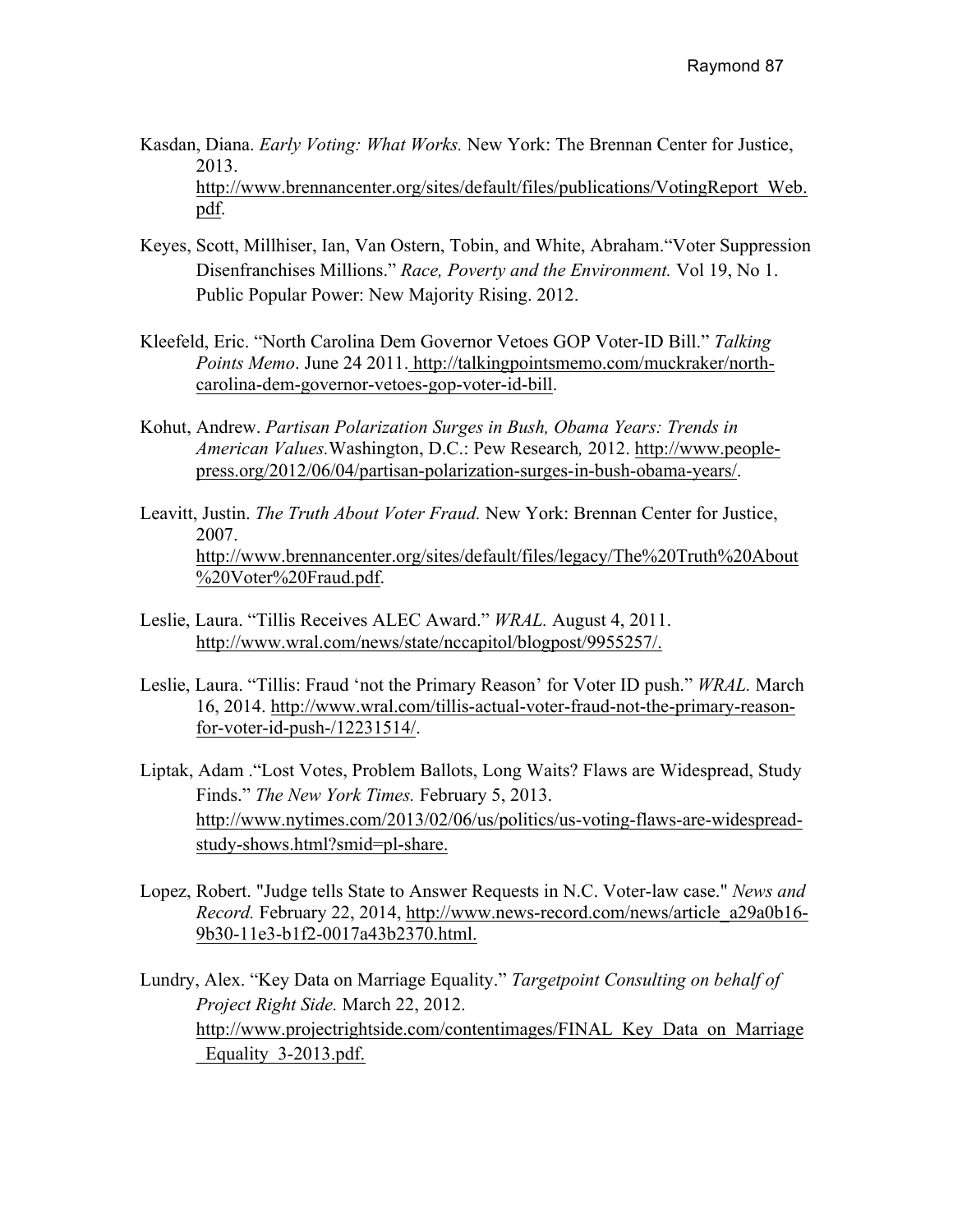Kasdan, Diana. *Early Voting: What Works.* New York: The Brennan Center for Justice, 2013. http://www.brennancenter.org/sites/default/files/publications/VotingReport_Web.pdf.

Keyes, Scott, Millhiser, Ian, Van Ostern, Tobin, and White, Abraham."Voter Suppression Disenfranchises Millions." *Race, Poverty and the Environment.* Vol 19, No 1. Public Popular Power: New Majority Rising. 2012.

Kleefeld, Eric. "North Carolina Dem Governor Vetoes GOP Voter-ID Bill." *Talking Points Memo*. June 24 2011. http://talkingpointsmemo.com/muckraker/north-carolina-dem-governor-vetoes-gop-voter-id-bill.

Kohut, Andrew. *Partisan Polarization Surges in Bush, Obama Years: Trends in American Values.*Washington, D.C.: Pew Research*,* 2012. http://www.people-press.org/2012/06/04/partisan-polarization-surges-in-bush-obama-years/.

Leavitt, Justin. *The Truth About Voter Fraud.* New York: Brennan Center for Justice, 2007. http://www.brennancenter.org/sites/default/files/legacy/The%20Truth%20About%20Voter%20Fraud.pdf.

Leslie, Laura. "Tillis Receives ALEC Award." *WRAL.* August 4, 2011. http://www.wral.com/news/state/nccapitol/blogpost/9955257/.

Leslie, Laura. "Tillis: Fraud 'not the Primary Reason' for Voter ID push." *WRAL.* March 16, 2014. http://www.wral.com/tillis-actual-voter-fraud-not-the-primary-reason-for-voter-id-push-/12231514/.

Liptak, Adam ."Lost Votes, Problem Ballots, Long Waits? Flaws are Widespread, Study Finds." *The New York Times.* February 5, 2013. http://www.nytimes.com/2013/02/06/us/politics/us-voting-flaws-are-widespread-study-shows.html?smid=pl-share.

Lopez, Robert. "Judge tells State to Answer Requests in N.C. Voter-law case." *News and Record.* February 22, 2014, http://www.news-record.com/news/article_a29a0b16-9b30-11e3-b1f2-0017a43b2370.html.

Lundry, Alex. "Key Data on Marriage Equality." *Targetpoint Consulting on behalf of Project Right Side.* March 22, 2012. http://www.projectrightside.com/contentimages/FINAL_Key_Data_on_Marriage_Equality_3-2013.pdf.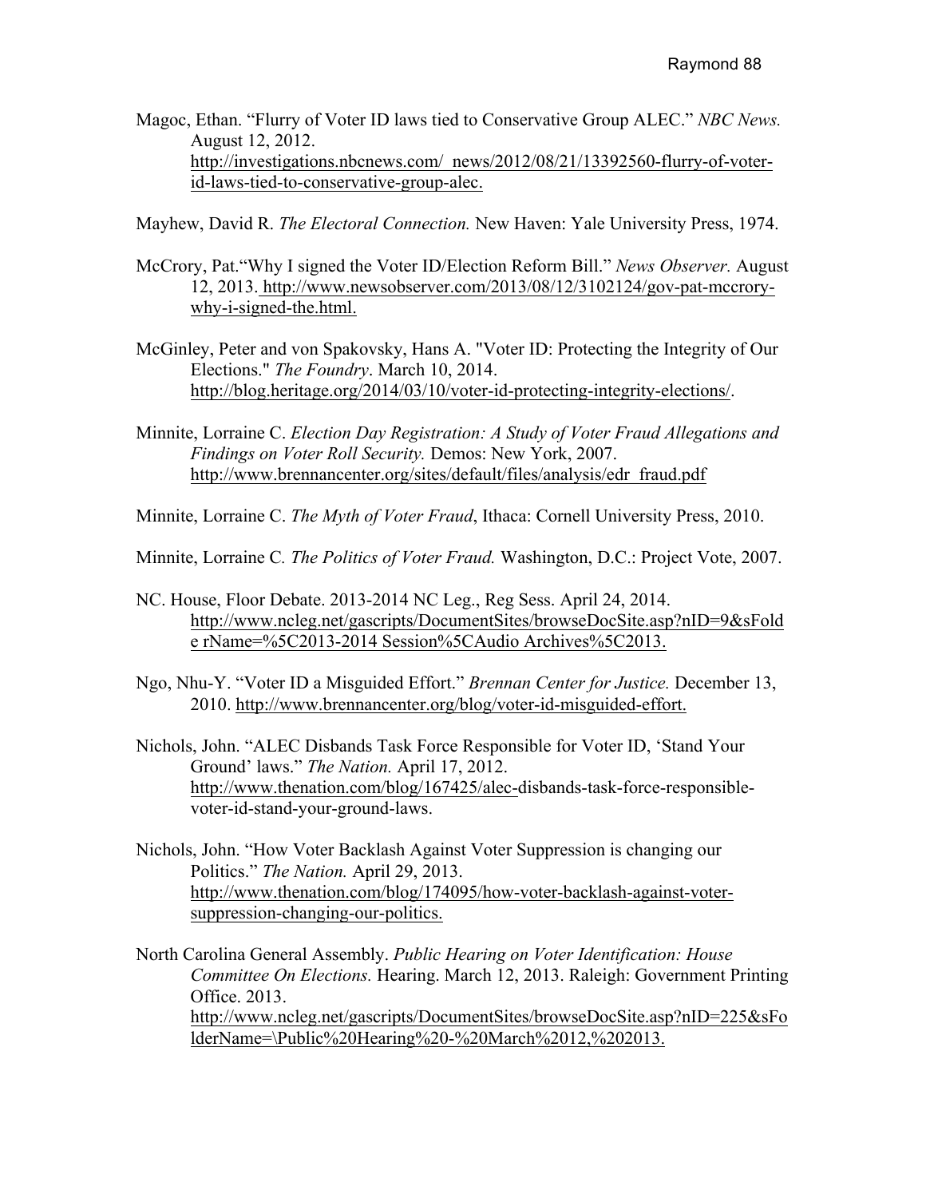Magoc, Ethan. "Flurry of Voter ID laws tied to Conservative Group ALEC." *NBC News.* August 12, 2012. http://investigations.nbcnews.com/_news/2012/08/21/13392560-flurry-of-voter-id-laws-tied-to-conservative-group-alec.

Mayhew, David R. *The Electoral Connection.* New Haven: Yale University Press, 1974.

McCrory, Pat."Why I signed the Voter ID/Election Reform Bill." *News Observer.* August 12, 2013. http://www.newsobserver.com/2013/08/12/3102124/gov-pat-mccrory-why-i-signed-the.html.

McGinley, Peter and von Spakovsky, Hans A. "Voter ID: Protecting the Integrity of Our Elections." *The Foundry*. March 10, 2014. http://blog.heritage.org/2014/03/10/voter-id-protecting-integrity-elections/.

Minnite, Lorraine C. *Election Day Registration: A Study of Voter Fraud Allegations and Findings on Voter Roll Security.* Demos: New York, 2007. http://www.brennancenter.org/sites/default/files/analysis/edr_fraud.pdf

Minnite, Lorraine C. *The Myth of Voter Fraud*, Ithaca: Cornell University Press, 2010.

Minnite, Lorraine C*. The Politics of Voter Fraud.* Washington, D.C.: Project Vote, 2007.

NC. House, Floor Debate. 2013-2014 NC Leg., Reg Sess. April 24, 2014. http://www.ncleg.net/gascripts/DocumentSites/browseDocSite.asp?nID=9&sFolde rName=%5C2013-2014 Session%5CAudio Archives%5C2013.

Ngo, Nhu-Y. "Voter ID a Misguided Effort." *Brennan Center for Justice.* December 13, 2010. http://www.brennancenter.org/blog/voter-id-misguided-effort.

Nichols, John. "ALEC Disbands Task Force Responsible for Voter ID, 'Stand Your Ground' laws." *The Nation.* April 17, 2012. http://www.thenation.com/blog/167425/alec-disbands-task-force-responsible-voter-id-stand-your-ground-laws.

Nichols, John. "How Voter Backlash Against Voter Suppression is changing our Politics." *The Nation.* April 29, 2013. http://www.thenation.com/blog/174095/how-voter-backlash-against-voter-suppression-changing-our-politics.

North Carolina General Assembly. *Public Hearing on Voter Identification: House Committee On Elections.* Hearing. March 12, 2013. Raleigh: Government Printing Office. 2013. http://www.ncleg.net/gascripts/DocumentSites/browseDocSite.asp?nID=225&sFolderName=\Public%20Hearing%20-%20March%2012,%202013.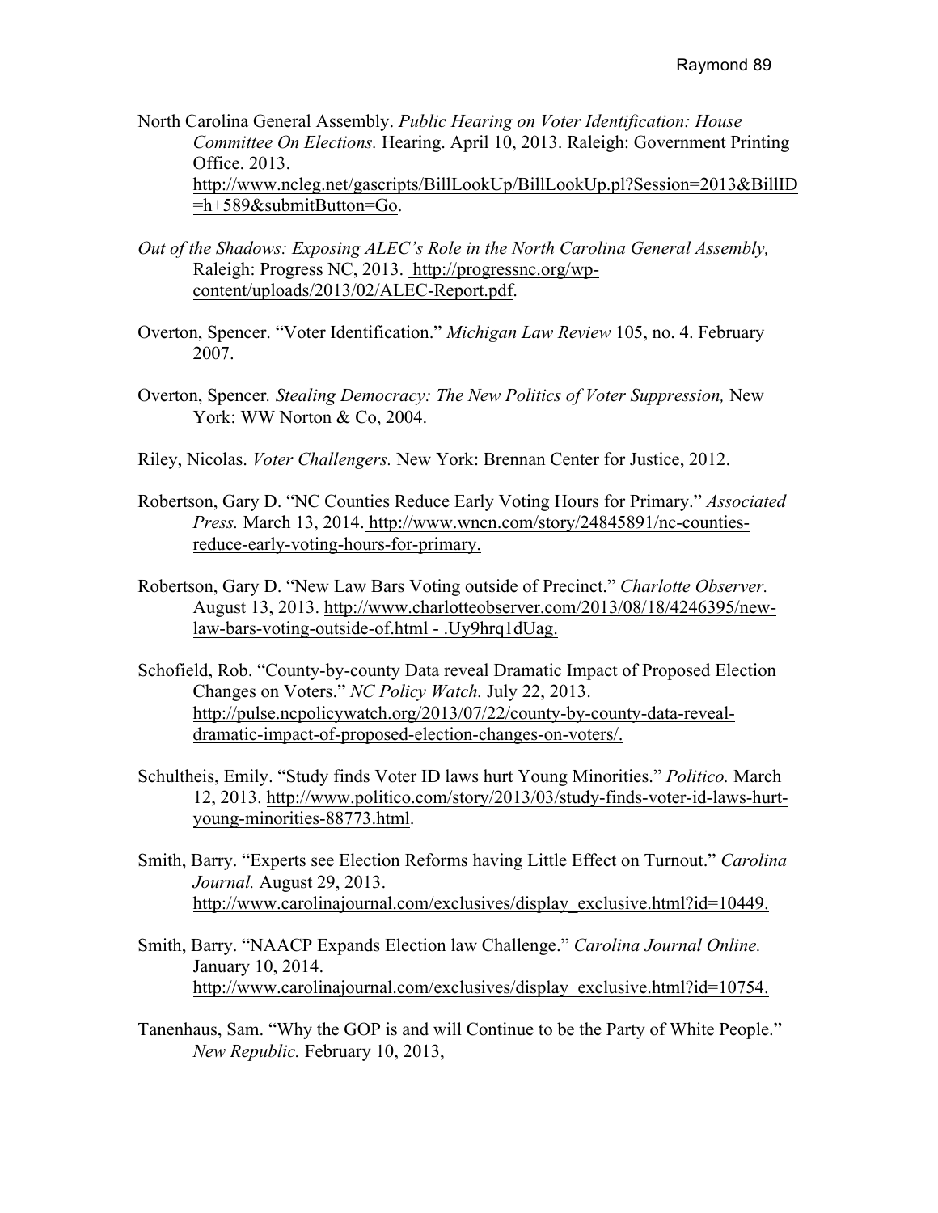North Carolina General Assembly. *Public Hearing on Voter Identification: House Committee On Elections.* Hearing. April 10, 2013. Raleigh: Government Printing Office. 2013. http://www.ncleg.net/gascripts/BillLookUp/BillLookUp.pl?Session=2013&BillID=h+589&submitButton=Go.

*Out of the Shadows: Exposing ALEC's Role in the North Carolina General Assembly,* Raleigh: Progress NC, 2013. http://progressnc.org/wp-content/uploads/2013/02/ALEC-Report.pdf.

Overton, Spencer. "Voter Identification." *Michigan Law Review* 105, no. 4. February 2007.

Overton, Spencer. *Stealing Democracy: The New Politics of Voter Suppression,* New York: WW Norton & Co, 2004.

Riley, Nicolas. *Voter Challengers.* New York: Brennan Center for Justice, 2012.

Robertson, Gary D. "NC Counties Reduce Early Voting Hours for Primary." *Associated Press.* March 13, 2014. http://www.wncn.com/story/24845891/nc-counties-reduce-early-voting-hours-for-primary.

Robertson, Gary D. "New Law Bars Voting outside of Precinct." *Charlotte Observer.* August 13, 2013. http://www.charlotteobserver.com/2013/08/18/4246395/new-law-bars-voting-outside-of.html - .Uy9hrq1dUag.

Schofield, Rob. "County-by-county Data reveal Dramatic Impact of Proposed Election Changes on Voters." *NC Policy Watch.* July 22, 2013. http://pulse.ncpolicywatch.org/2013/07/22/county-by-county-data-reveal-dramatic-impact-of-proposed-election-changes-on-voters/.

Schultheis, Emily. "Study finds Voter ID laws hurt Young Minorities." *Politico.* March 12, 2013. http://www.politico.com/story/2013/03/study-finds-voter-id-laws-hurt-young-minorities-88773.html.

Smith, Barry. "Experts see Election Reforms having Little Effect on Turnout." *Carolina Journal.* August 29, 2013. http://www.carolinajournal.com/exclusives/display_exclusive.html?id=10449.

Smith, Barry. "NAACP Expands Election law Challenge." *Carolina Journal Online.* January 10, 2014. http://www.carolinajournal.com/exclusives/display_exclusive.html?id=10754.

Tanenhaus, Sam. "Why the GOP is and will Continue to be the Party of White People." *New Republic.* February 10, 2013,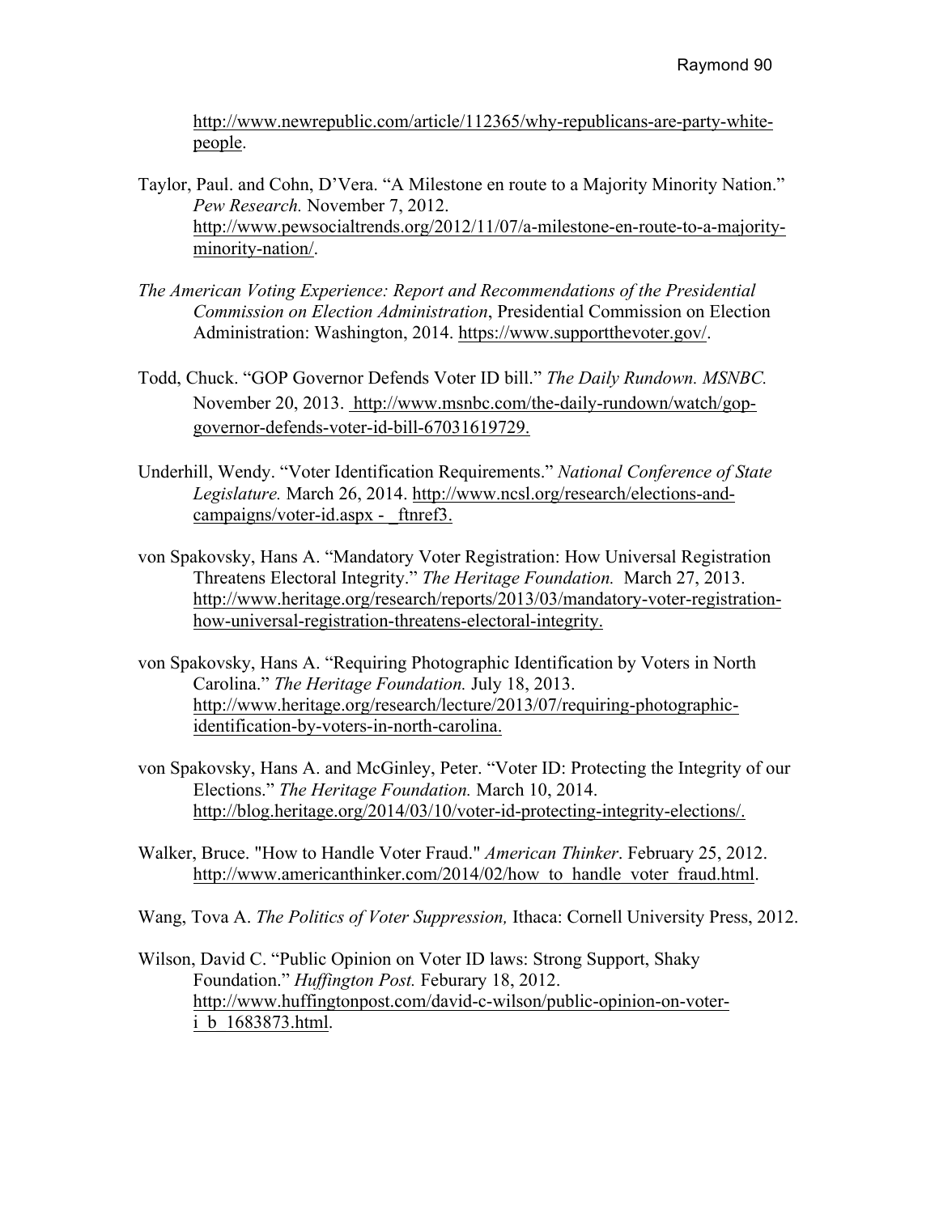http://www.newrepublic.com/article/112365/why-republicans-are-party-white-people.

Taylor, Paul. and Cohn, D'Vera. "A Milestone en route to a Majority Minority Nation." *Pew Research.* November 7, 2012. http://www.pewsocialtrends.org/2012/11/07/a-milestone-en-route-to-a-majority-minority-nation/.

*The American Voting Experience: Report and Recommendations of the Presidential Commission on Election Administration*, Presidential Commission on Election Administration: Washington, 2014. https://www.supportthevoter.gov/.

Todd, Chuck. "GOP Governor Defends Voter ID bill." *The Daily Rundown. MSNBC.* November 20, 2013. http://www.msnbc.com/the-daily-rundown/watch/gop-governor-defends-voter-id-bill-67031619729.

Underhill, Wendy. "Voter Identification Requirements." *National Conference of State Legislature.* March 26, 2014. http://www.ncsl.org/research/elections-and-campaigns/voter-id.aspx - _ftnref3.

von Spakovsky, Hans A. "Mandatory Voter Registration: How Universal Registration Threatens Electoral Integrity." *The Heritage Foundation.* March 27, 2013. http://www.heritage.org/research/reports/2013/03/mandatory-voter-registration-how-universal-registration-threatens-electoral-integrity.

von Spakovsky, Hans A. "Requiring Photographic Identification by Voters in North Carolina." *The Heritage Foundation.* July 18, 2013. http://www.heritage.org/research/lecture/2013/07/requiring-photographic-identification-by-voters-in-north-carolina.

von Spakovsky, Hans A. and McGinley, Peter. "Voter ID: Protecting the Integrity of our Elections." *The Heritage Foundation.* March 10, 2014. http://blog.heritage.org/2014/03/10/voter-id-protecting-integrity-elections/.

Walker, Bruce. "How to Handle Voter Fraud." *American Thinker*. February 25, 2012. http://www.americanthinker.com/2014/02/how_to_handle_voter_fraud.html.

Wang, Tova A. *The Politics of Voter Suppression,* Ithaca: Cornell University Press, 2012.

Wilson, David C. "Public Opinion on Voter ID laws: Strong Support, Shaky Foundation." *Huffington Post.* Feburary 18, 2012. http://www.huffingtonpost.com/david-c-wilson/public-opinion-on-voter-i_b_1683873.html.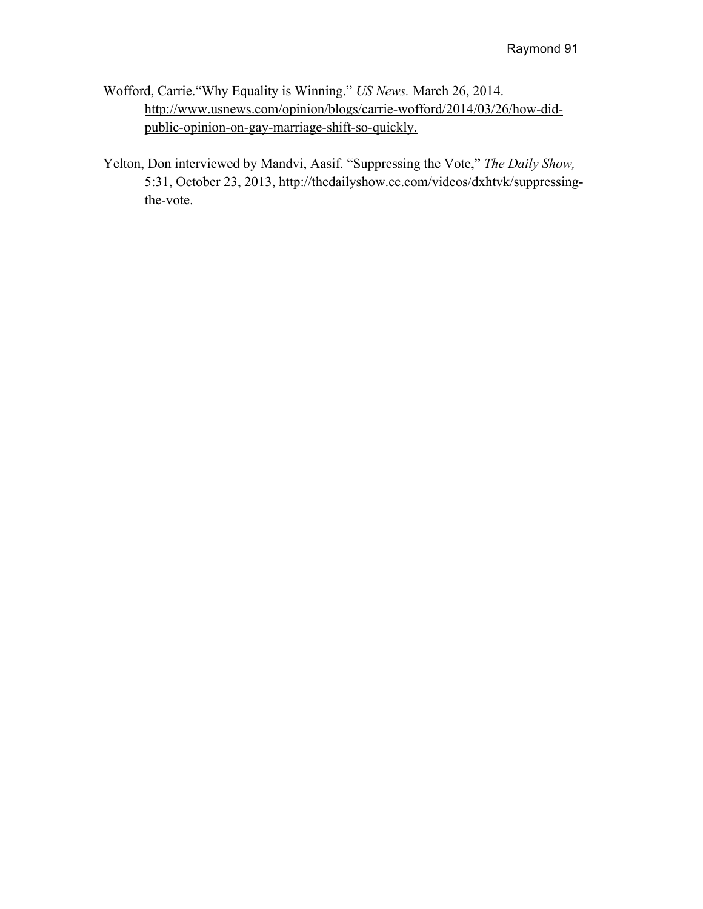Wofford, Carrie."Why Equality is Winning." *US News.* March 26, 2014. http://www.usnews.com/opinion/blogs/carrie-wofford/2014/03/26/how-did-public-opinion-on-gay-marriage-shift-so-quickly.

Yelton, Don interviewed by Mandvi, Aasif. "Suppressing the Vote," *The Daily Show,* 5:31, October 23, 2013, http://thedailyshow.cc.com/videos/dxhtvk/suppressing-the-vote.